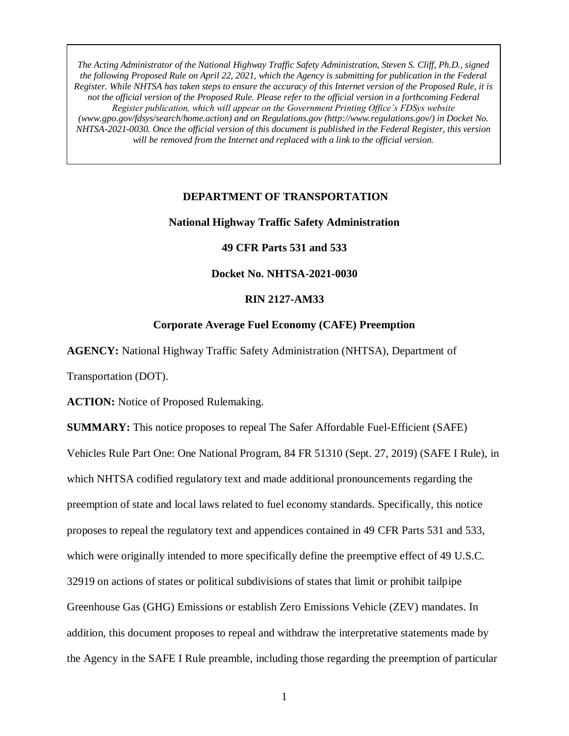*The Acting Administrator of the National Highway Traffic Safety Administration, Steven S. Cliff, Ph.D., signed the following Proposed Rule on April 22, 2021, which the Agency is submitting for publication in the Federal Register. While NHTSA has taken steps to ensure the accuracy of this Internet version of the Proposed Rule, it is not the official version of the Proposed Rule. Please refer to the official version in a forthcoming Federal Register publication, which will appear on the Government Printing Office's FDSys website (www.gpo.gov/fdsys/search/home.action) and on Regulations.gov (http://www.regulations.gov/) in Docket No. NHTSA-2021-0030. Once the official version of this document is published in the Federal Register, this version will be removed from the Internet and replaced with a link to the official version.*

**DEPARTMENT OF TRANSPORTATION**

**National Highway Traffic Safety Administration**

**49 CFR Parts 531 and 533**

**Docket No. NHTSA-2021-0030**

**RIN 2127-AM33**

**Corporate Average Fuel Economy (CAFE) Preemption**

**AGENCY:** National Highway Traffic Safety Administration (NHTSA), Department of Transportation (DOT).

**ACTION:** Notice of Proposed Rulemaking.

**SUMMARY:** This notice proposes to repeal The Safer Affordable Fuel-Efficient (SAFE) Vehicles Rule Part One: One National Program, 84 FR 51310 (Sept. 27, 2019) (SAFE I Rule), in which NHTSA codified regulatory text and made additional pronouncements regarding the preemption of state and local laws related to fuel economy standards. Specifically, this notice proposes to repeal the regulatory text and appendices contained in 49 CFR Parts 531 and 533, which were originally intended to more specifically define the preemptive effect of 49 U.S.C. 32919 on actions of states or political subdivisions of states that limit or prohibit tailpipe Greenhouse Gas (GHG) Emissions or establish Zero Emissions Vehicle (ZEV) mandates. In addition, this document proposes to repeal and withdraw the interpretative statements made by the Agency in the SAFE I Rule preamble, including those regarding the preemption of particular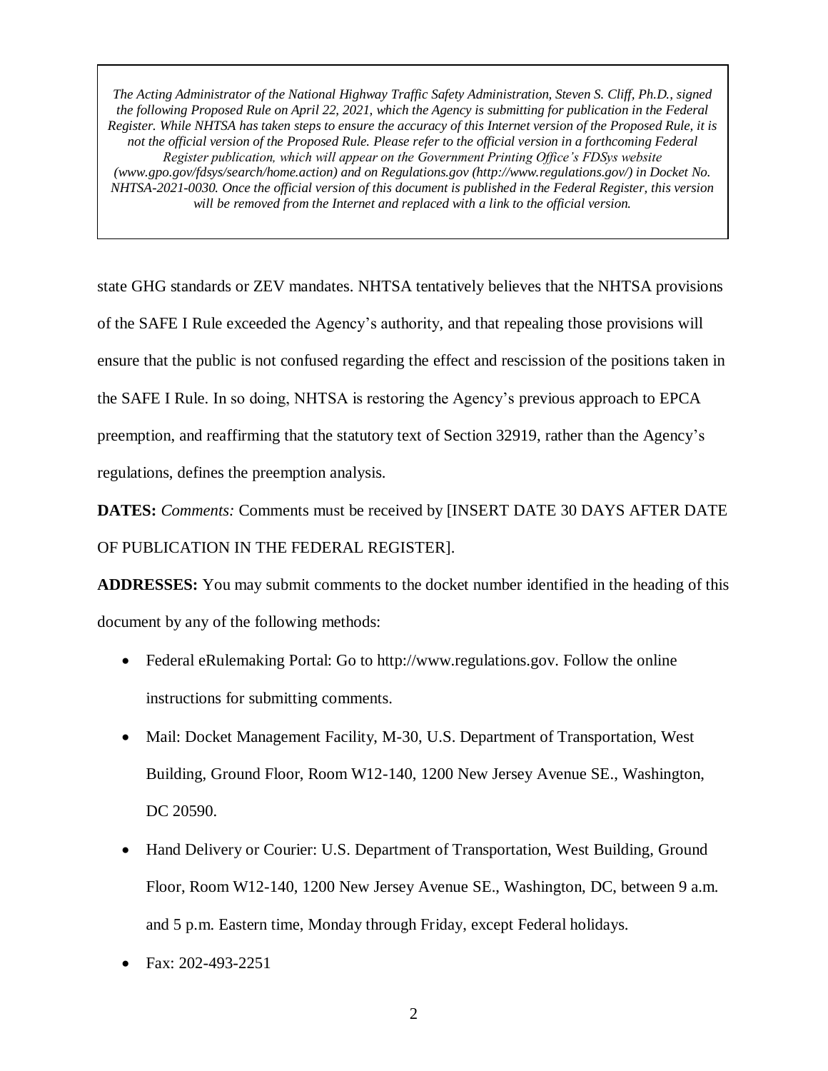*The Acting Administrator of the National Highway Traffic Safety Administration, Steven S. Cliff, Ph.D., signed the following Proposed Rule on April 22, 2021, which the Agency is submitting for publication in the Federal Register. While NHTSA has taken steps to ensure the accuracy of this Internet version of the Proposed Rule, it is not the official version of the Proposed Rule. Please refer to the official version in a forthcoming Federal Register publication, which will appear on the Government Printing Office's FDSys website (www.gpo.gov/fdsys/search/home.action) and on Regulations.gov (http://www.regulations.gov/) in Docket No. NHTSA-2021-0030. Once the official version of this document is published in the Federal Register, this version will be removed from the Internet and replaced with a link to the official version.*

state GHG standards or ZEV mandates. NHTSA tentatively believes that the NHTSA provisions of the SAFE I Rule exceeded the Agency's authority, and that repealing those provisions will ensure that the public is not confused regarding the effect and rescission of the positions taken in the SAFE I Rule. In so doing, NHTSA is restoring the Agency's previous approach to EPCA preemption, and reaffirming that the statutory text of Section 32919, rather than the Agency's regulations, defines the preemption analysis.

**DATES:** *Comments:* Comments must be received by [INSERT DATE 30 DAYS AFTER DATE OF PUBLICATION IN THE FEDERAL REGISTER].

**ADDRESSES:** You may submit comments to the docket number identified in the heading of this document by any of the following methods:

- Federal eRulemaking Portal: Go to http://www.regulations.gov. Follow the online instructions for submitting comments.
- Mail: Docket Management Facility, M-30, U.S. Department of Transportation, West Building, Ground Floor, Room W12-140, 1200 New Jersey Avenue SE., Washington, DC 20590.
- Hand Delivery or Courier: U.S. Department of Transportation, West Building, Ground Floor, Room W12-140, 1200 New Jersey Avenue SE., Washington, DC, between 9 a.m. and 5 p.m. Eastern time, Monday through Friday, except Federal holidays.
- Fax: 202-493-2251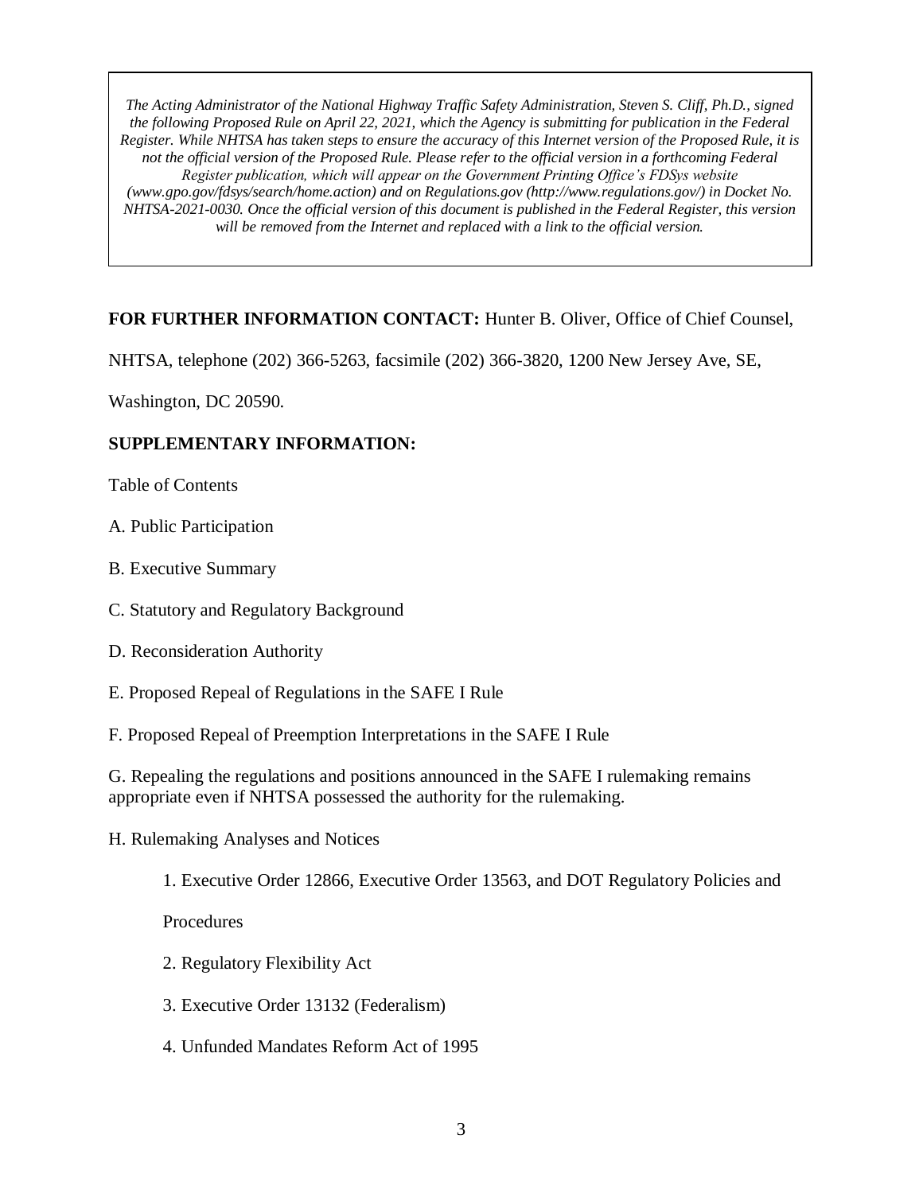*The Acting Administrator of the National Highway Traffic Safety Administration, Steven S. Cliff, Ph.D., signed the following Proposed Rule on April 22, 2021, which the Agency is submitting for publication in the Federal Register. While NHTSA has taken steps to ensure the accuracy of this Internet version of the Proposed Rule, it is not the official version of the Proposed Rule. Please refer to the official version in a forthcoming Federal Register publication, which will appear on the Government Printing Office's FDSys website (www.gpo.gov/fdsys/search/home.action) and on Regulations.gov (http://www.regulations.gov/) in Docket No. NHTSA-2021-0030. Once the official version of this document is published in the Federal Register, this version will be removed from the Internet and replaced with a link to the official version.*

**FOR FURTHER INFORMATION CONTACT:** Hunter B. Oliver, Office of Chief Counsel, NHTSA, telephone (202) 366-5263, facsimile (202) 366-3820, 1200 New Jersey Ave, SE, Washington, DC 20590.

**SUPPLEMENTARY INFORMATION:**

Table of Contents

A. Public Participation

B. Executive Summary

C. Statutory and Regulatory Background

D. Reconsideration Authority

E. Proposed Repeal of Regulations in the SAFE I Rule

F. Proposed Repeal of Preemption Interpretations in the SAFE I Rule

G. Repealing the regulations and positions announced in the SAFE I rulemaking remains appropriate even if NHTSA possessed the authority for the rulemaking.

H. Rulemaking Analyses and Notices

1. Executive Order 12866, Executive Order 13563, and DOT Regulatory Policies and Procedures

2. Regulatory Flexibility Act

3. Executive Order 13132 (Federalism)

4. Unfunded Mandates Reform Act of 1995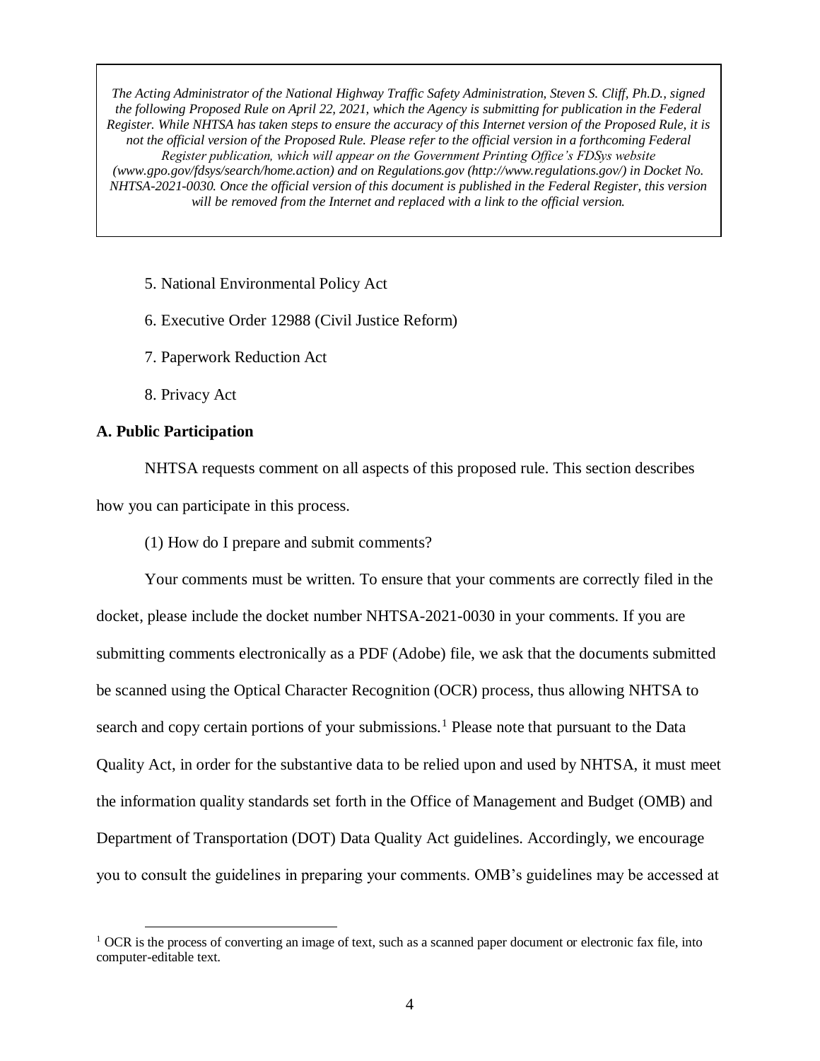*The Acting Administrator of the National Highway Traffic Safety Administration, Steven S. Cliff, Ph.D., signed the following Proposed Rule on April 22, 2021, which the Agency is submitting for publication in the Federal Register. While NHTSA has taken steps to ensure the accuracy of this Internet version of the Proposed Rule, it is not the official version of the Proposed Rule. Please refer to the official version in a forthcoming Federal Register publication, which will appear on the Government Printing Office's FDSys website (www.gpo.gov/fdsys/search/home.action) and on Regulations.gov (http://www.regulations.gov/) in Docket No. NHTSA-2021-0030. Once the official version of this document is published in the Federal Register, this version will be removed from the Internet and replaced with a link to the official version.*

5. National Environmental Policy Act

6. Executive Order 12988 (Civil Justice Reform)

7. Paperwork Reduction Act

8. Privacy Act

**A. Public Participation**

NHTSA requests comment on all aspects of this proposed rule. This section describes how you can participate in this process.

(1) How do I prepare and submit comments?

Your comments must be written. To ensure that your comments are correctly filed in the docket, please include the docket number NHTSA-2021-0030 in your comments. If you are submitting comments electronically as a PDF (Adobe) file, we ask that the documents submitted be scanned using the Optical Character Recognition (OCR) process, thus allowing NHTSA to search and copy certain portions of your submissions.[1] Please note that pursuant to the Data Quality Act, in order for the substantive data to be relied upon and used by NHTSA, it must meet the information quality standards set forth in the Office of Management and Budget (OMB) and Department of Transportation (DOT) Data Quality Act guidelines. Accordingly, we encourage you to consult the guidelines in preparing your comments. OMB's guidelines may be accessed at

[1] OCR is the process of converting an image of text, such as a scanned paper document or electronic fax file, into computer-editable text.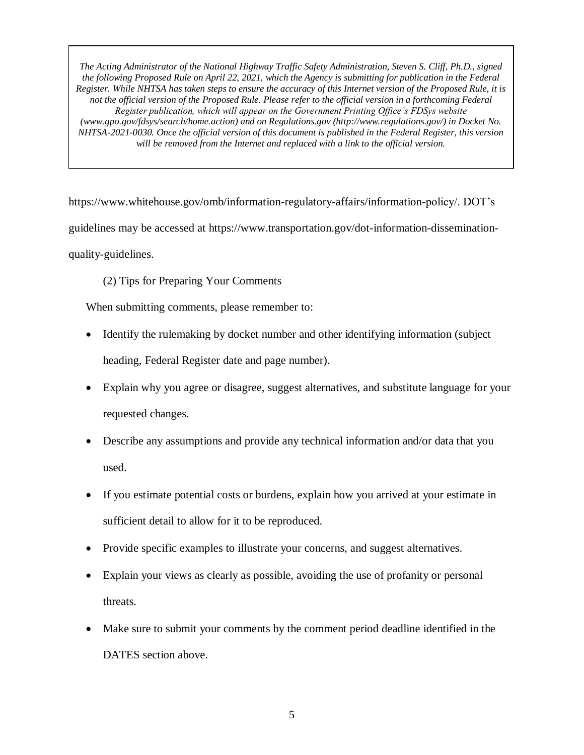https://www.whitehouse.gov/omb/information-regulatory-affairs/information-policy/. DOT's guidelines may be accessed at https://www.transportation.gov/dot-information-dissemination-quality-guidelines.

(2) Tips for Preparing Your Comments

When submitting comments, please remember to:

- Identify the rulemaking by docket number and other identifying information (subject heading, Federal Register date and page number).
- Explain why you agree or disagree, suggest alternatives, and substitute language for your requested changes.
- Describe any assumptions and provide any technical information and/or data that you used.
- If you estimate potential costs or burdens, explain how you arrived at your estimate in sufficient detail to allow for it to be reproduced.
- Provide specific examples to illustrate your concerns, and suggest alternatives.
- Explain your views as clearly as possible, avoiding the use of profanity or personal threats.
- Make sure to submit your comments by the comment period deadline identified in the DATES section above.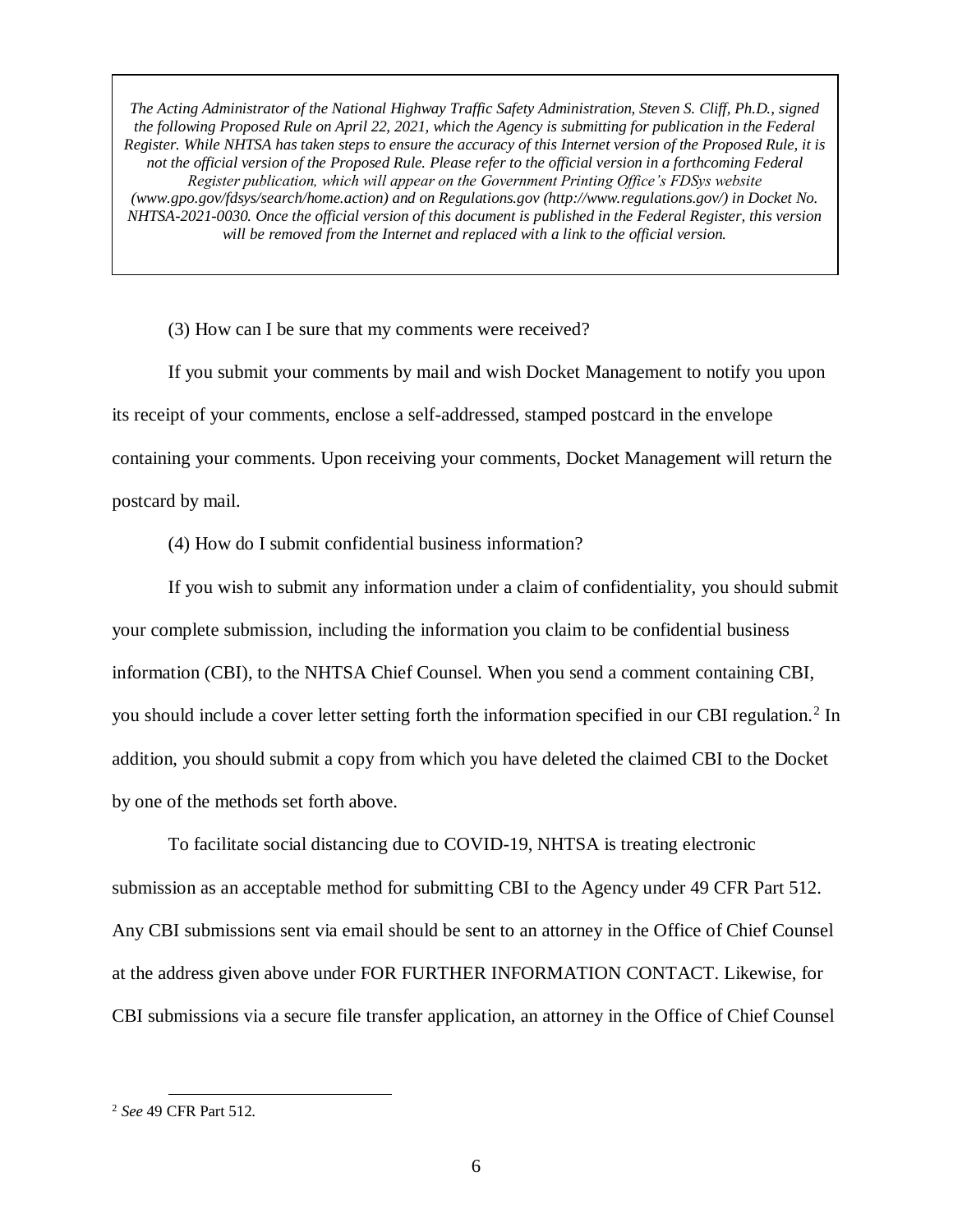*The Acting Administrator of the National Highway Traffic Safety Administration, Steven S. Cliff, Ph.D., signed the following Proposed Rule on April 22, 2021, which the Agency is submitting for publication in the Federal Register. While NHTSA has taken steps to ensure the accuracy of this Internet version of the Proposed Rule, it is not the official version of the Proposed Rule. Please refer to the official version in a forthcoming Federal Register publication, which will appear on the Government Printing Office's FDSys website (www.gpo.gov/fdsys/search/home.action) and on Regulations.gov (http://www.regulations.gov/) in Docket No. NHTSA-2021-0030. Once the official version of this document is published in the Federal Register, this version will be removed from the Internet and replaced with a link to the official version.*

(3) How can I be sure that my comments were received?

If you submit your comments by mail and wish Docket Management to notify you upon its receipt of your comments, enclose a self-addressed, stamped postcard in the envelope containing your comments. Upon receiving your comments, Docket Management will return the postcard by mail.

(4) How do I submit confidential business information?

If you wish to submit any information under a claim of confidentiality, you should submit your complete submission, including the information you claim to be confidential business information (CBI), to the NHTSA Chief Counsel. When you send a comment containing CBI, you should include a cover letter setting forth the information specified in our CBI regulation.[2] In addition, you should submit a copy from which you have deleted the claimed CBI to the Docket by one of the methods set forth above.

To facilitate social distancing due to COVID-19, NHTSA is treating electronic submission as an acceptable method for submitting CBI to the Agency under 49 CFR Part 512. Any CBI submissions sent via email should be sent to an attorney in the Office of Chief Counsel at the address given above under FOR FURTHER INFORMATION CONTACT. Likewise, for CBI submissions via a secure file transfer application, an attorney in the Office of Chief Counsel

[2] *See* 49 CFR Part 512.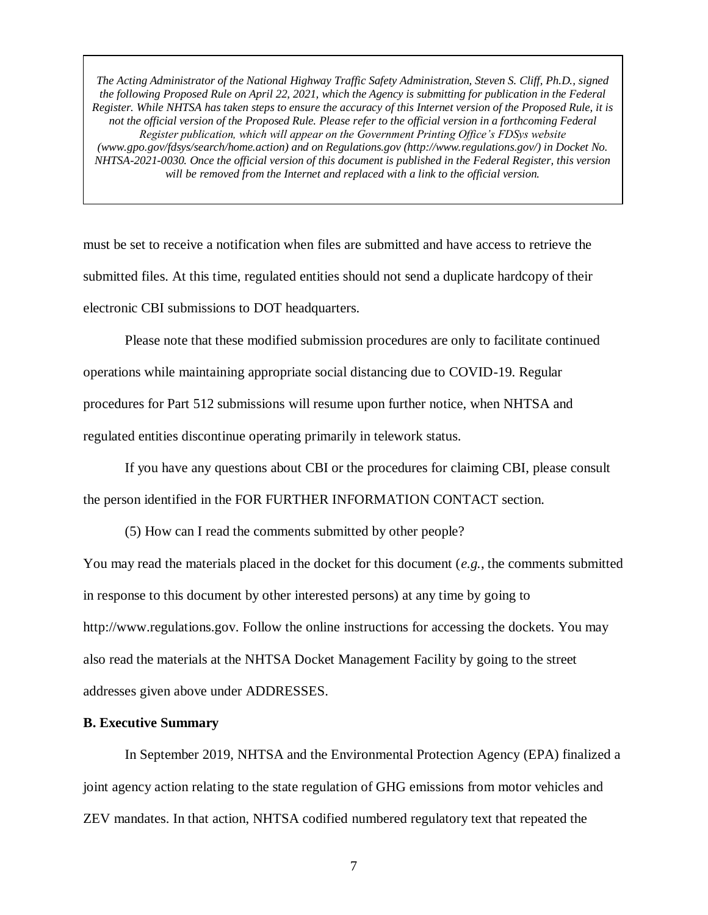*The Acting Administrator of the National Highway Traffic Safety Administration, Steven S. Cliff, Ph.D., signed the following Proposed Rule on April 22, 2021, which the Agency is submitting for publication in the Federal Register. While NHTSA has taken steps to ensure the accuracy of this Internet version of the Proposed Rule, it is not the official version of the Proposed Rule. Please refer to the official version in a forthcoming Federal Register publication, which will appear on the Government Printing Office's FDSys website (www.gpo.gov/fdsys/search/home.action) and on Regulations.gov (http://www.regulations.gov/) in Docket No. NHTSA-2021-0030. Once the official version of this document is published in the Federal Register, this version will be removed from the Internet and replaced with a link to the official version.*

must be set to receive a notification when files are submitted and have access to retrieve the submitted files. At this time, regulated entities should not send a duplicate hardcopy of their electronic CBI submissions to DOT headquarters.

Please note that these modified submission procedures are only to facilitate continued operations while maintaining appropriate social distancing due to COVID-19. Regular procedures for Part 512 submissions will resume upon further notice, when NHTSA and regulated entities discontinue operating primarily in telework status.

If you have any questions about CBI or the procedures for claiming CBI, please consult the person identified in the FOR FURTHER INFORMATION CONTACT section.

(5) How can I read the comments submitted by other people?

You may read the materials placed in the docket for this document (*e.g.*, the comments submitted in response to this document by other interested persons) at any time by going to http://www.regulations.gov. Follow the online instructions for accessing the dockets. You may also read the materials at the NHTSA Docket Management Facility by going to the street addresses given above under ADDRESSES.

**B. Executive Summary**

In September 2019, NHTSA and the Environmental Protection Agency (EPA) finalized a joint agency action relating to the state regulation of GHG emissions from motor vehicles and ZEV mandates. In that action, NHTSA codified numbered regulatory text that repeated the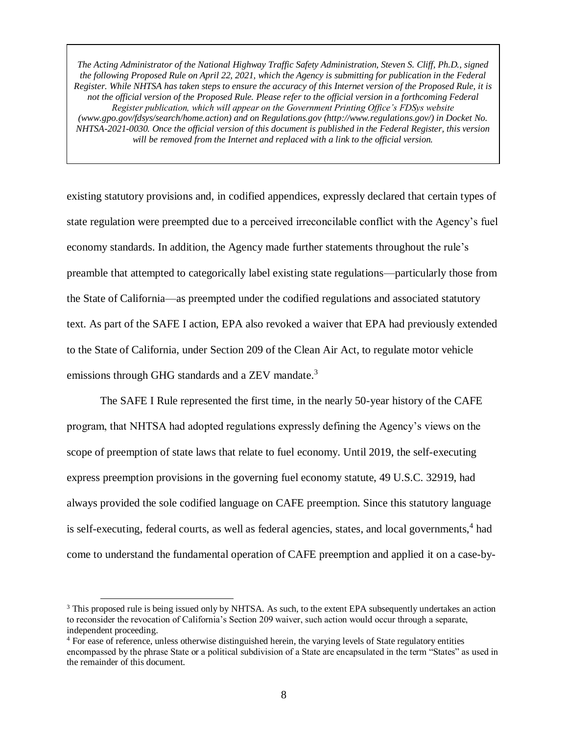*The Acting Administrator of the National Highway Traffic Safety Administration, Steven S. Cliff, Ph.D., signed the following Proposed Rule on April 22, 2021, which the Agency is submitting for publication in the Federal Register. While NHTSA has taken steps to ensure the accuracy of this Internet version of the Proposed Rule, it is not the official version of the Proposed Rule. Please refer to the official version in a forthcoming Federal Register publication, which will appear on the Government Printing Office's FDSys website (www.gpo.gov/fdsys/search/home.action) and on Regulations.gov (http://www.regulations.gov/) in Docket No. NHTSA-2021-0030. Once the official version of this document is published in the Federal Register, this version will be removed from the Internet and replaced with a link to the official version.*

existing statutory provisions and, in codified appendices, expressly declared that certain types of state regulation were preempted due to a perceived irreconcilable conflict with the Agency's fuel economy standards. In addition, the Agency made further statements throughout the rule's preamble that attempted to categorically label existing state regulations—particularly those from the State of California—as preempted under the codified regulations and associated statutory text. As part of the SAFE I action, EPA also revoked a waiver that EPA had previously extended to the State of California, under Section 209 of the Clean Air Act, to regulate motor vehicle emissions through GHG standards and a ZEV mandate.[3]

The SAFE I Rule represented the first time, in the nearly 50-year history of the CAFE program, that NHTSA had adopted regulations expressly defining the Agency's views on the scope of preemption of state laws that relate to fuel economy. Until 2019, the self-executing express preemption provisions in the governing fuel economy statute, 49 U.S.C. 32919, had always provided the sole codified language on CAFE preemption. Since this statutory language is self-executing, federal courts, as well as federal agencies, states, and local governments,[4] had come to understand the fundamental operation of CAFE preemption and applied it on a case-by-

[3] This proposed rule is being issued only by NHTSA. As such, to the extent EPA subsequently undertakes an action to reconsider the revocation of California's Section 209 waiver, such action would occur through a separate, independent proceeding.

[4] For ease of reference, unless otherwise distinguished herein, the varying levels of State regulatory entities encompassed by the phrase State or a political subdivision of a State are encapsulated in the term "States" as used in the remainder of this document.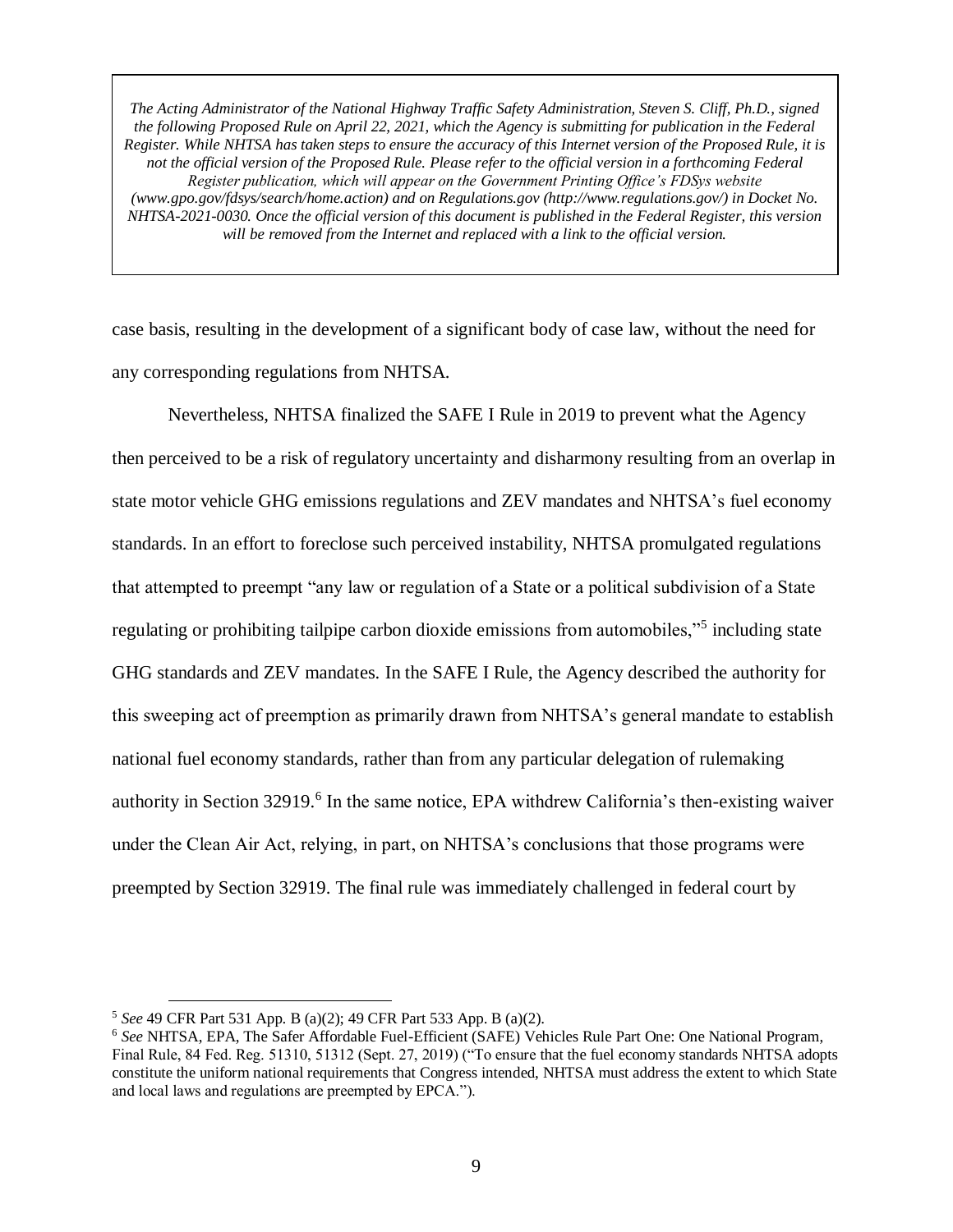*The Acting Administrator of the National Highway Traffic Safety Administration, Steven S. Cliff, Ph.D., signed the following Proposed Rule on April 22, 2021, which the Agency is submitting for publication in the Federal Register. While NHTSA has taken steps to ensure the accuracy of this Internet version of the Proposed Rule, it is not the official version of the Proposed Rule. Please refer to the official version in a forthcoming Federal Register publication, which will appear on the Government Printing Office's FDSys website (www.gpo.gov/fdsys/search/home.action) and on Regulations.gov (http://www.regulations.gov/) in Docket No. NHTSA-2021-0030. Once the official version of this document is published in the Federal Register, this version will be removed from the Internet and replaced with a link to the official version.*

case basis, resulting in the development of a significant body of case law, without the need for any corresponding regulations from NHTSA.

Nevertheless, NHTSA finalized the SAFE I Rule in 2019 to prevent what the Agency then perceived to be a risk of regulatory uncertainty and disharmony resulting from an overlap in state motor vehicle GHG emissions regulations and ZEV mandates and NHTSA's fuel economy standards. In an effort to foreclose such perceived instability, NHTSA promulgated regulations that attempted to preempt "any law or regulation of a State or a political subdivision of a State regulating or prohibiting tailpipe carbon dioxide emissions from automobiles,"[5] including state GHG standards and ZEV mandates. In the SAFE I Rule, the Agency described the authority for this sweeping act of preemption as primarily drawn from NHTSA's general mandate to establish national fuel economy standards, rather than from any particular delegation of rulemaking authority in Section 32919.[6] In the same notice, EPA withdrew California's then-existing waiver under the Clean Air Act, relying, in part, on NHTSA's conclusions that those programs were preempted by Section 32919. The final rule was immediately challenged in federal court by

[5] *See* 49 CFR Part 531 App. B (a)(2); 49 CFR Part 533 App. B (a)(2).

[6] *See* NHTSA, EPA, The Safer Affordable Fuel-Efficient (SAFE) Vehicles Rule Part One: One National Program, Final Rule, 84 Fed. Reg. 51310, 51312 (Sept. 27, 2019) ("To ensure that the fuel economy standards NHTSA adopts constitute the uniform national requirements that Congress intended, NHTSA must address the extent to which State and local laws and regulations are preempted by EPCA.").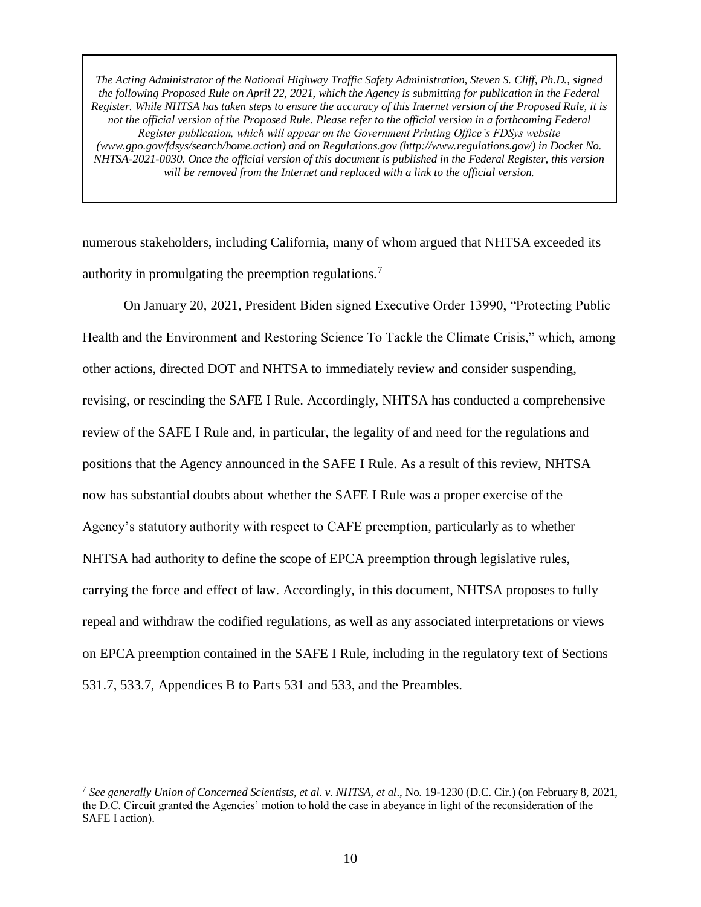*The Acting Administrator of the National Highway Traffic Safety Administration, Steven S. Cliff, Ph.D., signed the following Proposed Rule on April 22, 2021, which the Agency is submitting for publication in the Federal Register. While NHTSA has taken steps to ensure the accuracy of this Internet version of the Proposed Rule, it is not the official version of the Proposed Rule. Please refer to the official version in a forthcoming Federal Register publication, which will appear on the Government Printing Office's FDSys website (www.gpo.gov/fdsys/search/home.action) and on Regulations.gov (http://www.regulations.gov/) in Docket No. NHTSA-2021-0030. Once the official version of this document is published in the Federal Register, this version will be removed from the Internet and replaced with a link to the official version.*

numerous stakeholders, including California, many of whom argued that NHTSA exceeded its authority in promulgating the preemption regulations.[7]

On January 20, 2021, President Biden signed Executive Order 13990, "Protecting Public Health and the Environment and Restoring Science To Tackle the Climate Crisis," which, among other actions, directed DOT and NHTSA to immediately review and consider suspending, revising, or rescinding the SAFE I Rule. Accordingly, NHTSA has conducted a comprehensive review of the SAFE I Rule and, in particular, the legality of and need for the regulations and positions that the Agency announced in the SAFE I Rule. As a result of this review, NHTSA now has substantial doubts about whether the SAFE I Rule was a proper exercise of the Agency's statutory authority with respect to CAFE preemption, particularly as to whether NHTSA had authority to define the scope of EPCA preemption through legislative rules, carrying the force and effect of law. Accordingly, in this document, NHTSA proposes to fully repeal and withdraw the codified regulations, as well as any associated interpretations or views on EPCA preemption contained in the SAFE I Rule, including in the regulatory text of Sections 531.7, 533.7, Appendices B to Parts 531 and 533, and the Preambles.

---

[7] *See generally Union of Concerned Scientists, et al. v. NHTSA, et al*., No. 19-1230 (D.C. Cir.) (on February 8, 2021, the D.C. Circuit granted the Agencies' motion to hold the case in abeyance in light of the reconsideration of the SAFE I action).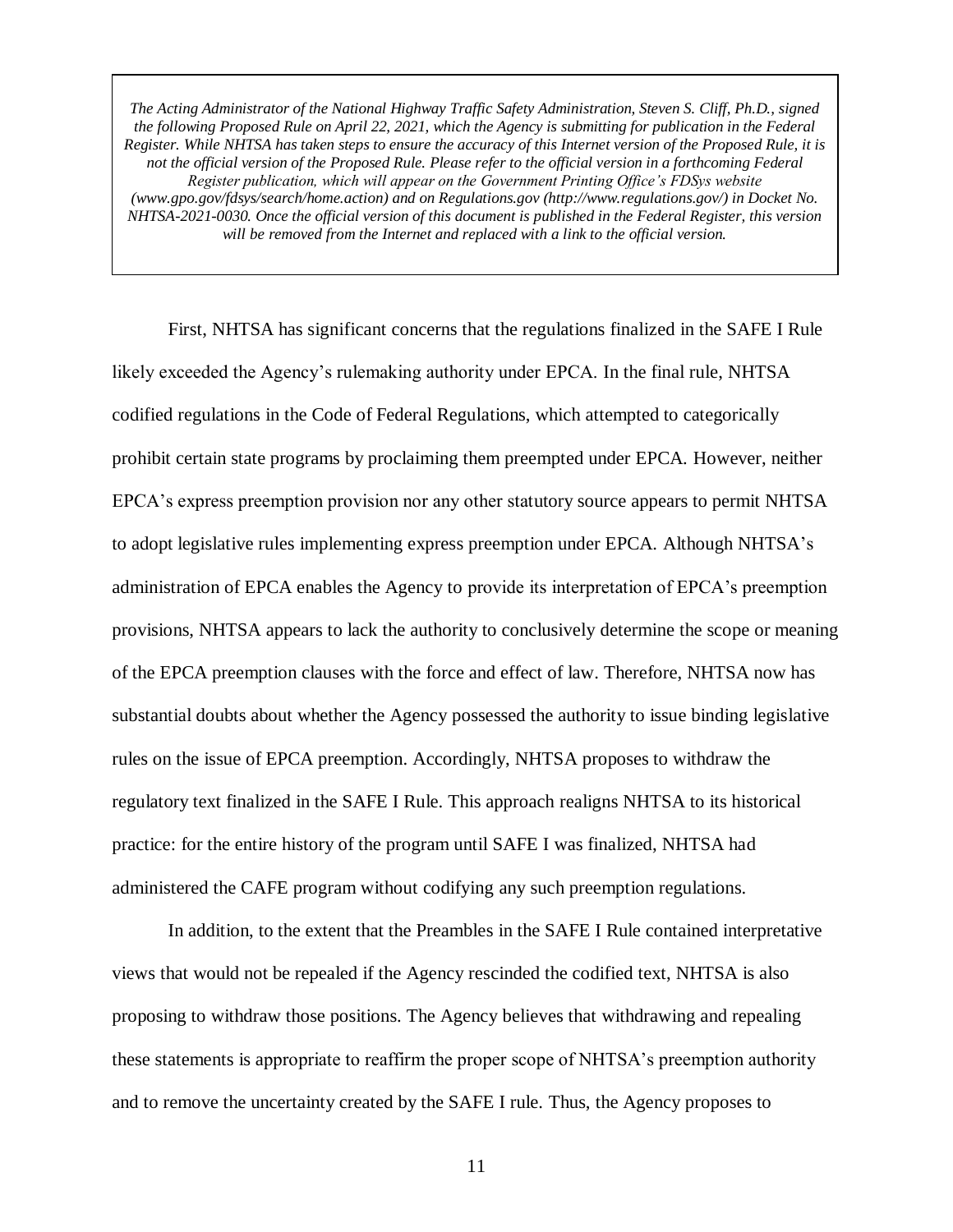*The Acting Administrator of the National Highway Traffic Safety Administration, Steven S. Cliff, Ph.D., signed the following Proposed Rule on April 22, 2021, which the Agency is submitting for publication in the Federal Register. While NHTSA has taken steps to ensure the accuracy of this Internet version of the Proposed Rule, it is not the official version of the Proposed Rule. Please refer to the official version in a forthcoming Federal Register publication, which will appear on the Government Printing Office's FDSys website (www.gpo.gov/fdsys/search/home.action) and on Regulations.gov (http://www.regulations.gov/) in Docket No. NHTSA-2021-0030. Once the official version of this document is published in the Federal Register, this version will be removed from the Internet and replaced with a link to the official version.*

First, NHTSA has significant concerns that the regulations finalized in the SAFE I Rule likely exceeded the Agency's rulemaking authority under EPCA. In the final rule, NHTSA codified regulations in the Code of Federal Regulations, which attempted to categorically prohibit certain state programs by proclaiming them preempted under EPCA. However, neither EPCA's express preemption provision nor any other statutory source appears to permit NHTSA to adopt legislative rules implementing express preemption under EPCA. Although NHTSA's administration of EPCA enables the Agency to provide its interpretation of EPCA's preemption provisions, NHTSA appears to lack the authority to conclusively determine the scope or meaning of the EPCA preemption clauses with the force and effect of law. Therefore, NHTSA now has substantial doubts about whether the Agency possessed the authority to issue binding legislative rules on the issue of EPCA preemption. Accordingly, NHTSA proposes to withdraw the regulatory text finalized in the SAFE I Rule. This approach realigns NHTSA to its historical practice: for the entire history of the program until SAFE I was finalized, NHTSA had administered the CAFE program without codifying any such preemption regulations.

In addition, to the extent that the Preambles in the SAFE I Rule contained interpretative views that would not be repealed if the Agency rescinded the codified text, NHTSA is also proposing to withdraw those positions. The Agency believes that withdrawing and repealing these statements is appropriate to reaffirm the proper scope of NHTSA's preemption authority and to remove the uncertainty created by the SAFE I rule. Thus, the Agency proposes to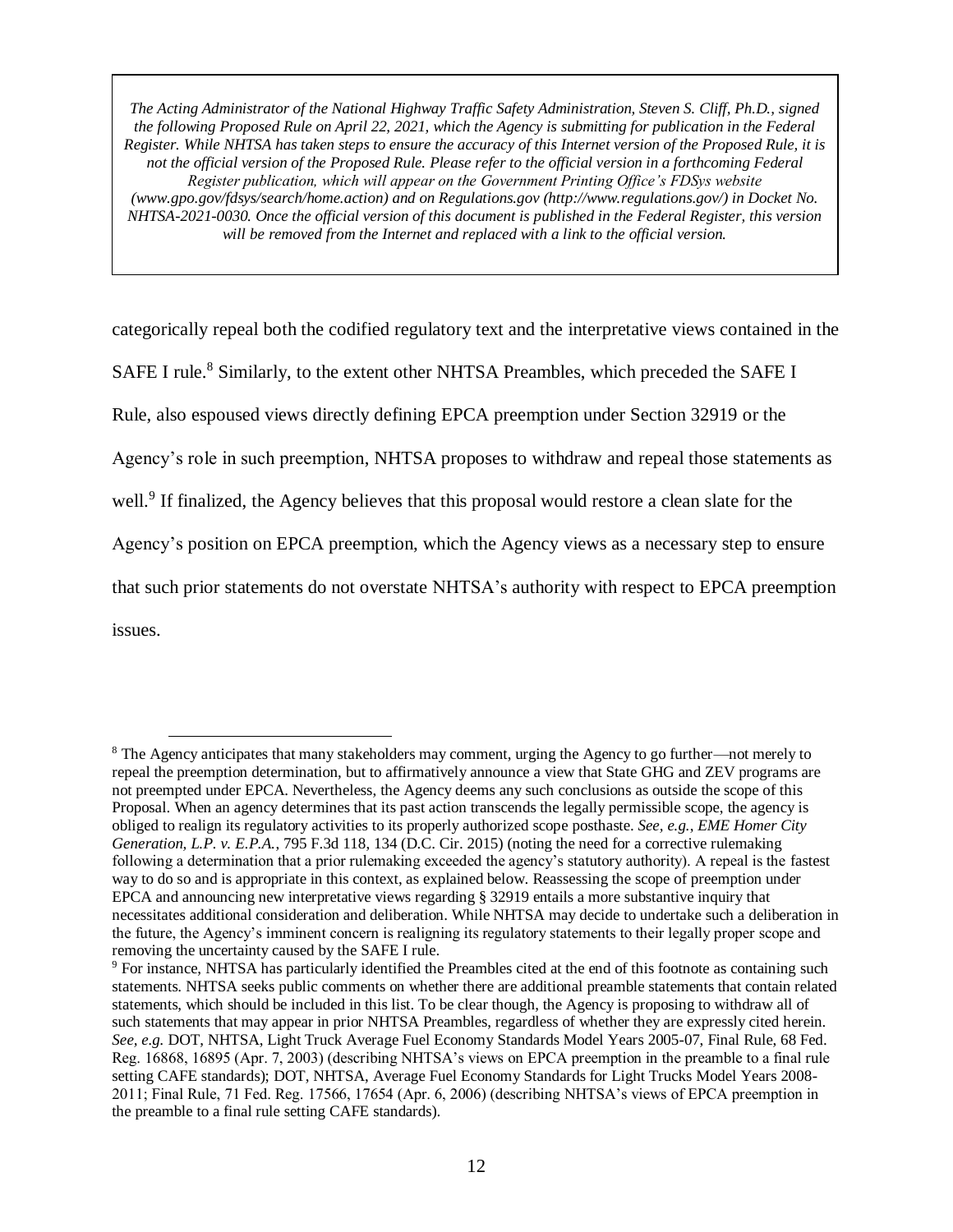*The Acting Administrator of the National Highway Traffic Safety Administration, Steven S. Cliff, Ph.D., signed the following Proposed Rule on April 22, 2021, which the Agency is submitting for publication in the Federal Register. While NHTSA has taken steps to ensure the accuracy of this Internet version of the Proposed Rule, it is not the official version of the Proposed Rule. Please refer to the official version in a forthcoming Federal Register publication, which will appear on the Government Printing Office's FDSys website (www.gpo.gov/fdsys/search/home.action) and on Regulations.gov (http://www.regulations.gov/) in Docket No. NHTSA-2021-0030. Once the official version of this document is published in the Federal Register, this version will be removed from the Internet and replaced with a link to the official version.*

categorically repeal both the codified regulatory text and the interpretative views contained in the SAFE I rule.[8] Similarly, to the extent other NHTSA Preambles, which preceded the SAFE I Rule, also espoused views directly defining EPCA preemption under Section 32919 or the Agency's role in such preemption, NHTSA proposes to withdraw and repeal those statements as well.[9] If finalized, the Agency believes that this proposal would restore a clean slate for the Agency's position on EPCA preemption, which the Agency views as a necessary step to ensure that such prior statements do not overstate NHTSA's authority with respect to EPCA preemption issues.

---

[8] The Agency anticipates that many stakeholders may comment, urging the Agency to go further—not merely to repeal the preemption determination, but to affirmatively announce a view that State GHG and ZEV programs are not preempted under EPCA. Nevertheless, the Agency deems any such conclusions as outside the scope of this Proposal. When an agency determines that its past action transcends the legally permissible scope, the agency is obliged to realign its regulatory activities to its properly authorized scope posthaste. *See, e.g.*, *EME Homer City Generation, L.P. v. E.P.A.*, 795 F.3d 118, 134 (D.C. Cir. 2015) (noting the need for a corrective rulemaking following a determination that a prior rulemaking exceeded the agency's statutory authority). A repeal is the fastest way to do so and is appropriate in this context, as explained below. Reassessing the scope of preemption under EPCA and announcing new interpretative views regarding § 32919 entails a more substantive inquiry that necessitates additional consideration and deliberation. While NHTSA may decide to undertake such a deliberation in the future, the Agency's imminent concern is realigning its regulatory statements to their legally proper scope and removing the uncertainty caused by the SAFE I rule.

[9] For instance, NHTSA has particularly identified the Preambles cited at the end of this footnote as containing such statements. NHTSA seeks public comments on whether there are additional preamble statements that contain related statements, which should be included in this list. To be clear though, the Agency is proposing to withdraw all of such statements that may appear in prior NHTSA Preambles, regardless of whether they are expressly cited herein. *See, e.g.* DOT, NHTSA, Light Truck Average Fuel Economy Standards Model Years 2005-07, Final Rule, 68 Fed. Reg. 16868, 16895 (Apr. 7, 2003) (describing NHTSA's views on EPCA preemption in the preamble to a final rule setting CAFE standards); DOT, NHTSA, Average Fuel Economy Standards for Light Trucks Model Years 2008-2011; Final Rule, 71 Fed. Reg. 17566, 17654 (Apr. 6, 2006) (describing NHTSA's views of EPCA preemption in the preamble to a final rule setting CAFE standards).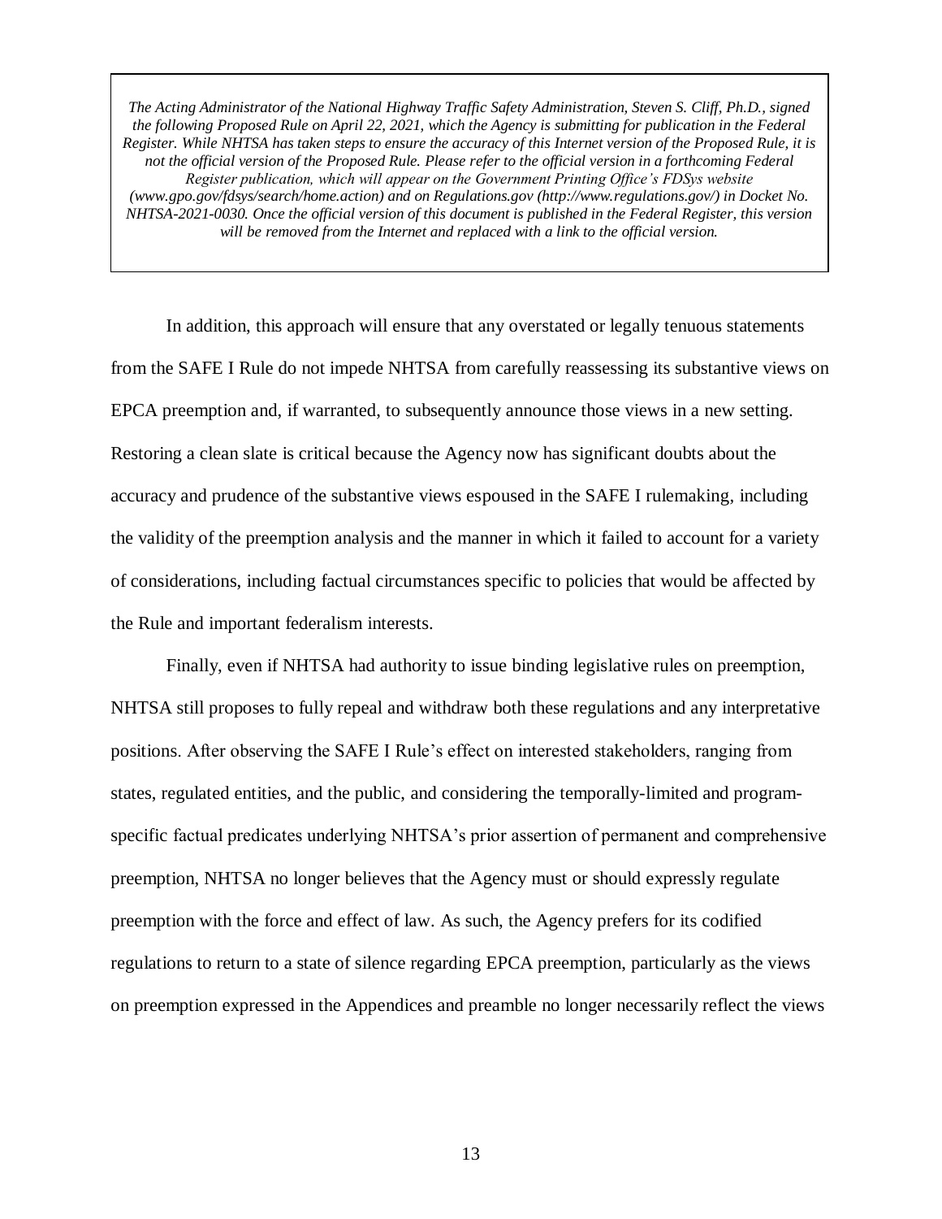*The Acting Administrator of the National Highway Traffic Safety Administration, Steven S. Cliff, Ph.D., signed the following Proposed Rule on April 22, 2021, which the Agency is submitting for publication in the Federal Register. While NHTSA has taken steps to ensure the accuracy of this Internet version of the Proposed Rule, it is not the official version of the Proposed Rule. Please refer to the official version in a forthcoming Federal Register publication, which will appear on the Government Printing Office's FDSys website (www.gpo.gov/fdsys/search/home.action) and on Regulations.gov (http://www.regulations.gov/) in Docket No. NHTSA-2021-0030. Once the official version of this document is published in the Federal Register, this version will be removed from the Internet and replaced with a link to the official version.*

In addition, this approach will ensure that any overstated or legally tenuous statements from the SAFE I Rule do not impede NHTSA from carefully reassessing its substantive views on EPCA preemption and, if warranted, to subsequently announce those views in a new setting. Restoring a clean slate is critical because the Agency now has significant doubts about the accuracy and prudence of the substantive views espoused in the SAFE I rulemaking, including the validity of the preemption analysis and the manner in which it failed to account for a variety of considerations, including factual circumstances specific to policies that would be affected by the Rule and important federalism interests.

Finally, even if NHTSA had authority to issue binding legislative rules on preemption, NHTSA still proposes to fully repeal and withdraw both these regulations and any interpretative positions. After observing the SAFE I Rule's effect on interested stakeholders, ranging from states, regulated entities, and the public, and considering the temporally-limited and program-specific factual predicates underlying NHTSA's prior assertion of permanent and comprehensive preemption, NHTSA no longer believes that the Agency must or should expressly regulate preemption with the force and effect of law. As such, the Agency prefers for its codified regulations to return to a state of silence regarding EPCA preemption, particularly as the views on preemption expressed in the Appendices and preamble no longer necessarily reflect the views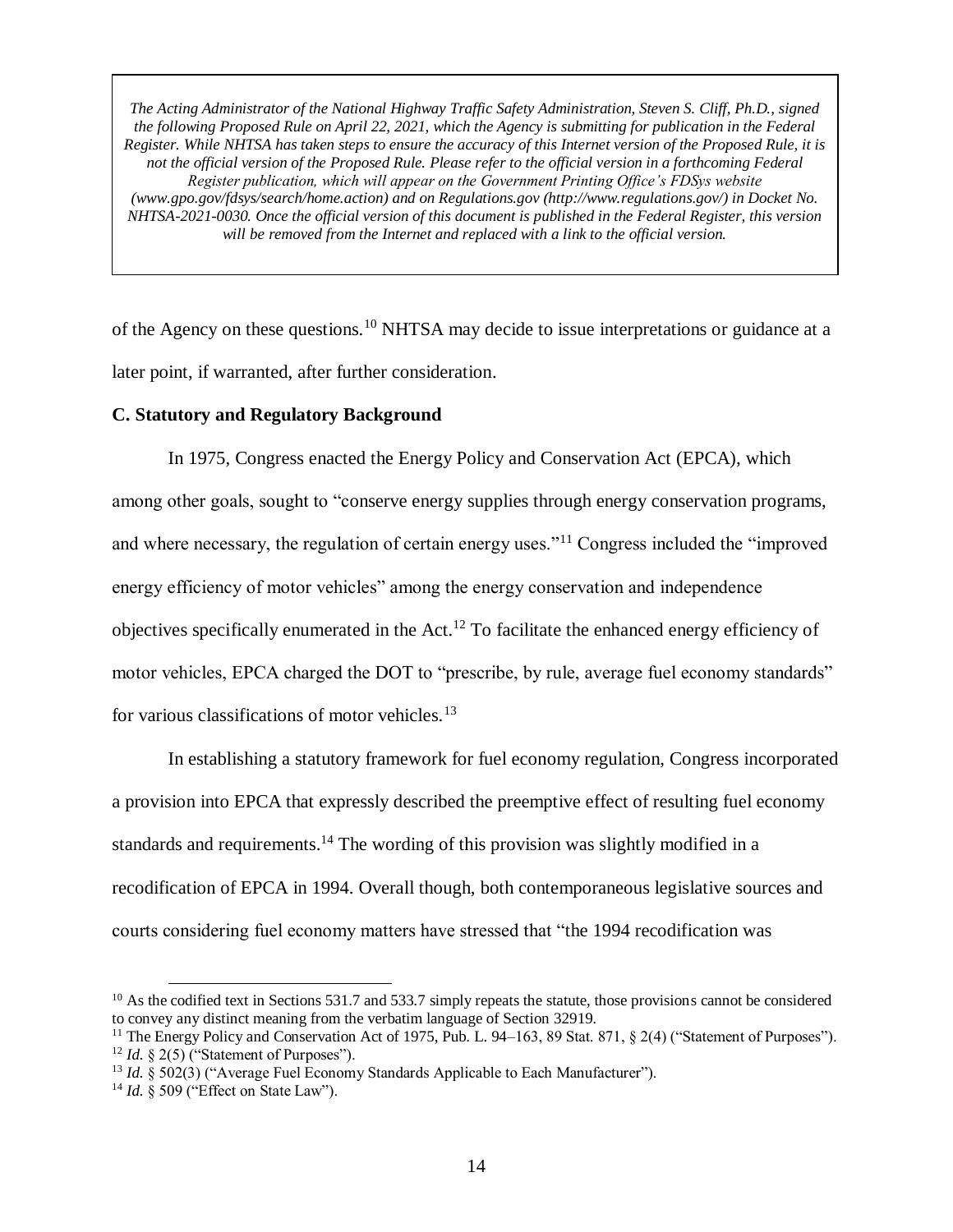*The Acting Administrator of the National Highway Traffic Safety Administration, Steven S. Cliff, Ph.D., signed the following Proposed Rule on April 22, 2021, which the Agency is submitting for publication in the Federal Register. While NHTSA has taken steps to ensure the accuracy of this Internet version of the Proposed Rule, it is not the official version of the Proposed Rule. Please refer to the official version in a forthcoming Federal Register publication, which will appear on the Government Printing Office's FDSys website (www.gpo.gov/fdsys/search/home.action) and on Regulations.gov (http://www.regulations.gov/) in Docket No. NHTSA-2021-0030. Once the official version of this document is published in the Federal Register, this version will be removed from the Internet and replaced with a link to the official version.*

of the Agency on these questions.[10] NHTSA may decide to issue interpretations or guidance at a later point, if warranted, after further consideration.

**C. Statutory and Regulatory Background**

In 1975, Congress enacted the Energy Policy and Conservation Act (EPCA), which among other goals, sought to "conserve energy supplies through energy conservation programs, and where necessary, the regulation of certain energy uses."[11] Congress included the "improved energy efficiency of motor vehicles" among the energy conservation and independence objectives specifically enumerated in the Act.[12] To facilitate the enhanced energy efficiency of motor vehicles, EPCA charged the DOT to "prescribe, by rule, average fuel economy standards" for various classifications of motor vehicles.[13]

In establishing a statutory framework for fuel economy regulation, Congress incorporated a provision into EPCA that expressly described the preemptive effect of resulting fuel economy standards and requirements.[14] The wording of this provision was slightly modified in a recodification of EPCA in 1994. Overall though, both contemporaneous legislative sources and courts considering fuel economy matters have stressed that "the 1994 recodification was

[10] As the codified text in Sections 531.7 and 533.7 simply repeats the statute, those provisions cannot be considered to convey any distinct meaning from the verbatim language of Section 32919.

[11] The Energy Policy and Conservation Act of 1975, Pub. L. 94–163, 89 Stat. 871, § 2(4) ("Statement of Purposes").

[12] *Id.* § 2(5) ("Statement of Purposes").

[13] *Id.* § 502(3) ("Average Fuel Economy Standards Applicable to Each Manufacturer").

[14] *Id.* § 509 ("Effect on State Law").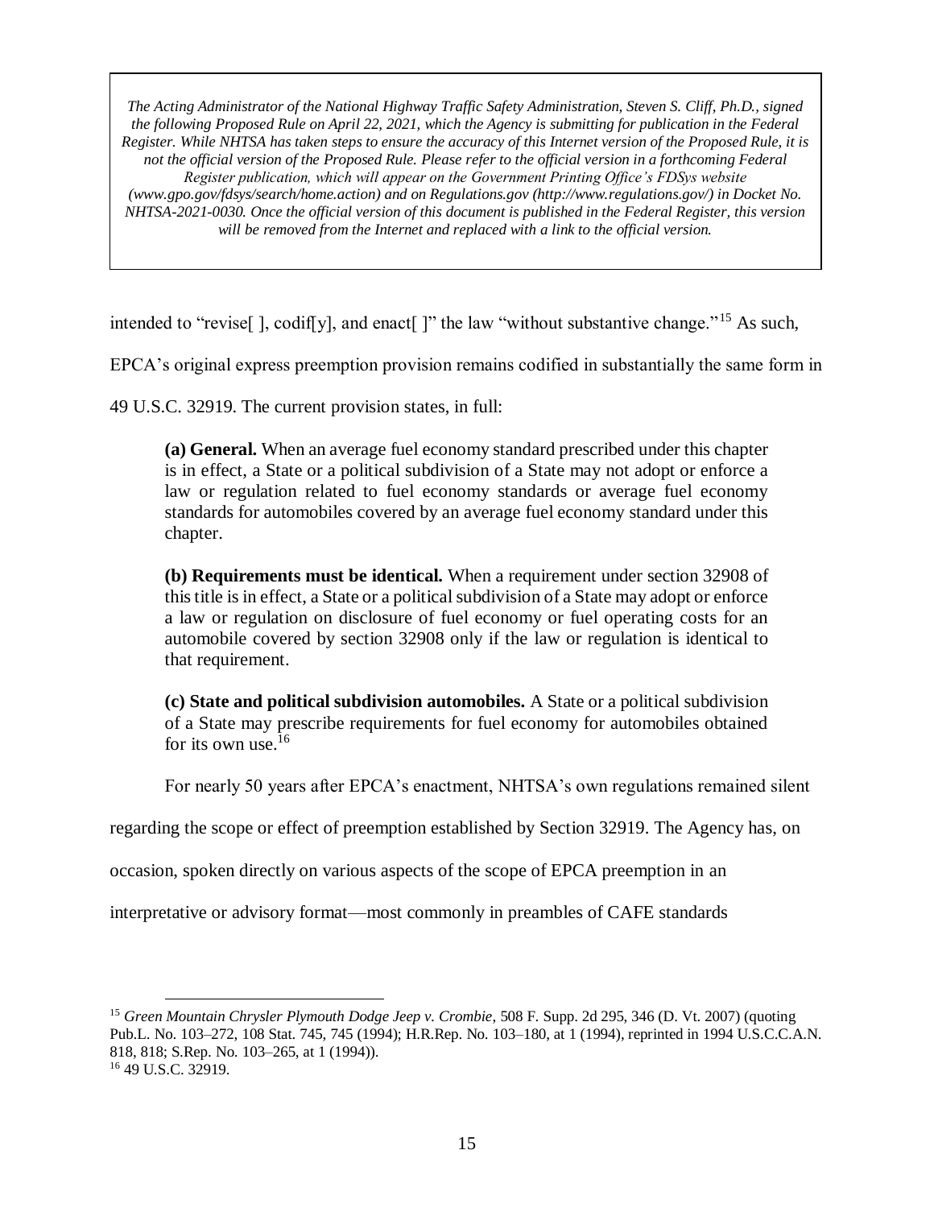*The Acting Administrator of the National Highway Traffic Safety Administration, Steven S. Cliff, Ph.D., signed the following Proposed Rule on April 22, 2021, which the Agency is submitting for publication in the Federal Register. While NHTSA has taken steps to ensure the accuracy of this Internet version of the Proposed Rule, it is not the official version of the Proposed Rule. Please refer to the official version in a forthcoming Federal Register publication, which will appear on the Government Printing Office's FDSys website (www.gpo.gov/fdsys/search/home.action) and on Regulations.gov (http://www.regulations.gov/) in Docket No. NHTSA-2021-0030. Once the official version of this document is published in the Federal Register, this version will be removed from the Internet and replaced with a link to the official version.*

intended to "revise[ ], codif[y], and enact[ ]" the law "without substantive change."[15] As such, EPCA's original express preemption provision remains codified in substantially the same form in 49 U.S.C. 32919. The current provision states, in full:

> **(a) General.** When an average fuel economy standard prescribed under this chapter is in effect, a State or a political subdivision of a State may not adopt or enforce a law or regulation related to fuel economy standards or average fuel economy standards for automobiles covered by an average fuel economy standard under this chapter.
>
> **(b) Requirements must be identical.** When a requirement under section 32908 of this title is in effect, a State or a political subdivision of a State may adopt or enforce a law or regulation on disclosure of fuel economy or fuel operating costs for an automobile covered by section 32908 only if the law or regulation is identical to that requirement.
>
> **(c) State and political subdivision automobiles.** A State or a political subdivision of a State may prescribe requirements for fuel economy for automobiles obtained for its own use.[16]

For nearly 50 years after EPCA's enactment, NHTSA's own regulations remained silent regarding the scope or effect of preemption established by Section 32919. The Agency has, on occasion, spoken directly on various aspects of the scope of EPCA preemption in an interpretative or advisory format—most commonly in preambles of CAFE standards

---

[15] *Green Mountain Chrysler Plymouth Dodge Jeep v. Crombie*, 508 F. Supp. 2d 295, 346 (D. Vt. 2007) (quoting Pub.L. No. 103–272, 108 Stat. 745, 745 (1994); H.R.Rep. No. 103–180, at 1 (1994), reprinted in 1994 U.S.C.C.A.N. 818, 818; S.Rep. No. 103–265, at 1 (1994)).

[16] 49 U.S.C. 32919.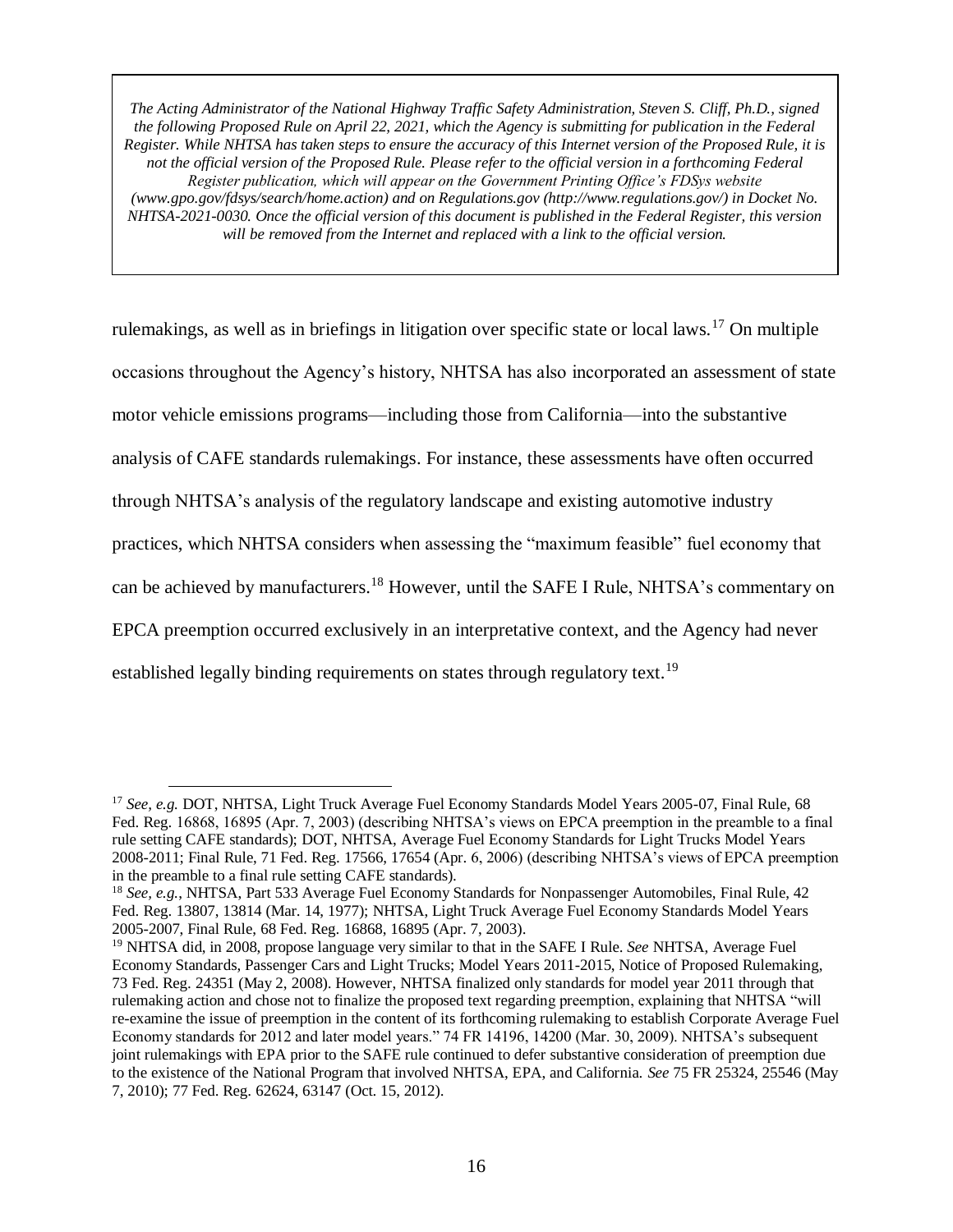> *The Acting Administrator of the National Highway Traffic Safety Administration, Steven S. Cliff, Ph.D., signed the following Proposed Rule on April 22, 2021, which the Agency is submitting for publication in the Federal Register. While NHTSA has taken steps to ensure the accuracy of this Internet version of the Proposed Rule, it is not the official version of the Proposed Rule. Please refer to the official version in a forthcoming Federal Register publication, which will appear on the Government Printing Office's FDSys website (www.gpo.gov/fdsys/search/home.action) and on Regulations.gov (http://www.regulations.gov/) in Docket No. NHTSA-2021-0030. Once the official version of this document is published in the Federal Register, this version will be removed from the Internet and replaced with a link to the official version.*

rulemakings, as well as in briefings in litigation over specific state or local laws.[17] On multiple occasions throughout the Agency's history, NHTSA has also incorporated an assessment of state motor vehicle emissions programs—including those from California—into the substantive analysis of CAFE standards rulemakings. For instance, these assessments have often occurred through NHTSA's analysis of the regulatory landscape and existing automotive industry practices, which NHTSA considers when assessing the "maximum feasible" fuel economy that can be achieved by manufacturers.[18] However, until the SAFE I Rule, NHTSA's commentary on EPCA preemption occurred exclusively in an interpretative context, and the Agency had never established legally binding requirements on states through regulatory text.[19]

---

[17] *See, e.g.* DOT, NHTSA, Light Truck Average Fuel Economy Standards Model Years 2005-07, Final Rule, 68 Fed. Reg. 16868, 16895 (Apr. 7, 2003) (describing NHTSA's views on EPCA preemption in the preamble to a final rule setting CAFE standards); DOT, NHTSA, Average Fuel Economy Standards for Light Trucks Model Years 2008-2011; Final Rule, 71 Fed. Reg. 17566, 17654 (Apr. 6, 2006) (describing NHTSA's views of EPCA preemption in the preamble to a final rule setting CAFE standards).

[18] *See, e.g.*, NHTSA, Part 533 Average Fuel Economy Standards for Nonpassenger Automobiles, Final Rule, 42 Fed. Reg. 13807, 13814 (Mar. 14, 1977); NHTSA, Light Truck Average Fuel Economy Standards Model Years 2005-2007, Final Rule, 68 Fed. Reg. 16868, 16895 (Apr. 7, 2003).

[19] NHTSA did, in 2008, propose language very similar to that in the SAFE I Rule. *See* NHTSA, Average Fuel Economy Standards, Passenger Cars and Light Trucks; Model Years 2011-2015, Notice of Proposed Rulemaking, 73 Fed. Reg. 24351 (May 2, 2008). However, NHTSA finalized only standards for model year 2011 through that rulemaking action and chose not to finalize the proposed text regarding preemption, explaining that NHTSA "will re-examine the issue of preemption in the content of its forthcoming rulemaking to establish Corporate Average Fuel Economy standards for 2012 and later model years." 74 FR 14196, 14200 (Mar. 30, 2009). NHTSA's subsequent joint rulemakings with EPA prior to the SAFE rule continued to defer substantive consideration of preemption due to the existence of the National Program that involved NHTSA, EPA, and California. *See* 75 FR 25324, 25546 (May 7, 2010); 77 Fed. Reg. 62624, 63147 (Oct. 15, 2012).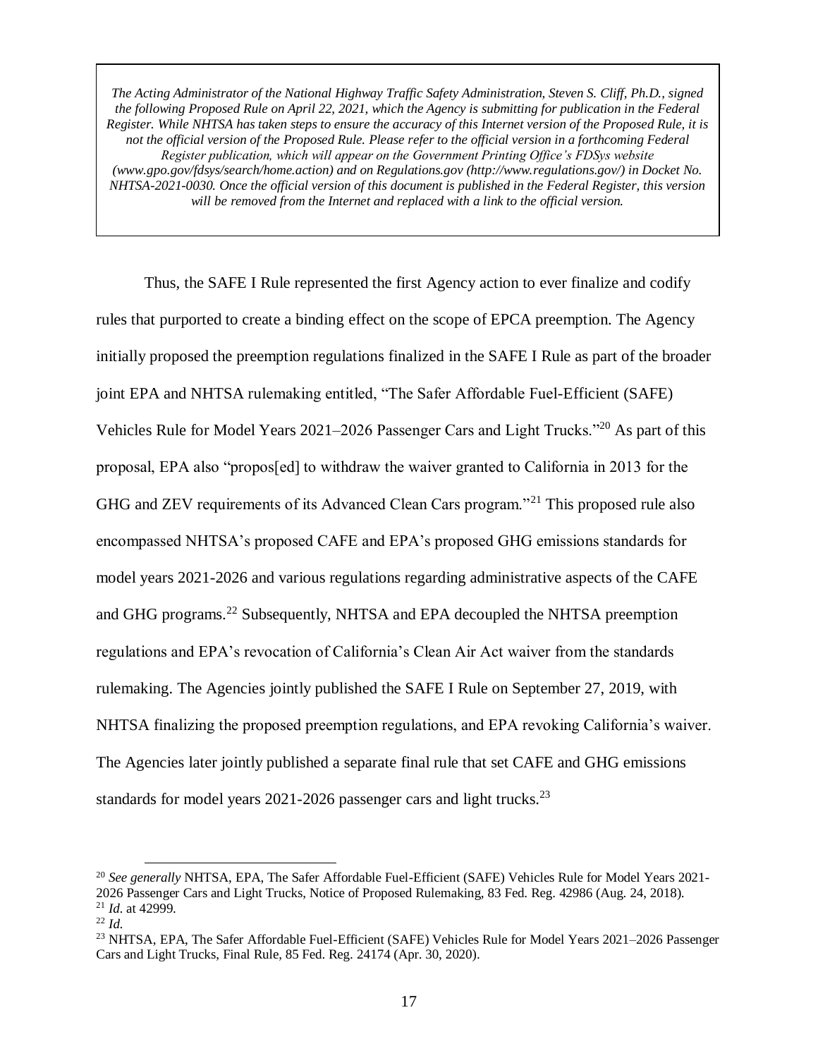*The Acting Administrator of the National Highway Traffic Safety Administration, Steven S. Cliff, Ph.D., signed the following Proposed Rule on April 22, 2021, which the Agency is submitting for publication in the Federal Register. While NHTSA has taken steps to ensure the accuracy of this Internet version of the Proposed Rule, it is not the official version of the Proposed Rule. Please refer to the official version in a forthcoming Federal Register publication, which will appear on the Government Printing Office's FDSys website (www.gpo.gov/fdsys/search/home.action) and on Regulations.gov (http://www.regulations.gov/) in Docket No. NHTSA-2021-0030. Once the official version of this document is published in the Federal Register, this version will be removed from the Internet and replaced with a link to the official version.*

Thus, the SAFE I Rule represented the first Agency action to ever finalize and codify rules that purported to create a binding effect on the scope of EPCA preemption. The Agency initially proposed the preemption regulations finalized in the SAFE I Rule as part of the broader joint EPA and NHTSA rulemaking entitled, "The Safer Affordable Fuel-Efficient (SAFE) Vehicles Rule for Model Years 2021–2026 Passenger Cars and Light Trucks."[20] As part of this proposal, EPA also "propos[ed] to withdraw the waiver granted to California in 2013 for the GHG and ZEV requirements of its Advanced Clean Cars program."[21] This proposed rule also encompassed NHTSA's proposed CAFE and EPA's proposed GHG emissions standards for model years 2021-2026 and various regulations regarding administrative aspects of the CAFE and GHG programs.[22] Subsequently, NHTSA and EPA decoupled the NHTSA preemption regulations and EPA's revocation of California's Clean Air Act waiver from the standards rulemaking. The Agencies jointly published the SAFE I Rule on September 27, 2019, with NHTSA finalizing the proposed preemption regulations, and EPA revoking California's waiver. The Agencies later jointly published a separate final rule that set CAFE and GHG emissions standards for model years 2021-2026 passenger cars and light trucks.[23]

---

[20] *See generally* NHTSA, EPA, The Safer Affordable Fuel-Efficient (SAFE) Vehicles Rule for Model Years 2021-2026 Passenger Cars and Light Trucks, Notice of Proposed Rulemaking, 83 Fed. Reg. 42986 (Aug. 24, 2018).

[21] *Id.* at 42999.

[22] *Id.*

[23] NHTSA, EPA, The Safer Affordable Fuel-Efficient (SAFE) Vehicles Rule for Model Years 2021–2026 Passenger Cars and Light Trucks, Final Rule, 85 Fed. Reg. 24174 (Apr. 30, 2020).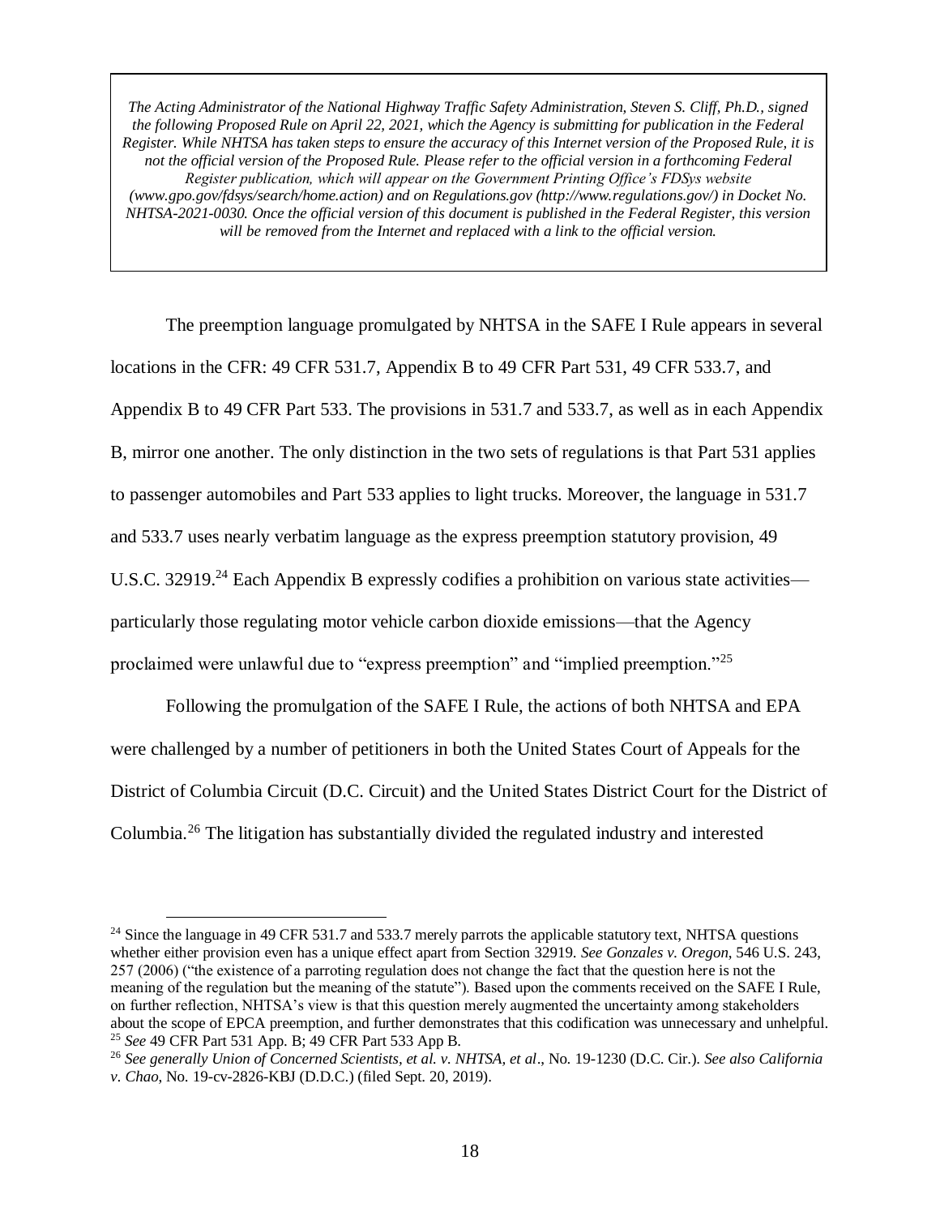*The Acting Administrator of the National Highway Traffic Safety Administration, Steven S. Cliff, Ph.D., signed the following Proposed Rule on April 22, 2021, which the Agency is submitting for publication in the Federal Register. While NHTSA has taken steps to ensure the accuracy of this Internet version of the Proposed Rule, it is not the official version of the Proposed Rule. Please refer to the official version in a forthcoming Federal Register publication, which will appear on the Government Printing Office's FDSys website (www.gpo.gov/fdsys/search/home.action) and on Regulations.gov (http://www.regulations.gov/) in Docket No. NHTSA-2021-0030. Once the official version of this document is published in the Federal Register, this version will be removed from the Internet and replaced with a link to the official version.*

The preemption language promulgated by NHTSA in the SAFE I Rule appears in several locations in the CFR: 49 CFR 531.7, Appendix B to 49 CFR Part 531, 49 CFR 533.7, and Appendix B to 49 CFR Part 533. The provisions in 531.7 and 533.7, as well as in each Appendix B, mirror one another. The only distinction in the two sets of regulations is that Part 531 applies to passenger automobiles and Part 533 applies to light trucks. Moreover, the language in 531.7 and 533.7 uses nearly verbatim language as the express preemption statutory provision, 49 U.S.C. 32919.[24] Each Appendix B expressly codifies a prohibition on various state activities—particularly those regulating motor vehicle carbon dioxide emissions—that the Agency proclaimed were unlawful due to "express preemption" and "implied preemption."[25]

Following the promulgation of the SAFE I Rule, the actions of both NHTSA and EPA were challenged by a number of petitioners in both the United States Court of Appeals for the District of Columbia Circuit (D.C. Circuit) and the United States District Court for the District of Columbia.[26] The litigation has substantially divided the regulated industry and interested

---

[24] Since the language in 49 CFR 531.7 and 533.7 merely parrots the applicable statutory text, NHTSA questions whether either provision even has a unique effect apart from Section 32919. *See Gonzales v. Oregon*, 546 U.S. 243, 257 (2006) ("the existence of a parroting regulation does not change the fact that the question here is not the meaning of the regulation but the meaning of the statute"). Based upon the comments received on the SAFE I Rule, on further reflection, NHTSA's view is that this question merely augmented the uncertainty among stakeholders about the scope of EPCA preemption, and further demonstrates that this codification was unnecessary and unhelpful.

[25] *See* 49 CFR Part 531 App. B; 49 CFR Part 533 App B.

[26] *See generally Union of Concerned Scientists, et al. v. NHTSA, et al*., No. 19-1230 (D.C. Cir.). *See also California v. Chao*, No. 19-cv-2826-KBJ (D.D.C.) (filed Sept. 20, 2019).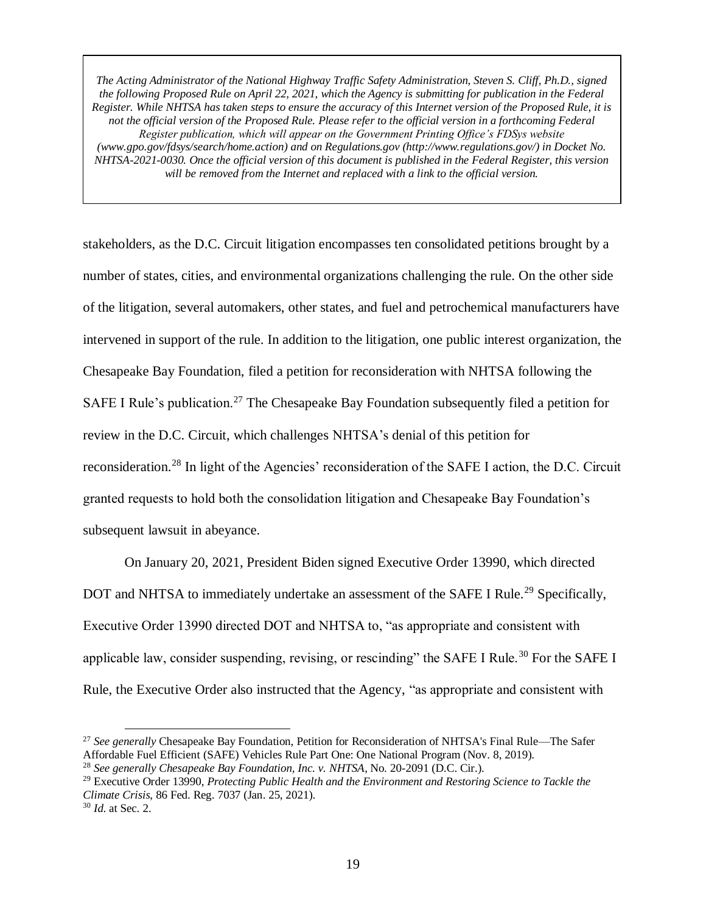*The Acting Administrator of the National Highway Traffic Safety Administration, Steven S. Cliff, Ph.D., signed the following Proposed Rule on April 22, 2021, which the Agency is submitting for publication in the Federal Register. While NHTSA has taken steps to ensure the accuracy of this Internet version of the Proposed Rule, it is not the official version of the Proposed Rule. Please refer to the official version in a forthcoming Federal Register publication, which will appear on the Government Printing Office's FDSys website (www.gpo.gov/fdsys/search/home.action) and on Regulations.gov (http://www.regulations.gov/) in Docket No. NHTSA-2021-0030. Once the official version of this document is published in the Federal Register, this version will be removed from the Internet and replaced with a link to the official version.*

stakeholders, as the D.C. Circuit litigation encompasses ten consolidated petitions brought by a number of states, cities, and environmental organizations challenging the rule. On the other side of the litigation, several automakers, other states, and fuel and petrochemical manufacturers have intervened in support of the rule. In addition to the litigation, one public interest organization, the Chesapeake Bay Foundation, filed a petition for reconsideration with NHTSA following the SAFE I Rule's publication.[27] The Chesapeake Bay Foundation subsequently filed a petition for review in the D.C. Circuit, which challenges NHTSA's denial of this petition for reconsideration.[28] In light of the Agencies' reconsideration of the SAFE I action, the D.C. Circuit granted requests to hold both the consolidation litigation and Chesapeake Bay Foundation's subsequent lawsuit in abeyance.

On January 20, 2021, President Biden signed Executive Order 13990, which directed DOT and NHTSA to immediately undertake an assessment of the SAFE I Rule.[29] Specifically, Executive Order 13990 directed DOT and NHTSA to, "as appropriate and consistent with applicable law, consider suspending, revising, or rescinding" the SAFE I Rule.[30] For the SAFE I Rule, the Executive Order also instructed that the Agency, "as appropriate and consistent with

---

[27] *See generally* Chesapeake Bay Foundation, Petition for Reconsideration of NHTSA's Final Rule—The Safer Affordable Fuel Efficient (SAFE) Vehicles Rule Part One: One National Program (Nov. 8, 2019).

[28] *See generally Chesapeake Bay Foundation, Inc. v. NHTSA*, No. 20-2091 (D.C. Cir.).

[29] Executive Order 13990, *Protecting Public Health and the Environment and Restoring Science to Tackle the Climate Crisis*, 86 Fed. Reg. 7037 (Jan. 25, 2021).

[30] *Id.* at Sec. 2.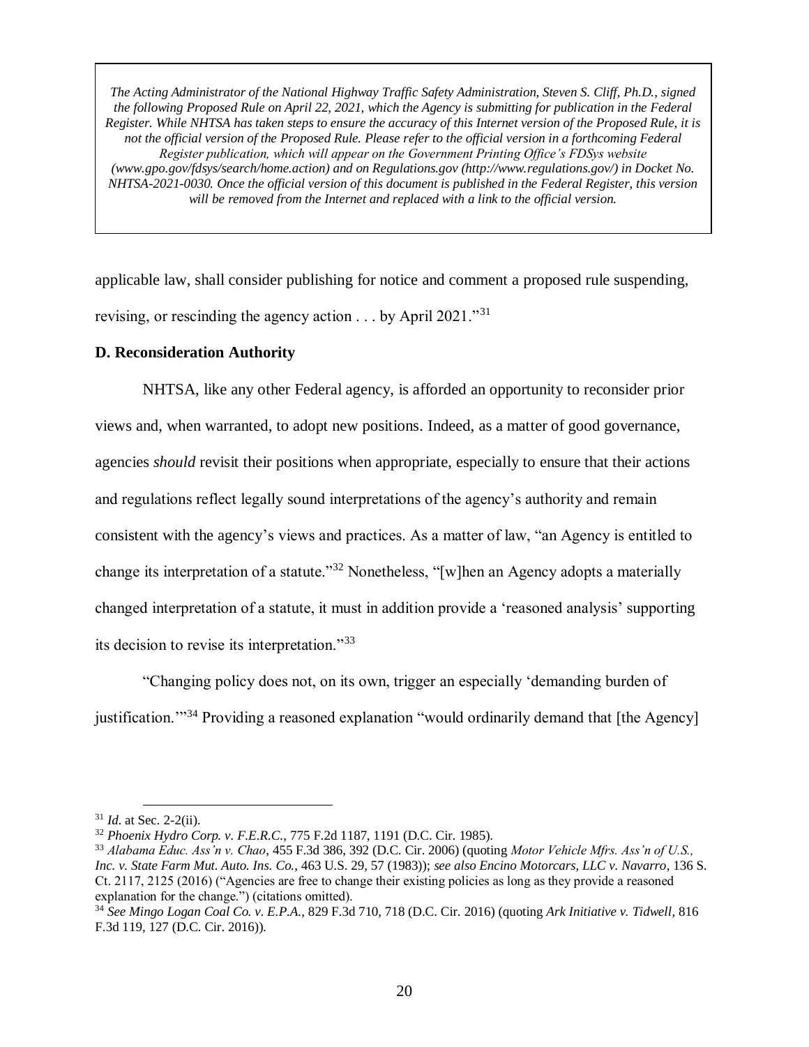> *The Acting Administrator of the National Highway Traffic Safety Administration, Steven S. Cliff, Ph.D., signed the following Proposed Rule on April 22, 2021, which the Agency is submitting for publication in the Federal Register. While NHTSA has taken steps to ensure the accuracy of this Internet version of the Proposed Rule, it is not the official version of the Proposed Rule. Please refer to the official version in a forthcoming Federal Register publication, which will appear on the Government Printing Office's FDSys website (www.gpo.gov/fdsys/search/home.action) and on Regulations.gov (http://www.regulations.gov/) in Docket No. NHTSA-2021-0030. Once the official version of this document is published in the Federal Register, this version will be removed from the Internet and replaced with a link to the official version.*

applicable law, shall consider publishing for notice and comment a proposed rule suspending, revising, or rescinding the agency action . . . by April 2021."[31]

**D. Reconsideration Authority**

NHTSA, like any other Federal agency, is afforded an opportunity to reconsider prior views and, when warranted, to adopt new positions. Indeed, as a matter of good governance, agencies *should* revisit their positions when appropriate, especially to ensure that their actions and regulations reflect legally sound interpretations of the agency's authority and remain consistent with the agency's views and practices. As a matter of law, "an Agency is entitled to change its interpretation of a statute."[32] Nonetheless, "[w]hen an Agency adopts a materially changed interpretation of a statute, it must in addition provide a 'reasoned analysis' supporting its decision to revise its interpretation."[33]

"Changing policy does not, on its own, trigger an especially 'demanding burden of justification.'"[34] Providing a reasoned explanation "would ordinarily demand that [the Agency]

---

[31] *Id.* at Sec. 2-2(ii).

[32] *Phoenix Hydro Corp. v. F.E.R.C.*, 775 F.2d 1187, 1191 (D.C. Cir. 1985).

[33] *Alabama Educ. Ass'n v. Chao*, 455 F.3d 386, 392 (D.C. Cir. 2006) (quoting *Motor Vehicle Mfrs. Ass'n of U.S., Inc. v. State Farm Mut. Auto. Ins. Co.*, 463 U.S. 29, 57 (1983)); *see also Encino Motorcars, LLC v. Navarro*, 136 S. Ct. 2117, 2125 (2016) ("Agencies are free to change their existing policies as long as they provide a reasoned explanation for the change.") (citations omitted).

[34] *See Mingo Logan Coal Co. v. E.P.A.*, 829 F.3d 710, 718 (D.C. Cir. 2016) (quoting *Ark Initiative v. Tidwell*, 816 F.3d 119, 127 (D.C. Cir. 2016)).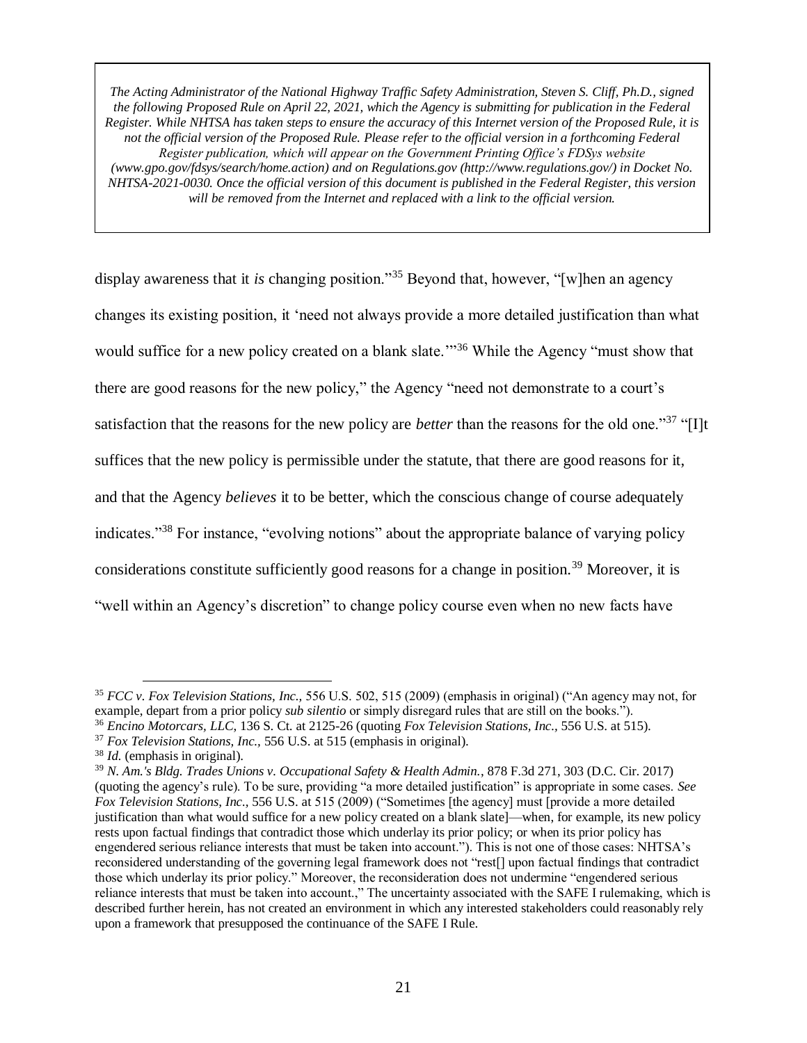> *The Acting Administrator of the National Highway Traffic Safety Administration, Steven S. Cliff, Ph.D., signed the following Proposed Rule on April 22, 2021, which the Agency is submitting for publication in the Federal Register. While NHTSA has taken steps to ensure the accuracy of this Internet version of the Proposed Rule, it is not the official version of the Proposed Rule. Please refer to the official version in a forthcoming Federal Register publication, which will appear on the Government Printing Office's FDSys website (www.gpo.gov/fdsys/search/home.action) and on Regulations.gov (http://www.regulations.gov/) in Docket No. NHTSA-2021-0030. Once the official version of this document is published in the Federal Register, this version will be removed from the Internet and replaced with a link to the official version.*

display awareness that it *is* changing position."[35] Beyond that, however, "[w]hen an agency changes its existing position, it 'need not always provide a more detailed justification than what would suffice for a new policy created on a blank slate.'"[36] While the Agency "must show that there are good reasons for the new policy," the Agency "need not demonstrate to a court's satisfaction that the reasons for the new policy are *better* than the reasons for the old one."[37] "[I]t suffices that the new policy is permissible under the statute, that there are good reasons for it, and that the Agency *believes* it to be better, which the conscious change of course adequately indicates."[38] For instance, "evolving notions" about the appropriate balance of varying policy considerations constitute sufficiently good reasons for a change in position.[39] Moreover, it is "well within an Agency's discretion" to change policy course even when no new facts have

---

[35] *FCC v. Fox Television Stations, Inc.,* 556 U.S. 502, 515 (2009) (emphasis in original) ("An agency may not, for example, depart from a prior policy *sub silentio* or simply disregard rules that are still on the books.").

[36] *Encino Motorcars, LLC,* 136 S. Ct. at 2125-26 (quoting *Fox Television Stations, Inc.,* 556 U.S. at 515).

[37] *Fox Television Stations, Inc.,* 556 U.S. at 515 (emphasis in original).

[38] *Id.* (emphasis in original).

[39] *N. Am.'s Bldg. Trades Unions v. Occupational Safety & Health Admin.*, 878 F.3d 271, 303 (D.C. Cir. 2017) (quoting the agency's rule). To be sure, providing "a more detailed justification" is appropriate in some cases. *See Fox Television Stations, Inc.,* 556 U.S. at 515 (2009) ("Sometimes [the agency] must [provide a more detailed justification than what would suffice for a new policy created on a blank slate]—when, for example, its new policy rests upon factual findings that contradict those which underlay its prior policy; or when its prior policy has engendered serious reliance interests that must be taken into account."). This is not one of those cases: NHTSA's reconsidered understanding of the governing legal framework does not "rest[] upon factual findings that contradict those which underlay its prior policy." Moreover, the reconsideration does not undermine "engendered serious reliance interests that must be taken into account.," The uncertainty associated with the SAFE I rulemaking, which is described further herein, has not created an environment in which any interested stakeholders could reasonably rely upon a framework that presupposed the continuance of the SAFE I Rule.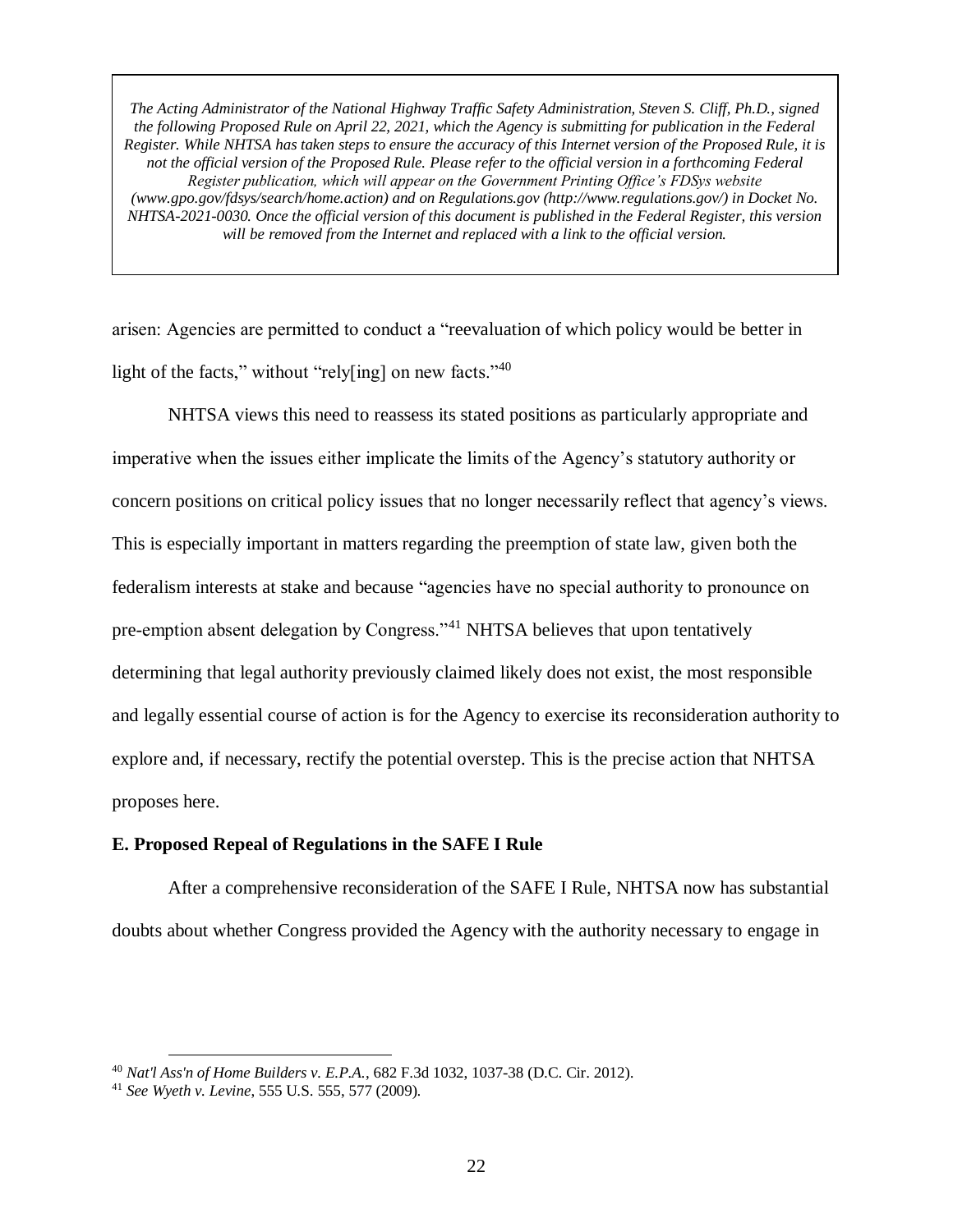arisen: Agencies are permitted to conduct a "reevaluation of which policy would be better in light of the facts," without "rely[ing] on new facts."[40]

NHTSA views this need to reassess its stated positions as particularly appropriate and imperative when the issues either implicate the limits of the Agency's statutory authority or concern positions on critical policy issues that no longer necessarily reflect that agency's views. This is especially important in matters regarding the preemption of state law, given both the federalism interests at stake and because "agencies have no special authority to pronounce on pre-emption absent delegation by Congress."[41] NHTSA believes that upon tentatively determining that legal authority previously claimed likely does not exist, the most responsible and legally essential course of action is for the Agency to exercise its reconsideration authority to explore and, if necessary, rectify the potential overstep. This is the precise action that NHTSA proposes here.

**E. Proposed Repeal of Regulations in the SAFE I Rule**

After a comprehensive reconsideration of the SAFE I Rule, NHTSA now has substantial doubts about whether Congress provided the Agency with the authority necessary to engage in

[40] *Nat'l Ass'n of Home Builders v. E.P.A.*, 682 F.3d 1032, 1037-38 (D.C. Cir. 2012).

[41] *See Wyeth v. Levine*, 555 U.S. 555, 577 (2009).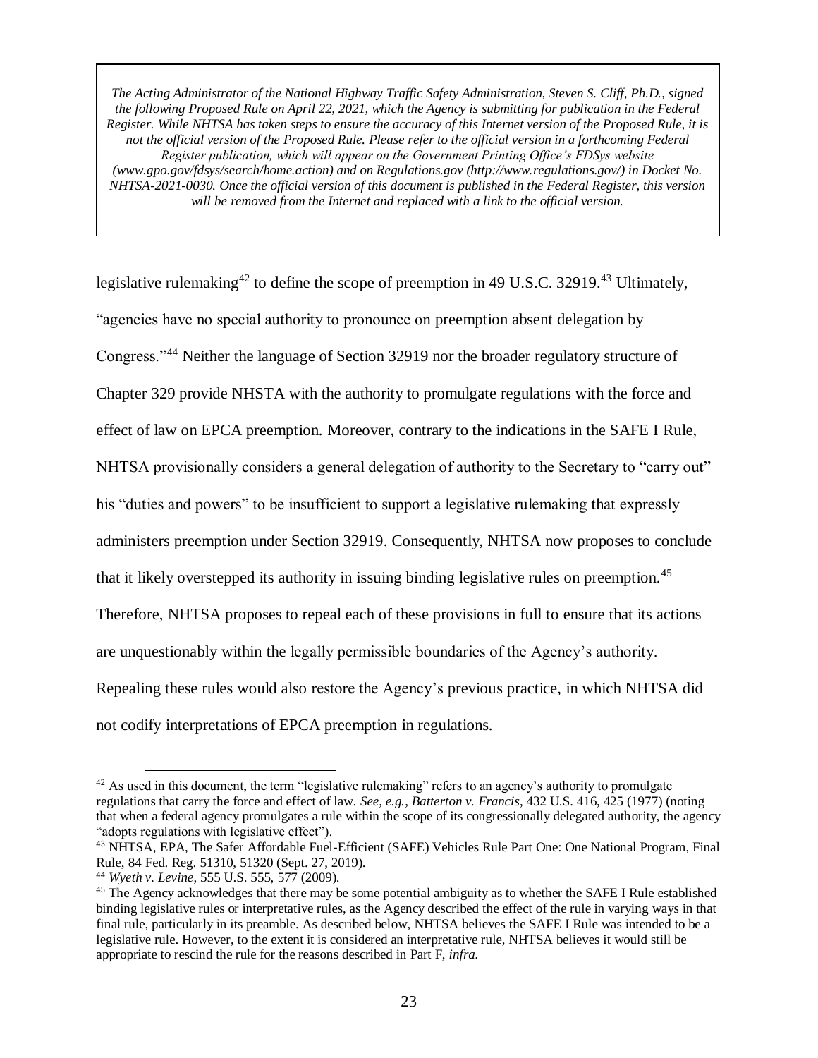*The Acting Administrator of the National Highway Traffic Safety Administration, Steven S. Cliff, Ph.D., signed the following Proposed Rule on April 22, 2021, which the Agency is submitting for publication in the Federal Register. While NHTSA has taken steps to ensure the accuracy of this Internet version of the Proposed Rule, it is not the official version of the Proposed Rule. Please refer to the official version in a forthcoming Federal Register publication, which will appear on the Government Printing Office's FDSys website (www.gpo.gov/fdsys/search/home.action) and on Regulations.gov (http://www.regulations.gov/) in Docket No. NHTSA-2021-0030. Once the official version of this document is published in the Federal Register, this version will be removed from the Internet and replaced with a link to the official version.*

legislative rulemaking[42] to define the scope of preemption in 49 U.S.C. 32919.[43] Ultimately, "agencies have no special authority to pronounce on preemption absent delegation by Congress."[44] Neither the language of Section 32919 nor the broader regulatory structure of Chapter 329 provide NHSTA with the authority to promulgate regulations with the force and effect of law on EPCA preemption. Moreover, contrary to the indications in the SAFE I Rule, NHTSA provisionally considers a general delegation of authority to the Secretary to "carry out" his "duties and powers" to be insufficient to support a legislative rulemaking that expressly administers preemption under Section 32919. Consequently, NHTSA now proposes to conclude that it likely overstepped its authority in issuing binding legislative rules on preemption.[45] Therefore, NHTSA proposes to repeal each of these provisions in full to ensure that its actions are unquestionably within the legally permissible boundaries of the Agency's authority. Repealing these rules would also restore the Agency's previous practice, in which NHTSA did not codify interpretations of EPCA preemption in regulations.

[42] As used in this document, the term "legislative rulemaking" refers to an agency's authority to promulgate regulations that carry the force and effect of law. *See, e.g.*, *Batterton v. Francis*, 432 U.S. 416, 425 (1977) (noting that when a federal agency promulgates a rule within the scope of its congressionally delegated authority, the agency "adopts regulations with legislative effect").

[43] NHTSA, EPA, The Safer Affordable Fuel-Efficient (SAFE) Vehicles Rule Part One: One National Program, Final Rule, 84 Fed. Reg. 51310, 51320 (Sept. 27, 2019).

[44] *Wyeth v. Levine*, 555 U.S. 555, 577 (2009).

[45] The Agency acknowledges that there may be some potential ambiguity as to whether the SAFE I Rule established binding legislative rules or interpretative rules, as the Agency described the effect of the rule in varying ways in that final rule, particularly in its preamble. As described below, NHTSA believes the SAFE I Rule was intended to be a legislative rule. However, to the extent it is considered an interpretative rule, NHTSA believes it would still be appropriate to rescind the rule for the reasons described in Part F, *infra*.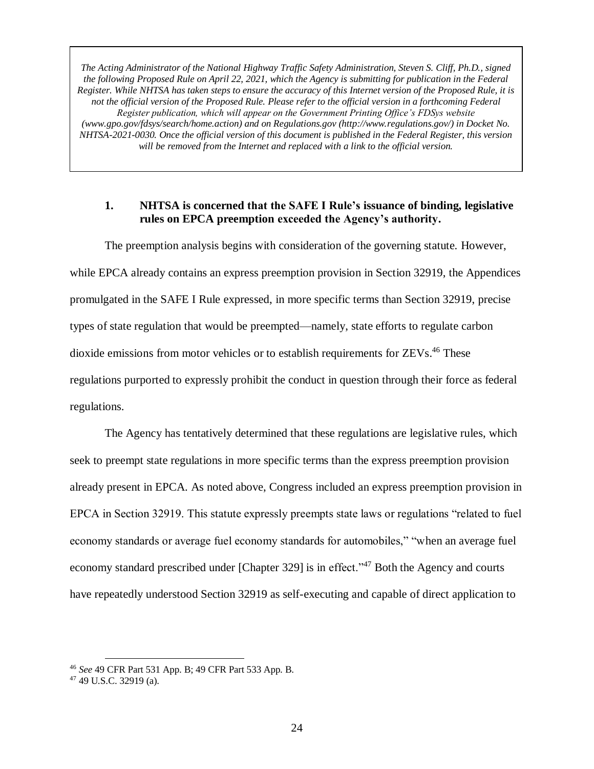*The Acting Administrator of the National Highway Traffic Safety Administration, Steven S. Cliff, Ph.D., signed the following Proposed Rule on April 22, 2021, which the Agency is submitting for publication in the Federal Register. While NHTSA has taken steps to ensure the accuracy of this Internet version of the Proposed Rule, it is not the official version of the Proposed Rule. Please refer to the official version in a forthcoming Federal Register publication, which will appear on the Government Printing Office's FDSys website (www.gpo.gov/fdsys/search/home.action) and on Regulations.gov (http://www.regulations.gov/) in Docket No. NHTSA-2021-0030. Once the official version of this document is published in the Federal Register, this version will be removed from the Internet and replaced with a link to the official version.*

### 1. NHTSA is concerned that the SAFE I Rule's issuance of binding, legislative rules on EPCA preemption exceeded the Agency's authority.

The preemption analysis begins with consideration of the governing statute. However, while EPCA already contains an express preemption provision in Section 32919, the Appendices promulgated in the SAFE I Rule expressed, in more specific terms than Section 32919, precise types of state regulation that would be preempted—namely, state efforts to regulate carbon dioxide emissions from motor vehicles or to establish requirements for ZEVs.[46] These regulations purported to expressly prohibit the conduct in question through their force as federal regulations.

The Agency has tentatively determined that these regulations are legislative rules, which seek to preempt state regulations in more specific terms than the express preemption provision already present in EPCA. As noted above, Congress included an express preemption provision in EPCA in Section 32919. This statute expressly preempts state laws or regulations "related to fuel economy standards or average fuel economy standards for automobiles," "when an average fuel economy standard prescribed under [Chapter 329] is in effect."[47] Both the Agency and courts have repeatedly understood Section 32919 as self-executing and capable of direct application to

---

[46] *See* 49 CFR Part 531 App. B; 49 CFR Part 533 App. B.

[47] 49 U.S.C. 32919 (a).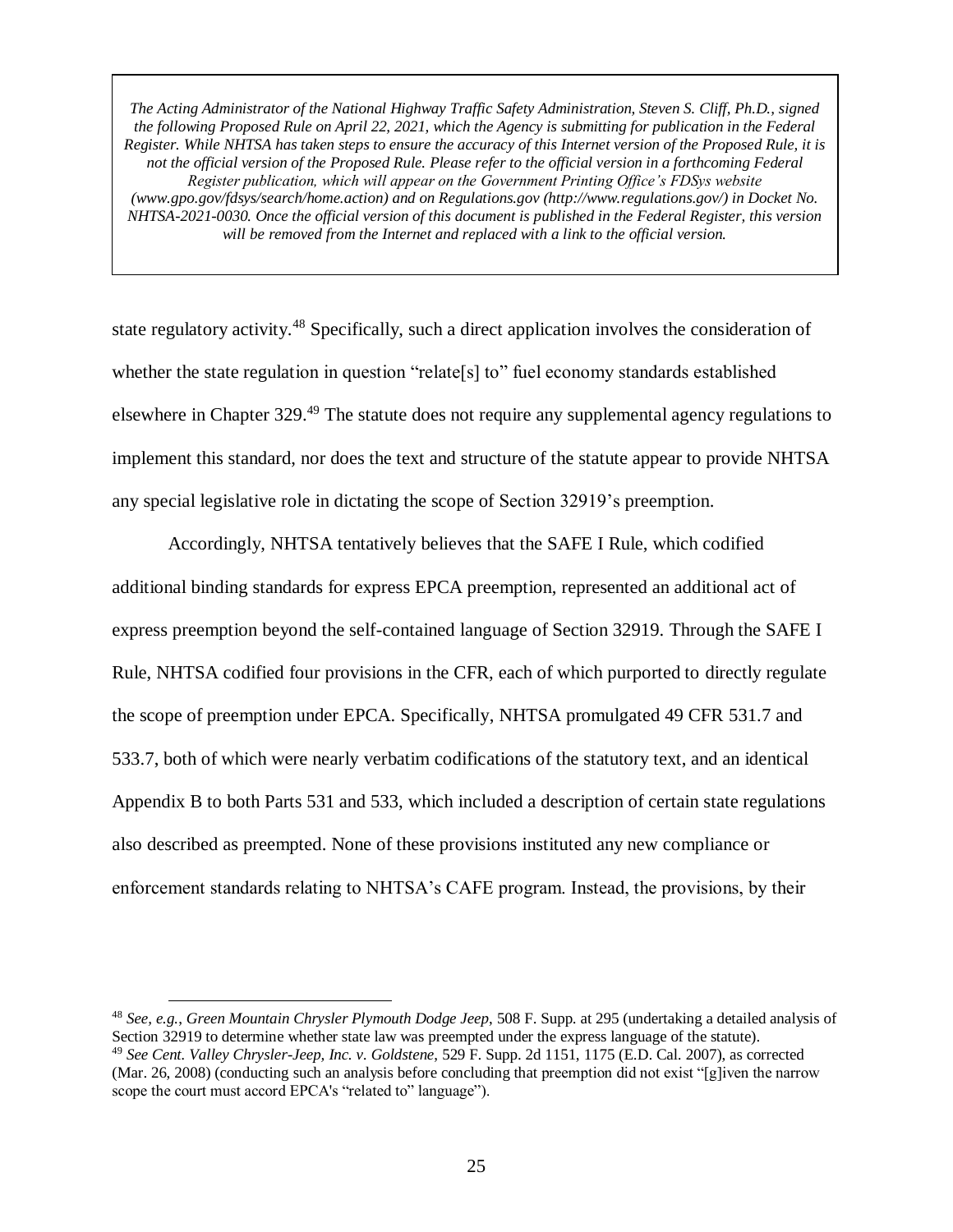*The Acting Administrator of the National Highway Traffic Safety Administration, Steven S. Cliff, Ph.D., signed the following Proposed Rule on April 22, 2021, which the Agency is submitting for publication in the Federal Register. While NHTSA has taken steps to ensure the accuracy of this Internet version of the Proposed Rule, it is not the official version of the Proposed Rule. Please refer to the official version in a forthcoming Federal Register publication, which will appear on the Government Printing Office's FDSys website (www.gpo.gov/fdsys/search/home.action) and on Regulations.gov (http://www.regulations.gov/) in Docket No. NHTSA-2021-0030. Once the official version of this document is published in the Federal Register, this version will be removed from the Internet and replaced with a link to the official version.*

state regulatory activity.[48] Specifically, such a direct application involves the consideration of whether the state regulation in question "relate[s] to" fuel economy standards established elsewhere in Chapter 329.[49] The statute does not require any supplemental agency regulations to implement this standard, nor does the text and structure of the statute appear to provide NHTSA any special legislative role in dictating the scope of Section 32919's preemption.

Accordingly, NHTSA tentatively believes that the SAFE I Rule, which codified additional binding standards for express EPCA preemption, represented an additional act of express preemption beyond the self-contained language of Section 32919. Through the SAFE I Rule, NHTSA codified four provisions in the CFR, each of which purported to directly regulate the scope of preemption under EPCA. Specifically, NHTSA promulgated 49 CFR 531.7 and 533.7, both of which were nearly verbatim codifications of the statutory text, and an identical Appendix B to both Parts 531 and 533, which included a description of certain state regulations also described as preempted. None of these provisions instituted any new compliance or enforcement standards relating to NHTSA's CAFE program. Instead, the provisions, by their

[48] *See, e.g.*, *Green Mountain Chrysler Plymouth Dodge Jeep*, 508 F. Supp. at 295 (undertaking a detailed analysis of Section 32919 to determine whether state law was preempted under the express language of the statute).

[49] *See Cent. Valley Chrysler-Jeep, Inc. v. Goldstene*, 529 F. Supp. 2d 1151, 1175 (E.D. Cal. 2007), as corrected (Mar. 26, 2008) (conducting such an analysis before concluding that preemption did not exist "[g]iven the narrow scope the court must accord EPCA's "related to" language").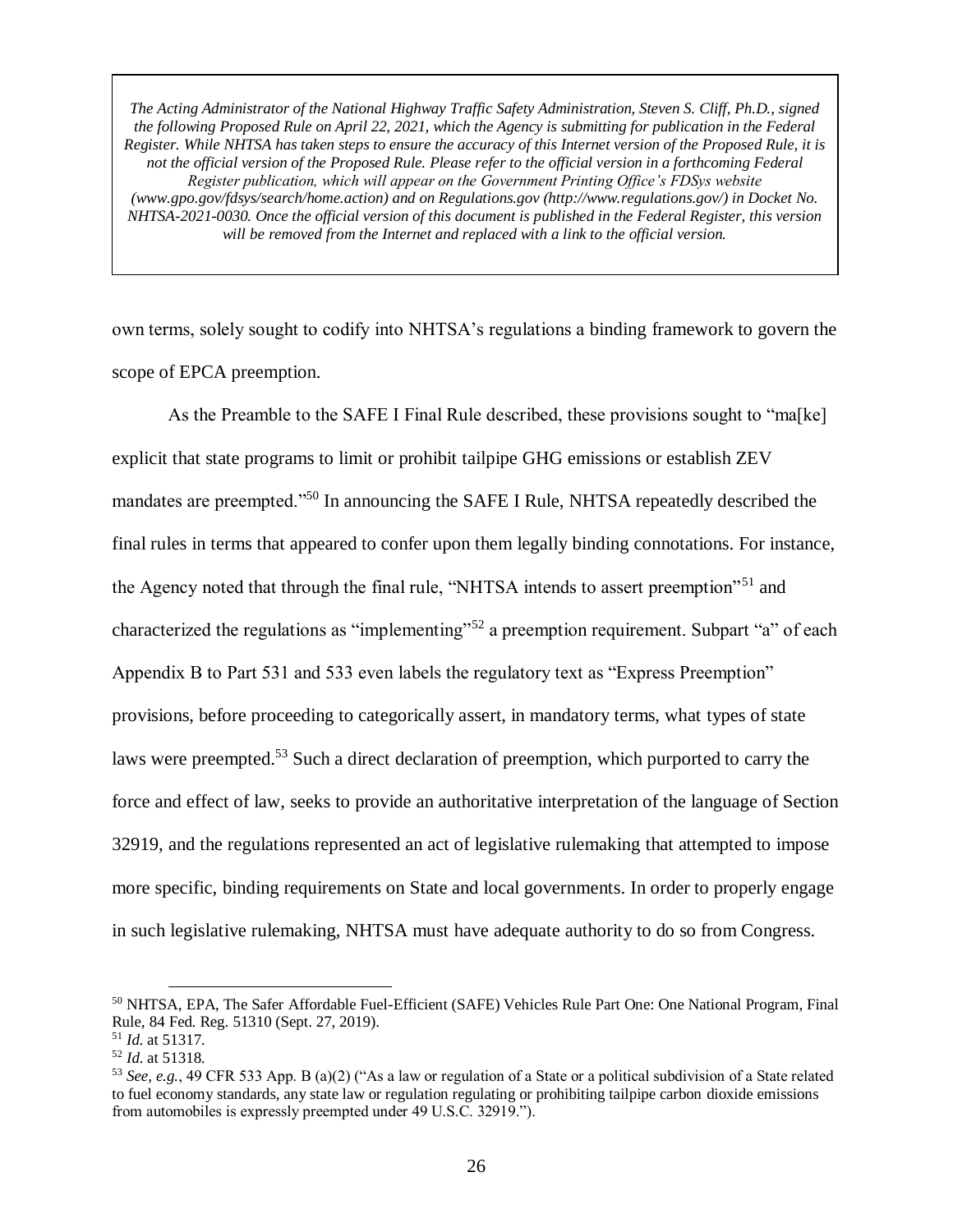*The Acting Administrator of the National Highway Traffic Safety Administration, Steven S. Cliff, Ph.D., signed the following Proposed Rule on April 22, 2021, which the Agency is submitting for publication in the Federal Register. While NHTSA has taken steps to ensure the accuracy of this Internet version of the Proposed Rule, it is not the official version of the Proposed Rule. Please refer to the official version in a forthcoming Federal Register publication, which will appear on the Government Printing Office's FDSys website (www.gpo.gov/fdsys/search/home.action) and on Regulations.gov (http://www.regulations.gov/) in Docket No. NHTSA-2021-0030. Once the official version of this document is published in the Federal Register, this version will be removed from the Internet and replaced with a link to the official version.*

own terms, solely sought to codify into NHTSA's regulations a binding framework to govern the scope of EPCA preemption.

As the Preamble to the SAFE I Final Rule described, these provisions sought to "ma[ke] explicit that state programs to limit or prohibit tailpipe GHG emissions or establish ZEV mandates are preempted."[50] In announcing the SAFE I Rule, NHTSA repeatedly described the final rules in terms that appeared to confer upon them legally binding connotations. For instance, the Agency noted that through the final rule, "NHTSA intends to assert preemption"[51] and characterized the regulations as "implementing"[52] a preemption requirement. Subpart "a" of each Appendix B to Part 531 and 533 even labels the regulatory text as "Express Preemption" provisions, before proceeding to categorically assert, in mandatory terms, what types of state laws were preempted.[53] Such a direct declaration of preemption, which purported to carry the force and effect of law, seeks to provide an authoritative interpretation of the language of Section 32919, and the regulations represented an act of legislative rulemaking that attempted to impose more specific, binding requirements on State and local governments. In order to properly engage in such legislative rulemaking, NHTSA must have adequate authority to do so from Congress.

[50] NHTSA, EPA, The Safer Affordable Fuel-Efficient (SAFE) Vehicles Rule Part One: One National Program, Final Rule, 84 Fed. Reg. 51310 (Sept. 27, 2019).

[51] *Id.* at 51317.

[52] *Id.* at 51318.

[53] *See, e.g.*, 49 CFR 533 App. B (a)(2) ("As a law or regulation of a State or a political subdivision of a State related to fuel economy standards, any state law or regulation regulating or prohibiting tailpipe carbon dioxide emissions from automobiles is expressly preempted under 49 U.S.C. 32919.").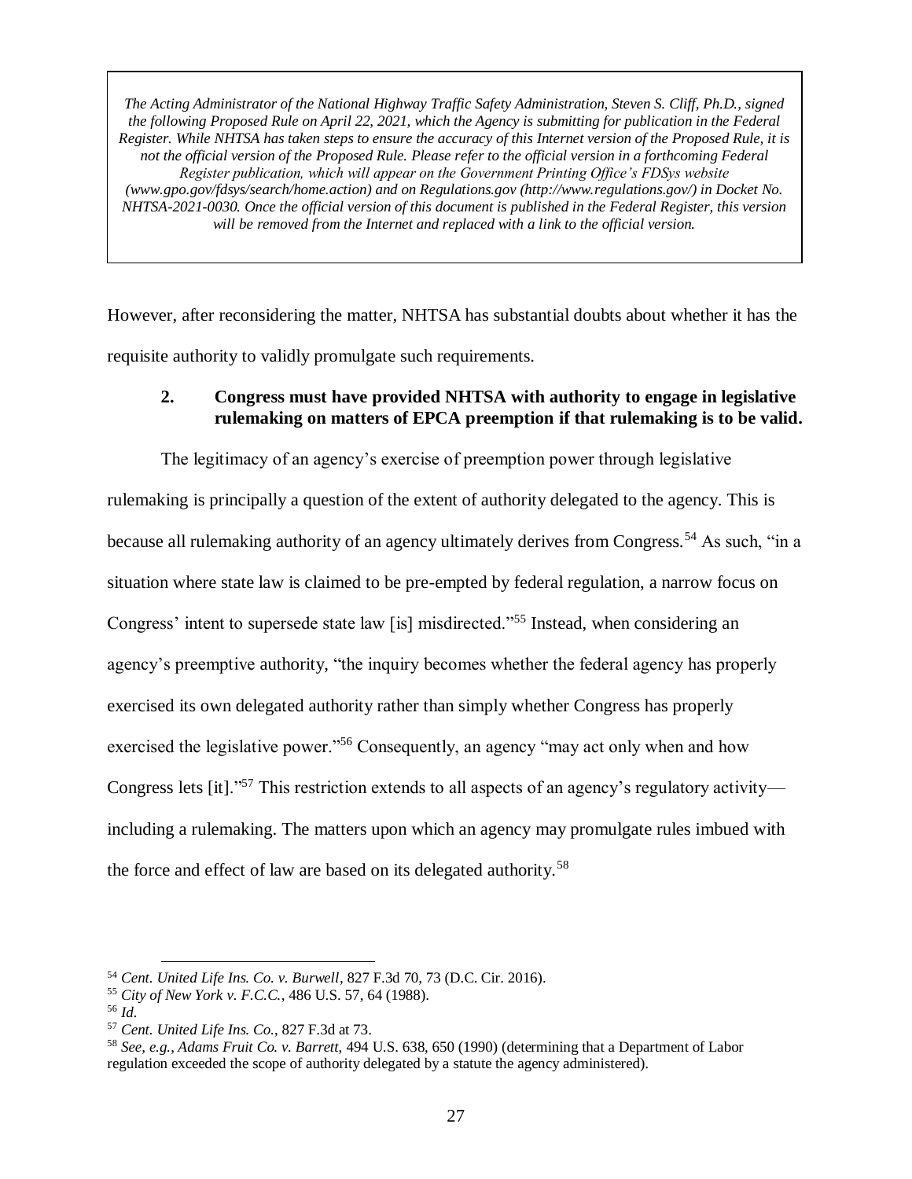However, after reconsidering the matter, NHTSA has substantial doubts about whether it has the requisite authority to validly promulgate such requirements.

### 2. Congress must have provided NHTSA with authority to engage in legislative rulemaking on matters of EPCA preemption if that rulemaking is to be valid.

The legitimacy of an agency's exercise of preemption power through legislative rulemaking is principally a question of the extent of authority delegated to the agency. This is because all rulemaking authority of an agency ultimately derives from Congress.[54] As such, "in a situation where state law is claimed to be pre-empted by federal regulation, a narrow focus on Congress' intent to supersede state law [is] misdirected."[55] Instead, when considering an agency's preemptive authority, "the inquiry becomes whether the federal agency has properly exercised its own delegated authority rather than simply whether Congress has properly exercised the legislative power."[56] Consequently, an agency "may act only when and how Congress lets [it]."[57] This restriction extends to all aspects of an agency's regulatory activity—including a rulemaking. The matters upon which an agency may promulgate rules imbued with the force and effect of law are based on its delegated authority.[58]

---

[54] *Cent. United Life Ins. Co. v. Burwell*, 827 F.3d 70, 73 (D.C. Cir. 2016).

[55] *City of New York v. F.C.C.*, 486 U.S. 57, 64 (1988).

[56] *Id.*

[57] *Cent. United Life Ins. Co.*, 827 F.3d at 73.

[58] *See, e.g.*, *Adams Fruit Co. v. Barrett*, 494 U.S. 638, 650 (1990) (determining that a Department of Labor regulation exceeded the scope of authority delegated by a statute the agency administered).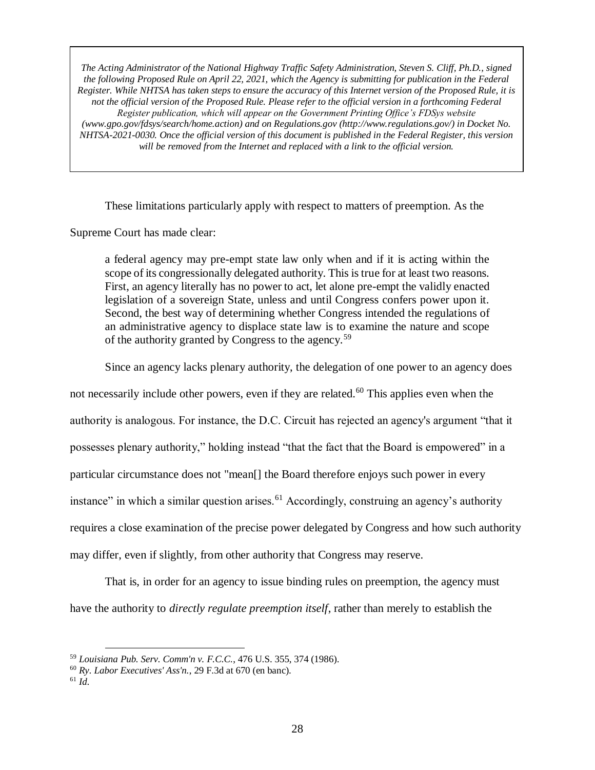*The Acting Administrator of the National Highway Traffic Safety Administration, Steven S. Cliff, Ph.D., signed the following Proposed Rule on April 22, 2021, which the Agency is submitting for publication in the Federal Register. While NHTSA has taken steps to ensure the accuracy of this Internet version of the Proposed Rule, it is not the official version of the Proposed Rule. Please refer to the official version in a forthcoming Federal Register publication, which will appear on the Government Printing Office's FDSys website (www.gpo.gov/fdsys/search/home.action) and on Regulations.gov (http://www.regulations.gov/) in Docket No. NHTSA-2021-0030. Once the official version of this document is published in the Federal Register, this version will be removed from the Internet and replaced with a link to the official version.*

These limitations particularly apply with respect to matters of preemption. As the Supreme Court has made clear:

> a federal agency may pre-empt state law only when and if it is acting within the scope of its congressionally delegated authority. This is true for at least two reasons. First, an agency literally has no power to act, let alone pre-empt the validly enacted legislation of a sovereign State, unless and until Congress confers power upon it. Second, the best way of determining whether Congress intended the regulations of an administrative agency to displace state law is to examine the nature and scope of the authority granted by Congress to the agency.[59]

Since an agency lacks plenary authority, the delegation of one power to an agency does not necessarily include other powers, even if they are related.[60] This applies even when the authority is analogous. For instance, the D.C. Circuit has rejected an agency's argument "that it possesses plenary authority," holding instead "that the fact that the Board is empowered" in a particular circumstance does not "mean[] the Board therefore enjoys such power in every instance" in which a similar question arises.[61] Accordingly, construing an agency's authority requires a close examination of the precise power delegated by Congress and how such authority may differ, even if slightly, from other authority that Congress may reserve.

That is, in order for an agency to issue binding rules on preemption, the agency must have the authority to *directly regulate preemption itself*, rather than merely to establish the

---

[59] *Louisiana Pub. Serv. Comm'n v. F.C.C.*, 476 U.S. 355, 374 (1986).

[60] *Ry. Labor Executives' Ass'n.*, 29 F.3d at 670 (en banc).

[61] *Id.*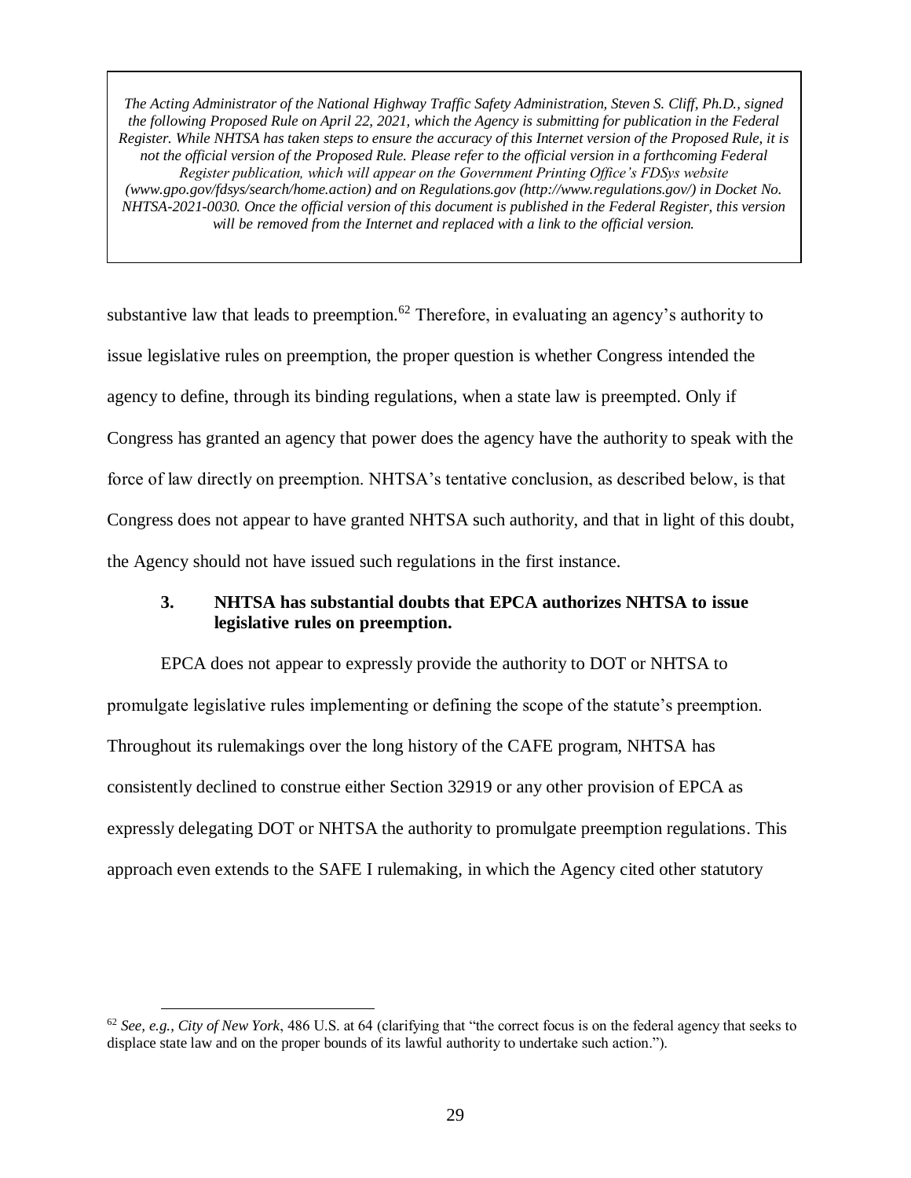*The Acting Administrator of the National Highway Traffic Safety Administration, Steven S. Cliff, Ph.D., signed the following Proposed Rule on April 22, 2021, which the Agency is submitting for publication in the Federal Register. While NHTSA has taken steps to ensure the accuracy of this Internet version of the Proposed Rule, it is not the official version of the Proposed Rule. Please refer to the official version in a forthcoming Federal Register publication, which will appear on the Government Printing Office's FDSys website (www.gpo.gov/fdsys/search/home.action) and on Regulations.gov (http://www.regulations.gov/) in Docket No. NHTSA-2021-0030. Once the official version of this document is published in the Federal Register, this version will be removed from the Internet and replaced with a link to the official version.*

substantive law that leads to preemption.[62] Therefore, in evaluating an agency's authority to issue legislative rules on preemption, the proper question is whether Congress intended the agency to define, through its binding regulations, when a state law is preempted. Only if Congress has granted an agency that power does the agency have the authority to speak with the force of law directly on preemption. NHTSA's tentative conclusion, as described below, is that Congress does not appear to have granted NHTSA such authority, and that in light of this doubt, the Agency should not have issued such regulations in the first instance.

### 3. NHTSA has substantial doubts that EPCA authorizes NHTSA to issue legislative rules on preemption.

EPCA does not appear to expressly provide the authority to DOT or NHTSA to promulgate legislative rules implementing or defining the scope of the statute's preemption. Throughout its rulemakings over the long history of the CAFE program, NHTSA has consistently declined to construe either Section 32919 or any other provision of EPCA as expressly delegating DOT or NHTSA the authority to promulgate preemption regulations. This approach even extends to the SAFE I rulemaking, in which the Agency cited other statutory

[62] *See, e.g.*, *City of New York*, 486 U.S. at 64 (clarifying that "the correct focus is on the federal agency that seeks to displace state law and on the proper bounds of its lawful authority to undertake such action.").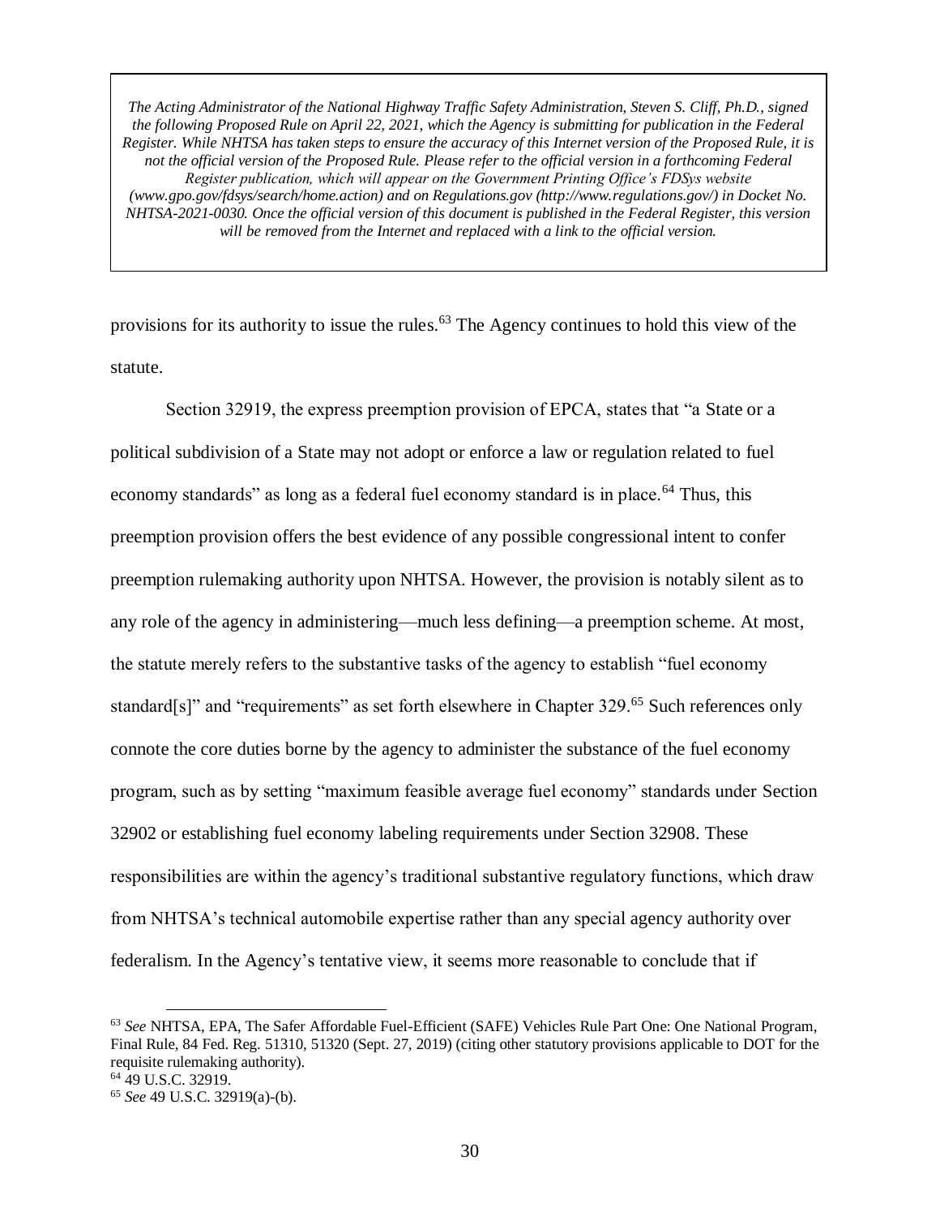provisions for its authority to issue the rules.[63] The Agency continues to hold this view of the statute.

Section 32919, the express preemption provision of EPCA, states that "a State or a political subdivision of a State may not adopt or enforce a law or regulation related to fuel economy standards" as long as a federal fuel economy standard is in place.[64] Thus, this preemption provision offers the best evidence of any possible congressional intent to confer preemption rulemaking authority upon NHTSA. However, the provision is notably silent as to any role of the agency in administering—much less defining—a preemption scheme. At most, the statute merely refers to the substantive tasks of the agency to establish "fuel economy standard[s]" and "requirements" as set forth elsewhere in Chapter 329.[65] Such references only connote the core duties borne by the agency to administer the substance of the fuel economy program, such as by setting "maximum feasible average fuel economy" standards under Section 32902 or establishing fuel economy labeling requirements under Section 32908. These responsibilities are within the agency's traditional substantive regulatory functions, which draw from NHTSA's technical automobile expertise rather than any special agency authority over federalism. In the Agency's tentative view, it seems more reasonable to conclude that if

---

[63] *See* NHTSA, EPA, The Safer Affordable Fuel-Efficient (SAFE) Vehicles Rule Part One: One National Program, Final Rule, 84 Fed. Reg. 51310, 51320 (Sept. 27, 2019) (citing other statutory provisions applicable to DOT for the requisite rulemaking authority).

[64] 49 U.S.C. 32919.

[65] *See* 49 U.S.C. 32919(a)-(b).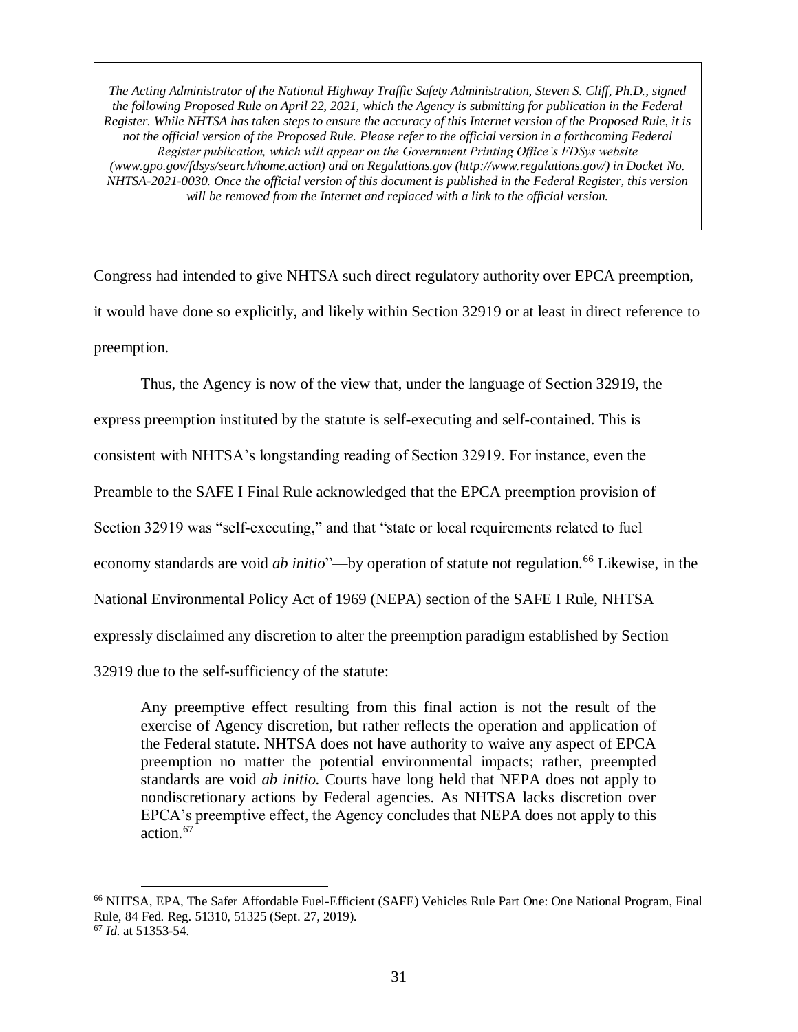*The Acting Administrator of the National Highway Traffic Safety Administration, Steven S. Cliff, Ph.D., signed the following Proposed Rule on April 22, 2021, which the Agency is submitting for publication in the Federal Register. While NHTSA has taken steps to ensure the accuracy of this Internet version of the Proposed Rule, it is not the official version of the Proposed Rule. Please refer to the official version in a forthcoming Federal Register publication, which will appear on the Government Printing Office's FDSys website (www.gpo.gov/fdsys/search/home.action) and on Regulations.gov (http://www.regulations.gov/) in Docket No. NHTSA-2021-0030. Once the official version of this document is published in the Federal Register, this version will be removed from the Internet and replaced with a link to the official version.*

Congress had intended to give NHTSA such direct regulatory authority over EPCA preemption, it would have done so explicitly, and likely within Section 32919 or at least in direct reference to preemption.

Thus, the Agency is now of the view that, under the language of Section 32919, the express preemption instituted by the statute is self-executing and self-contained. This is consistent with NHTSA's longstanding reading of Section 32919. For instance, even the Preamble to the SAFE I Final Rule acknowledged that the EPCA preemption provision of Section 32919 was "self-executing," and that "state or local requirements related to fuel economy standards are void *ab initio*"—by operation of statute not regulation.[66] Likewise, in the National Environmental Policy Act of 1969 (NEPA) section of the SAFE I Rule, NHTSA expressly disclaimed any discretion to alter the preemption paradigm established by Section 32919 due to the self-sufficiency of the statute:

> Any preemptive effect resulting from this final action is not the result of the exercise of Agency discretion, but rather reflects the operation and application of the Federal statute. NHTSA does not have authority to waive any aspect of EPCA preemption no matter the potential environmental impacts; rather, preempted standards are void *ab initio.* Courts have long held that NEPA does not apply to nondiscretionary actions by Federal agencies. As NHTSA lacks discretion over EPCA's preemptive effect, the Agency concludes that NEPA does not apply to this action.[67]

---

[66] NHTSA, EPA, The Safer Affordable Fuel-Efficient (SAFE) Vehicles Rule Part One: One National Program, Final Rule, 84 Fed. Reg. 51310, 51325 (Sept. 27, 2019).

[67] *Id.* at 51353-54.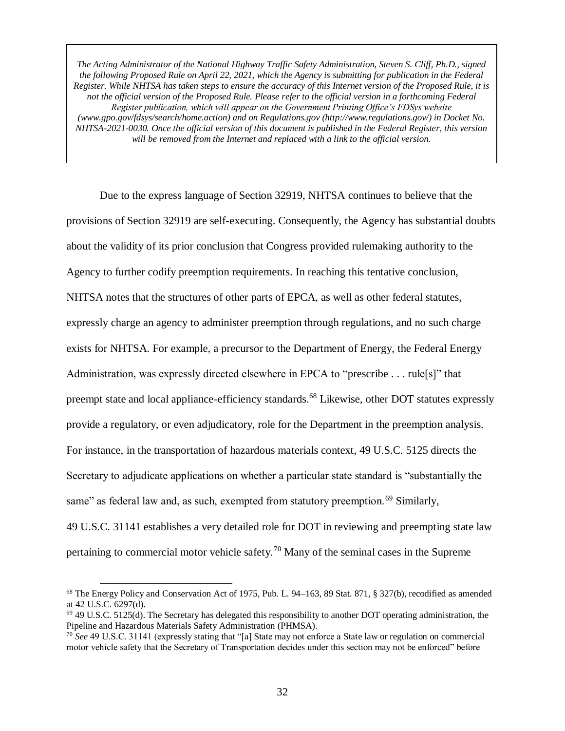*The Acting Administrator of the National Highway Traffic Safety Administration, Steven S. Cliff, Ph.D., signed the following Proposed Rule on April 22, 2021, which the Agency is submitting for publication in the Federal Register. While NHTSA has taken steps to ensure the accuracy of this Internet version of the Proposed Rule, it is not the official version of the Proposed Rule. Please refer to the official version in a forthcoming Federal Register publication, which will appear on the Government Printing Office's FDSys website (www.gpo.gov/fdsys/search/home.action) and on Regulations.gov (http://www.regulations.gov/) in Docket No. NHTSA-2021-0030. Once the official version of this document is published in the Federal Register, this version will be removed from the Internet and replaced with a link to the official version.*

Due to the express language of Section 32919, NHTSA continues to believe that the provisions of Section 32919 are self-executing. Consequently, the Agency has substantial doubts about the validity of its prior conclusion that Congress provided rulemaking authority to the Agency to further codify preemption requirements. In reaching this tentative conclusion, NHTSA notes that the structures of other parts of EPCA, as well as other federal statutes, expressly charge an agency to administer preemption through regulations, and no such charge exists for NHTSA. For example, a precursor to the Department of Energy, the Federal Energy Administration, was expressly directed elsewhere in EPCA to "prescribe . . . rule[s]" that preempt state and local appliance-efficiency standards.[68] Likewise, other DOT statutes expressly provide a regulatory, or even adjudicatory, role for the Department in the preemption analysis. For instance, in the transportation of hazardous materials context, 49 U.S.C. 5125 directs the Secretary to adjudicate applications on whether a particular state standard is "substantially the same" as federal law and, as such, exempted from statutory preemption.[69] Similarly, 49 U.S.C. 31141 establishes a very detailed role for DOT in reviewing and preempting state law pertaining to commercial motor vehicle safety.[70] Many of the seminal cases in the Supreme

[68] The Energy Policy and Conservation Act of 1975, Pub. L. 94–163, 89 Stat. 871, § 327(b), recodified as amended at 42 U.S.C. 6297(d).

[69] 49 U.S.C. 5125(d). The Secretary has delegated this responsibility to another DOT operating administration, the Pipeline and Hazardous Materials Safety Administration (PHMSA).

[70] *See* 49 U.S.C. 31141 (expressly stating that "[a] State may not enforce a State law or regulation on commercial motor vehicle safety that the Secretary of Transportation decides under this section may not be enforced" before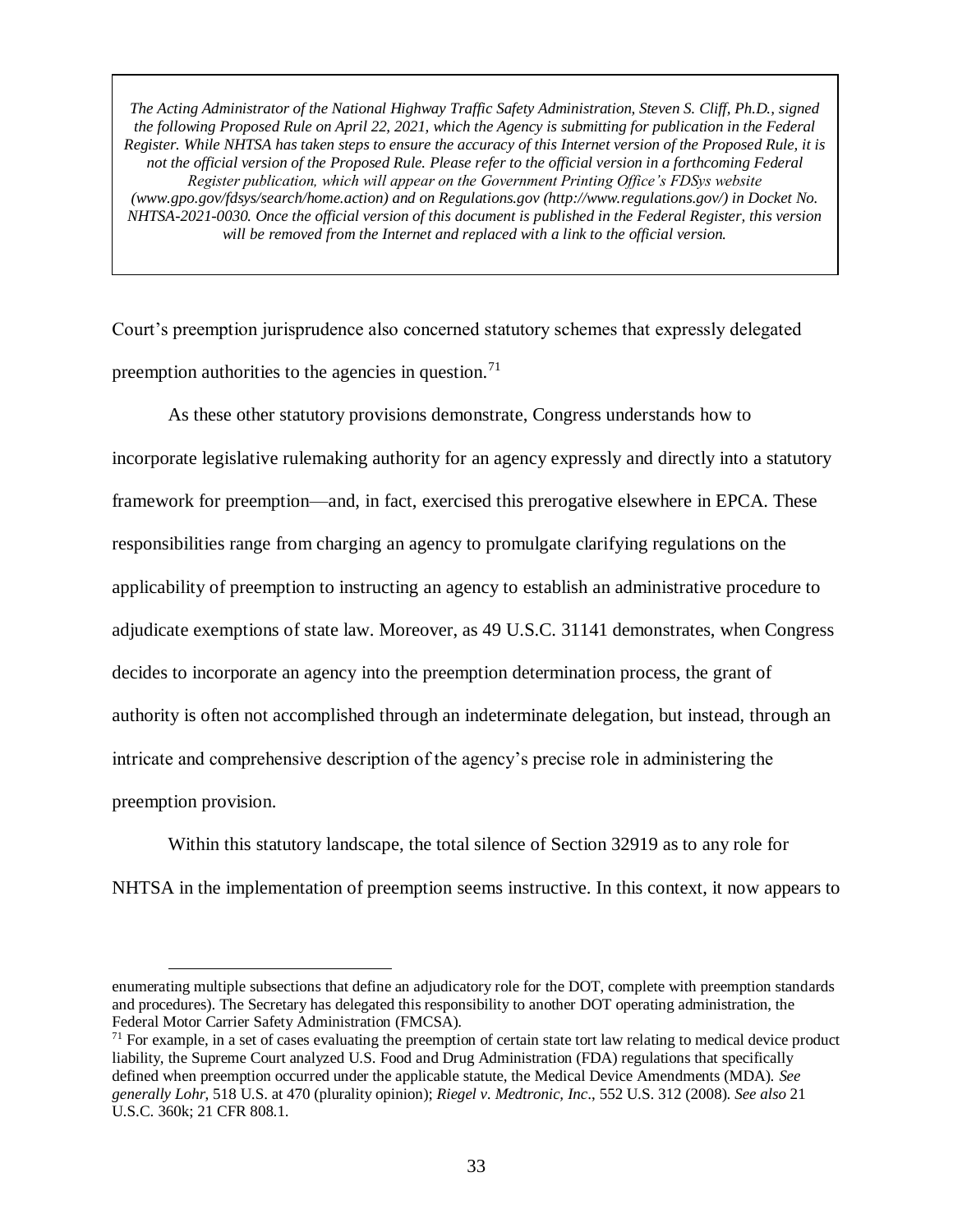*The Acting Administrator of the National Highway Traffic Safety Administration, Steven S. Cliff, Ph.D., signed the following Proposed Rule on April 22, 2021, which the Agency is submitting for publication in the Federal Register. While NHTSA has taken steps to ensure the accuracy of this Internet version of the Proposed Rule, it is not the official version of the Proposed Rule. Please refer to the official version in a forthcoming Federal Register publication, which will appear on the Government Printing Office's FDSys website (www.gpo.gov/fdsys/search/home.action) and on Regulations.gov (http://www.regulations.gov/) in Docket No. NHTSA-2021-0030. Once the official version of this document is published in the Federal Register, this version will be removed from the Internet and replaced with a link to the official version.*

Court's preemption jurisprudence also concerned statutory schemes that expressly delegated preemption authorities to the agencies in question.[71]

As these other statutory provisions demonstrate, Congress understands how to incorporate legislative rulemaking authority for an agency expressly and directly into a statutory framework for preemption—and, in fact, exercised this prerogative elsewhere in EPCA. These responsibilities range from charging an agency to promulgate clarifying regulations on the applicability of preemption to instructing an agency to establish an administrative procedure to adjudicate exemptions of state law. Moreover, as 49 U.S.C. 31141 demonstrates, when Congress decides to incorporate an agency into the preemption determination process, the grant of authority is often not accomplished through an indeterminate delegation, but instead, through an intricate and comprehensive description of the agency's precise role in administering the preemption provision.

Within this statutory landscape, the total silence of Section 32919 as to any role for NHTSA in the implementation of preemption seems instructive. In this context, it now appears to

---

enumerating multiple subsections that define an adjudicatory role for the DOT, complete with preemption standards and procedures). The Secretary has delegated this responsibility to another DOT operating administration, the Federal Motor Carrier Safety Administration (FMCSA).

[71] For example, in a set of cases evaluating the preemption of certain state tort law relating to medical device product liability, the Supreme Court analyzed U.S. Food and Drug Administration (FDA) regulations that specifically defined when preemption occurred under the applicable statute, the Medical Device Amendments (MDA). *See generally Lohr*, 518 U.S. at 470 (plurality opinion); *Riegel v. Medtronic, Inc*., 552 U.S. 312 (2008). *See also* 21 U.S.C. 360k; 21 CFR 808.1.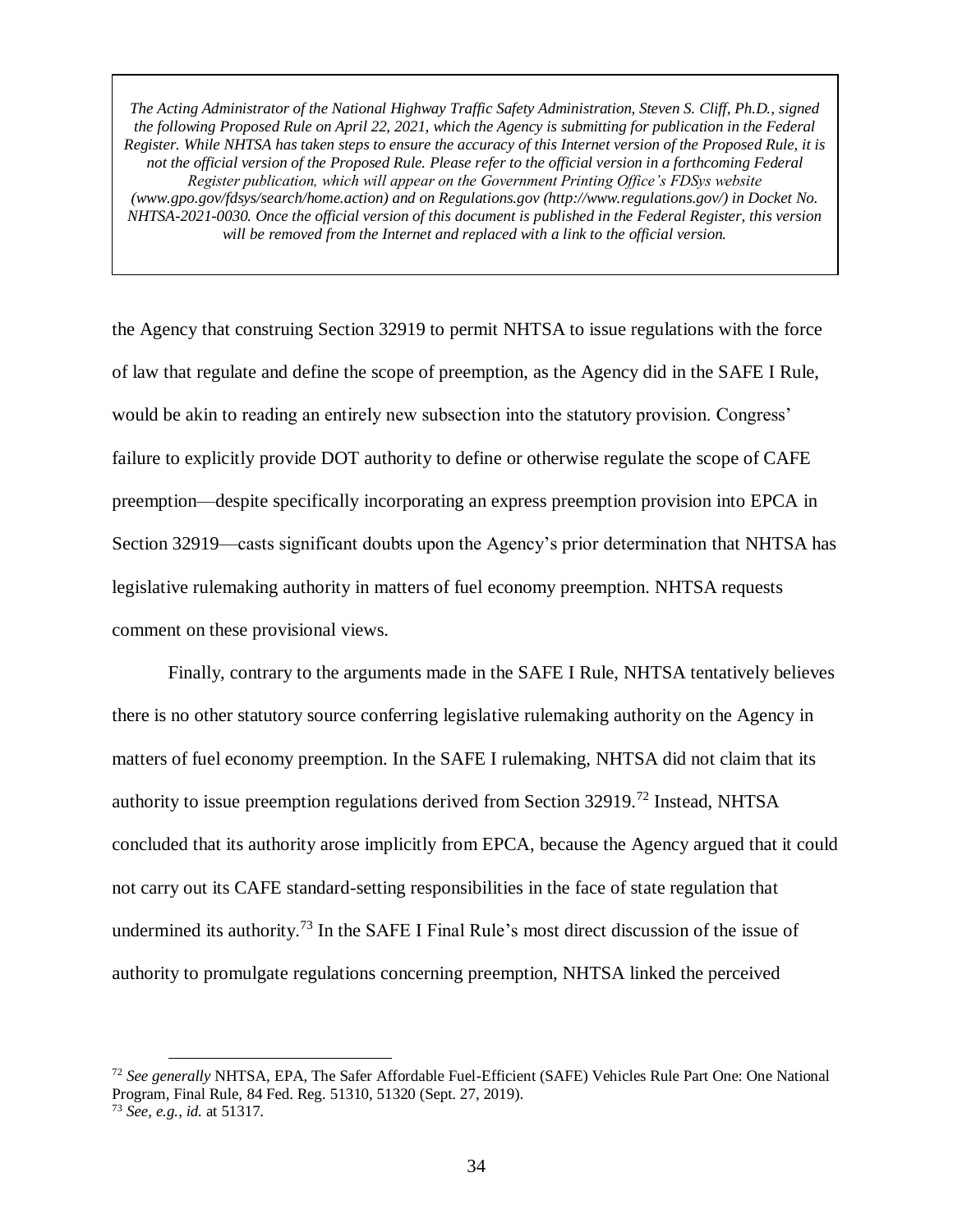*The Acting Administrator of the National Highway Traffic Safety Administration, Steven S. Cliff, Ph.D., signed the following Proposed Rule on April 22, 2021, which the Agency is submitting for publication in the Federal Register. While NHTSA has taken steps to ensure the accuracy of this Internet version of the Proposed Rule, it is not the official version of the Proposed Rule. Please refer to the official version in a forthcoming Federal Register publication, which will appear on the Government Printing Office's FDSys website (www.gpo.gov/fdsys/search/home.action) and on Regulations.gov (http://www.regulations.gov/) in Docket No. NHTSA-2021-0030. Once the official version of this document is published in the Federal Register, this version will be removed from the Internet and replaced with a link to the official version.*

the Agency that construing Section 32919 to permit NHTSA to issue regulations with the force of law that regulate and define the scope of preemption, as the Agency did in the SAFE I Rule, would be akin to reading an entirely new subsection into the statutory provision. Congress' failure to explicitly provide DOT authority to define or otherwise regulate the scope of CAFE preemption—despite specifically incorporating an express preemption provision into EPCA in Section 32919—casts significant doubts upon the Agency's prior determination that NHTSA has legislative rulemaking authority in matters of fuel economy preemption. NHTSA requests comment on these provisional views.

Finally, contrary to the arguments made in the SAFE I Rule, NHTSA tentatively believes there is no other statutory source conferring legislative rulemaking authority on the Agency in matters of fuel economy preemption. In the SAFE I rulemaking, NHTSA did not claim that its authority to issue preemption regulations derived from Section 32919.[72] Instead, NHTSA concluded that its authority arose implicitly from EPCA, because the Agency argued that it could not carry out its CAFE standard-setting responsibilities in the face of state regulation that undermined its authority.[73] In the SAFE I Final Rule's most direct discussion of the issue of authority to promulgate regulations concerning preemption, NHTSA linked the perceived

---

[72] *See generally* NHTSA, EPA, The Safer Affordable Fuel-Efficient (SAFE) Vehicles Rule Part One: One National Program, Final Rule, 84 Fed. Reg. 51310, 51320 (Sept. 27, 2019).

[73] *See, e.g.*, *id.* at 51317.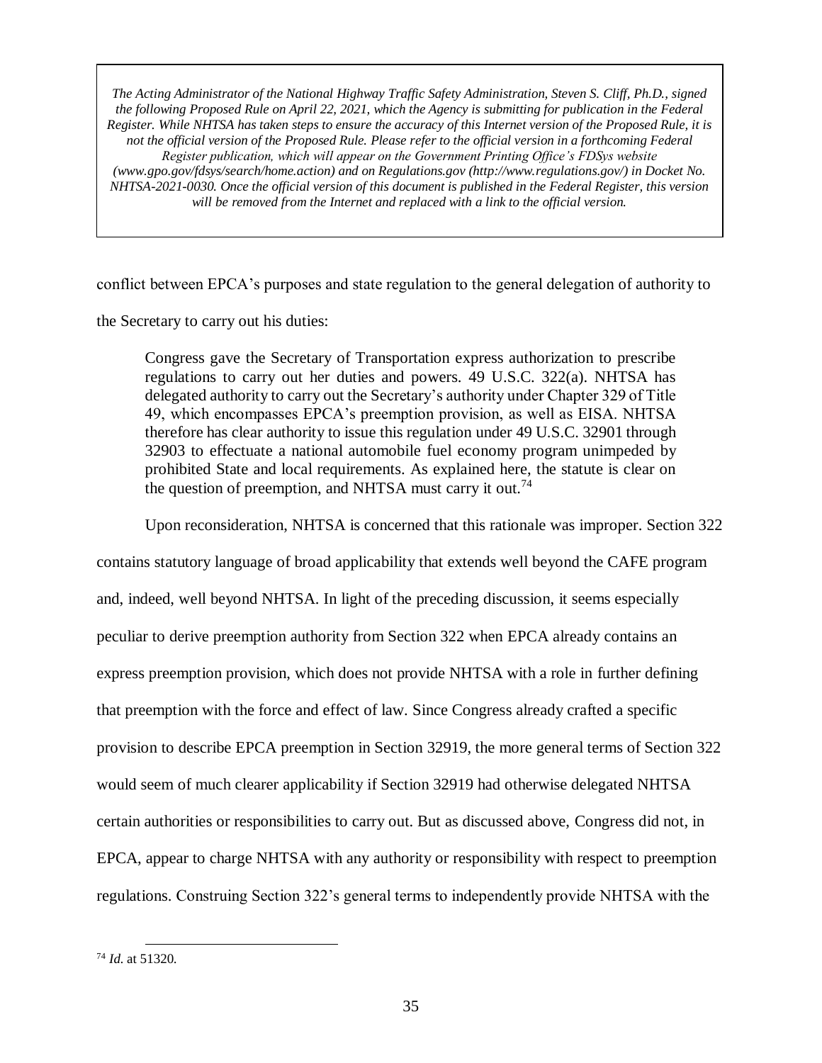> *The Acting Administrator of the National Highway Traffic Safety Administration, Steven S. Cliff, Ph.D., signed the following Proposed Rule on April 22, 2021, which the Agency is submitting for publication in the Federal Register. While NHTSA has taken steps to ensure the accuracy of this Internet version of the Proposed Rule, it is not the official version of the Proposed Rule. Please refer to the official version in a forthcoming Federal Register publication, which will appear on the Government Printing Office's FDSys website (www.gpo.gov/fdsys/search/home.action) and on Regulations.gov (http://www.regulations.gov/) in Docket No. NHTSA-2021-0030. Once the official version of this document is published in the Federal Register, this version will be removed from the Internet and replaced with a link to the official version.*

conflict between EPCA's purposes and state regulation to the general delegation of authority to the Secretary to carry out his duties:

> Congress gave the Secretary of Transportation express authorization to prescribe regulations to carry out her duties and powers. 49 U.S.C. 322(a). NHTSA has delegated authority to carry out the Secretary's authority under Chapter 329 of Title 49, which encompasses EPCA's preemption provision, as well as EISA. NHTSA therefore has clear authority to issue this regulation under 49 U.S.C. 32901 through 32903 to effectuate a national automobile fuel economy program unimpeded by prohibited State and local requirements. As explained here, the statute is clear on the question of preemption, and NHTSA must carry it out.[74]

Upon reconsideration, NHTSA is concerned that this rationale was improper. Section 322 contains statutory language of broad applicability that extends well beyond the CAFE program and, indeed, well beyond NHTSA. In light of the preceding discussion, it seems especially peculiar to derive preemption authority from Section 322 when EPCA already contains an express preemption provision, which does not provide NHTSA with a role in further defining that preemption with the force and effect of law. Since Congress already crafted a specific provision to describe EPCA preemption in Section 32919, the more general terms of Section 322 would seem of much clearer applicability if Section 32919 had otherwise delegated NHTSA certain authorities or responsibilities to carry out. But as discussed above, Congress did not, in EPCA, appear to charge NHTSA with any authority or responsibility with respect to preemption regulations. Construing Section 322's general terms to independently provide NHTSA with the

---

[74] *Id.* at 51320.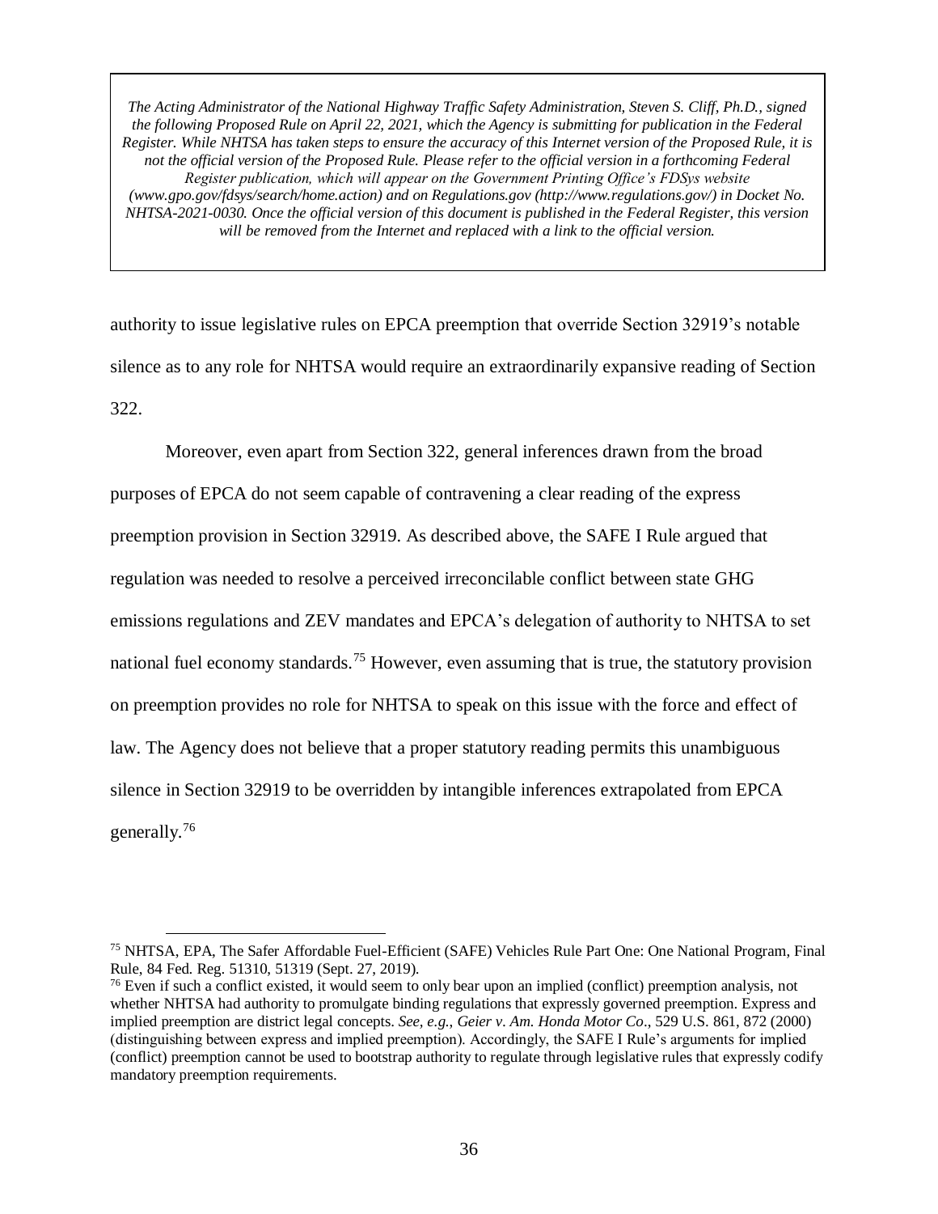*The Acting Administrator of the National Highway Traffic Safety Administration, Steven S. Cliff, Ph.D., signed the following Proposed Rule on April 22, 2021, which the Agency is submitting for publication in the Federal Register. While NHTSA has taken steps to ensure the accuracy of this Internet version of the Proposed Rule, it is not the official version of the Proposed Rule. Please refer to the official version in a forthcoming Federal Register publication, which will appear on the Government Printing Office's FDSys website (www.gpo.gov/fdsys/search/home.action) and on Regulations.gov (http://www.regulations.gov/) in Docket No. NHTSA-2021-0030. Once the official version of this document is published in the Federal Register, this version will be removed from the Internet and replaced with a link to the official version.*

authority to issue legislative rules on EPCA preemption that override Section 32919's notable silence as to any role for NHTSA would require an extraordinarily expansive reading of Section 322.

Moreover, even apart from Section 322, general inferences drawn from the broad purposes of EPCA do not seem capable of contravening a clear reading of the express preemption provision in Section 32919. As described above, the SAFE I Rule argued that regulation was needed to resolve a perceived irreconcilable conflict between state GHG emissions regulations and ZEV mandates and EPCA's delegation of authority to NHTSA to set national fuel economy standards.[75] However, even assuming that is true, the statutory provision on preemption provides no role for NHTSA to speak on this issue with the force and effect of law. The Agency does not believe that a proper statutory reading permits this unambiguous silence in Section 32919 to be overridden by intangible inferences extrapolated from EPCA generally.[76]

---

[75] NHTSA, EPA, The Safer Affordable Fuel-Efficient (SAFE) Vehicles Rule Part One: One National Program, Final Rule, 84 Fed. Reg. 51310, 51319 (Sept. 27, 2019).

[76] Even if such a conflict existed, it would seem to only bear upon an implied (conflict) preemption analysis, not whether NHTSA had authority to promulgate binding regulations that expressly governed preemption. Express and implied preemption are district legal concepts. *See, e.g.*, *Geier v. Am. Honda Motor Co*., 529 U.S. 861, 872 (2000) (distinguishing between express and implied preemption). Accordingly, the SAFE I Rule's arguments for implied (conflict) preemption cannot be used to bootstrap authority to regulate through legislative rules that expressly codify mandatory preemption requirements.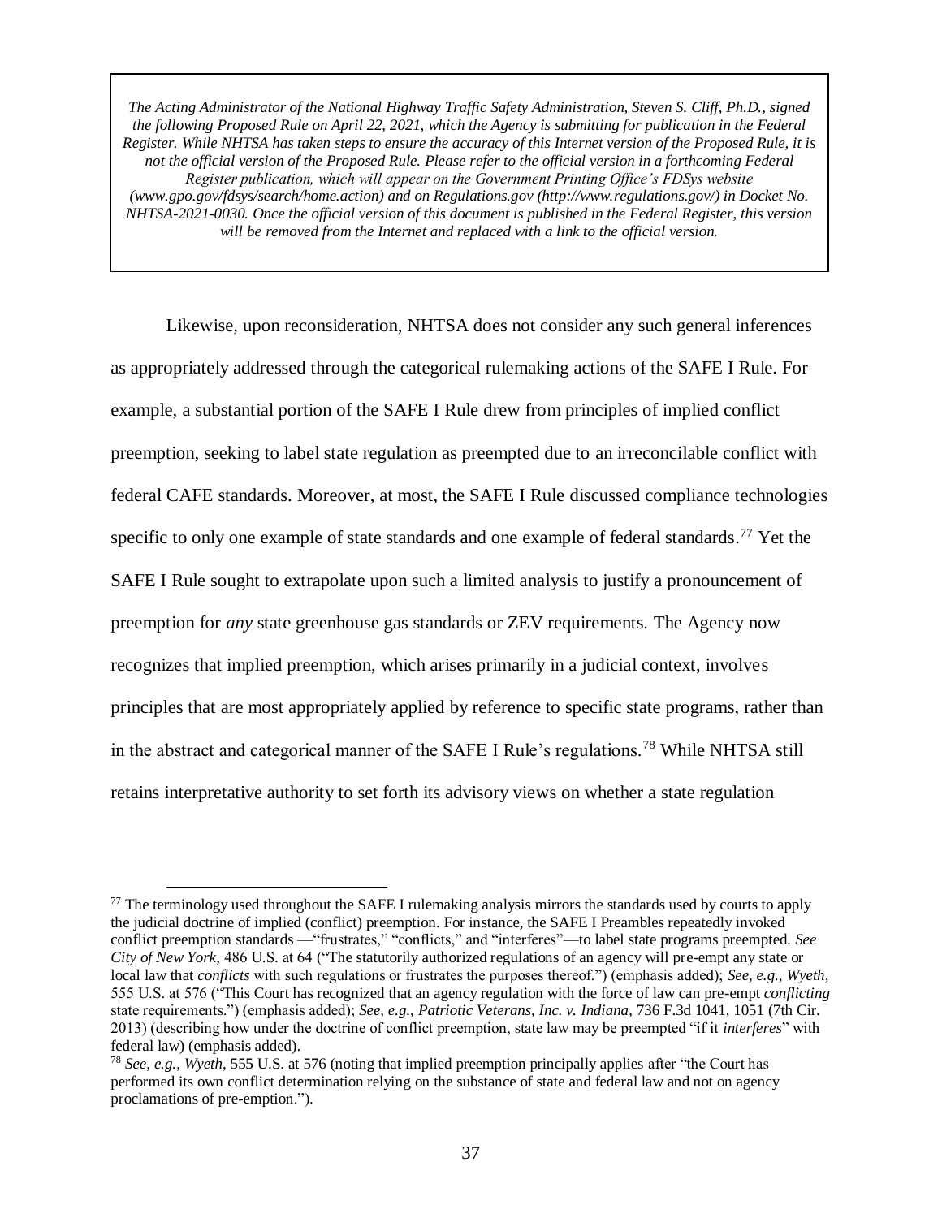*The Acting Administrator of the National Highway Traffic Safety Administration, Steven S. Cliff, Ph.D., signed the following Proposed Rule on April 22, 2021, which the Agency is submitting for publication in the Federal Register. While NHTSA has taken steps to ensure the accuracy of this Internet version of the Proposed Rule, it is not the official version of the Proposed Rule. Please refer to the official version in a forthcoming Federal Register publication, which will appear on the Government Printing Office's FDSys website (www.gpo.gov/fdsys/search/home.action) and on Regulations.gov (http://www.regulations.gov/) in Docket No. NHTSA-2021-0030. Once the official version of this document is published in the Federal Register, this version will be removed from the Internet and replaced with a link to the official version.*

Likewise, upon reconsideration, NHTSA does not consider any such general inferences as appropriately addressed through the categorical rulemaking actions of the SAFE I Rule. For example, a substantial portion of the SAFE I Rule drew from principles of implied conflict preemption, seeking to label state regulation as preempted due to an irreconcilable conflict with federal CAFE standards. Moreover, at most, the SAFE I Rule discussed compliance technologies specific to only one example of state standards and one example of federal standards.[77] Yet the SAFE I Rule sought to extrapolate upon such a limited analysis to justify a pronouncement of preemption for *any* state greenhouse gas standards or ZEV requirements. The Agency now recognizes that implied preemption, which arises primarily in a judicial context, involves principles that are most appropriately applied by reference to specific state programs, rather than in the abstract and categorical manner of the SAFE I Rule's regulations.[78] While NHTSA still retains interpretative authority to set forth its advisory views on whether a state regulation

[77] The terminology used throughout the SAFE I rulemaking analysis mirrors the standards used by courts to apply the judicial doctrine of implied (conflict) preemption. For instance, the SAFE I Preambles repeatedly invoked conflict preemption standards —"frustrates," "conflicts," and "interferes"—to label state programs preempted. *See City of New York*, 486 U.S. at 64 ("The statutorily authorized regulations of an agency will pre-empt any state or local law that *conflicts* with such regulations or frustrates the purposes thereof.") (emphasis added); *See, e.g.*, *Wyeth*, 555 U.S. at 576 ("This Court has recognized that an agency regulation with the force of law can pre-empt *conflicting* state requirements.") (emphasis added); *See, e.g.*, *Patriotic Veterans, Inc. v. Indiana*, 736 F.3d 1041, 1051 (7th Cir. 2013) (describing how under the doctrine of conflict preemption, state law may be preempted "if it *interferes*" with federal law) (emphasis added).

[78] *See, e.g.*, *Wyeth*, 555 U.S. at 576 (noting that implied preemption principally applies after "the Court has performed its own conflict determination relying on the substance of state and federal law and not on agency proclamations of pre-emption.").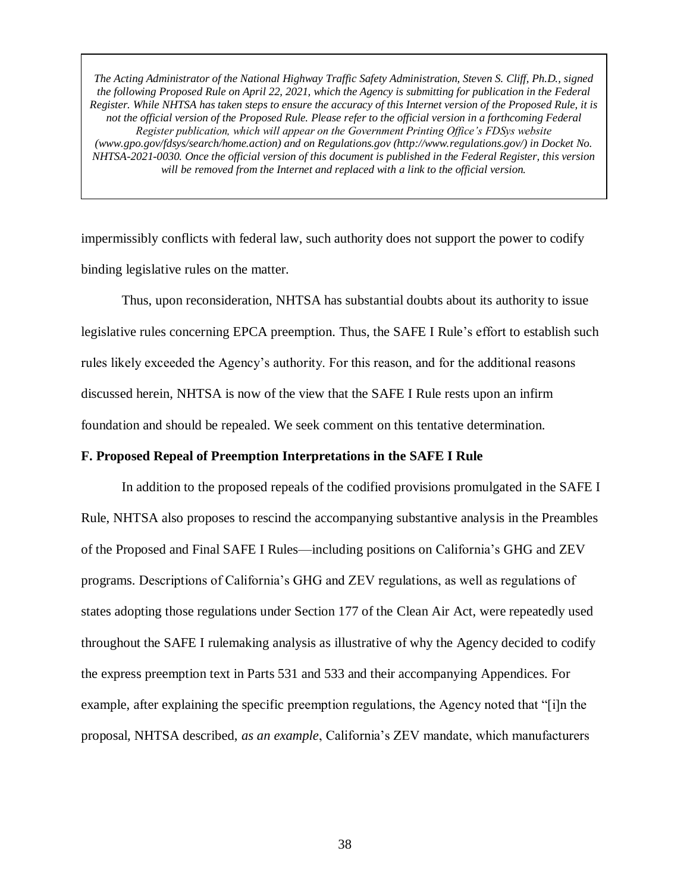*The Acting Administrator of the National Highway Traffic Safety Administration, Steven S. Cliff, Ph.D., signed the following Proposed Rule on April 22, 2021, which the Agency is submitting for publication in the Federal Register. While NHTSA has taken steps to ensure the accuracy of this Internet version of the Proposed Rule, it is not the official version of the Proposed Rule. Please refer to the official version in a forthcoming Federal Register publication, which will appear on the Government Printing Office's FDSys website (www.gpo.gov/fdsys/search/home.action) and on Regulations.gov (http://www.regulations.gov/) in Docket No. NHTSA-2021-0030. Once the official version of this document is published in the Federal Register, this version will be removed from the Internet and replaced with a link to the official version.*

impermissibly conflicts with federal law, such authority does not support the power to codify binding legislative rules on the matter.

Thus, upon reconsideration, NHTSA has substantial doubts about its authority to issue legislative rules concerning EPCA preemption. Thus, the SAFE I Rule's effort to establish such rules likely exceeded the Agency's authority. For this reason, and for the additional reasons discussed herein, NHTSA is now of the view that the SAFE I Rule rests upon an infirm foundation and should be repealed. We seek comment on this tentative determination.

**F. Proposed Repeal of Preemption Interpretations in the SAFE I Rule**

In addition to the proposed repeals of the codified provisions promulgated in the SAFE I Rule, NHTSA also proposes to rescind the accompanying substantive analysis in the Preambles of the Proposed and Final SAFE I Rules—including positions on California's GHG and ZEV programs. Descriptions of California's GHG and ZEV regulations, as well as regulations of states adopting those regulations under Section 177 of the Clean Air Act, were repeatedly used throughout the SAFE I rulemaking analysis as illustrative of why the Agency decided to codify the express preemption text in Parts 531 and 533 and their accompanying Appendices. For example, after explaining the specific preemption regulations, the Agency noted that "[i]n the proposal, NHTSA described, *as an example*, California's ZEV mandate, which manufacturers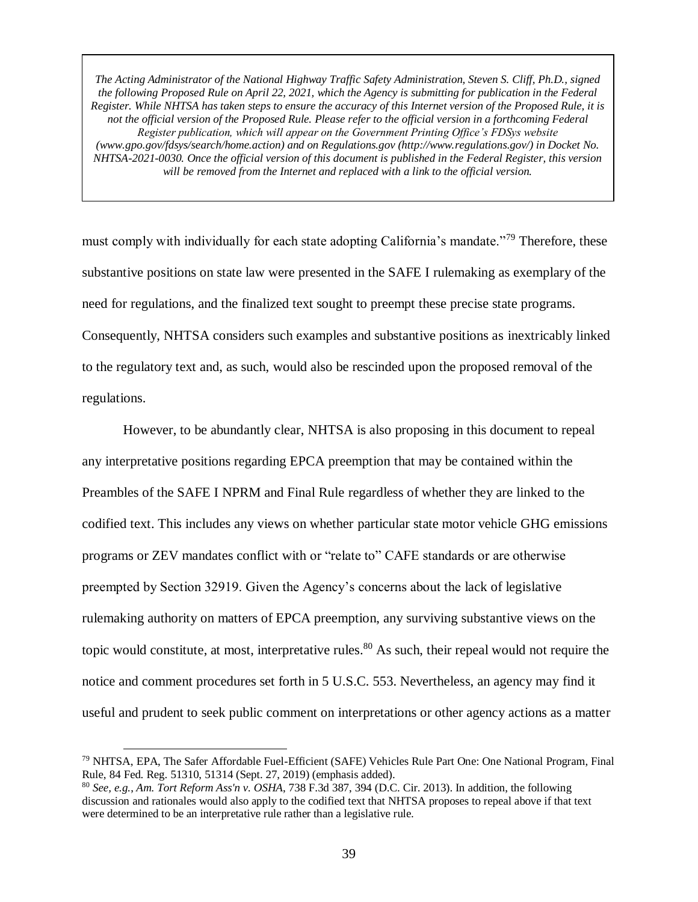must comply with individually for each state adopting California's mandate."[79] Therefore, these substantive positions on state law were presented in the SAFE I rulemaking as exemplary of the need for regulations, and the finalized text sought to preempt these precise state programs. Consequently, NHTSA considers such examples and substantive positions as inextricably linked to the regulatory text and, as such, would also be rescinded upon the proposed removal of the regulations.

However, to be abundantly clear, NHTSA is also proposing in this document to repeal any interpretative positions regarding EPCA preemption that may be contained within the Preambles of the SAFE I NPRM and Final Rule regardless of whether they are linked to the codified text. This includes any views on whether particular state motor vehicle GHG emissions programs or ZEV mandates conflict with or "relate to" CAFE standards or are otherwise preempted by Section 32919. Given the Agency's concerns about the lack of legislative rulemaking authority on matters of EPCA preemption, any surviving substantive views on the topic would constitute, at most, interpretative rules.[80] As such, their repeal would not require the notice and comment procedures set forth in 5 U.S.C. 553. Nevertheless, an agency may find it useful and prudent to seek public comment on interpretations or other agency actions as a matter

---

[79] NHTSA, EPA, The Safer Affordable Fuel-Efficient (SAFE) Vehicles Rule Part One: One National Program, Final Rule, 84 Fed. Reg. 51310, 51314 (Sept. 27, 2019) (emphasis added).

[80] *See, e.g.*, *Am. Tort Reform Ass'n v. OSHA*, 738 F.3d 387, 394 (D.C. Cir. 2013). In addition, the following discussion and rationales would also apply to the codified text that NHTSA proposes to repeal above if that text were determined to be an interpretative rule rather than a legislative rule.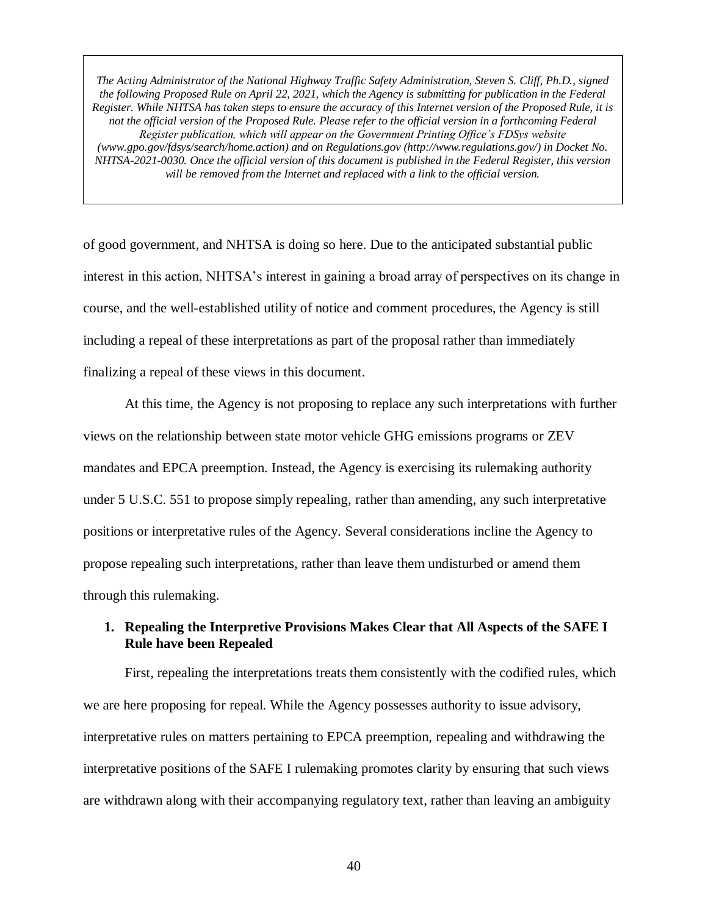of good government, and NHTSA is doing so here. Due to the anticipated substantial public interest in this action, NHTSA's interest in gaining a broad array of perspectives on its change in course, and the well-established utility of notice and comment procedures, the Agency is still including a repeal of these interpretations as part of the proposal rather than immediately finalizing a repeal of these views in this document.

At this time, the Agency is not proposing to replace any such interpretations with further views on the relationship between state motor vehicle GHG emissions programs or ZEV mandates and EPCA preemption. Instead, the Agency is exercising its rulemaking authority under 5 U.S.C. 551 to propose simply repealing, rather than amending, any such interpretative positions or interpretative rules of the Agency. Several considerations incline the Agency to propose repealing such interpretations, rather than leave them undisturbed or amend them through this rulemaking.

**1. Repealing the Interpretive Provisions Makes Clear that All Aspects of the SAFE I Rule have been Repealed**

First, repealing the interpretations treats them consistently with the codified rules, which we are here proposing for repeal. While the Agency possesses authority to issue advisory, interpretative rules on matters pertaining to EPCA preemption, repealing and withdrawing the interpretative positions of the SAFE I rulemaking promotes clarity by ensuring that such views are withdrawn along with their accompanying regulatory text, rather than leaving an ambiguity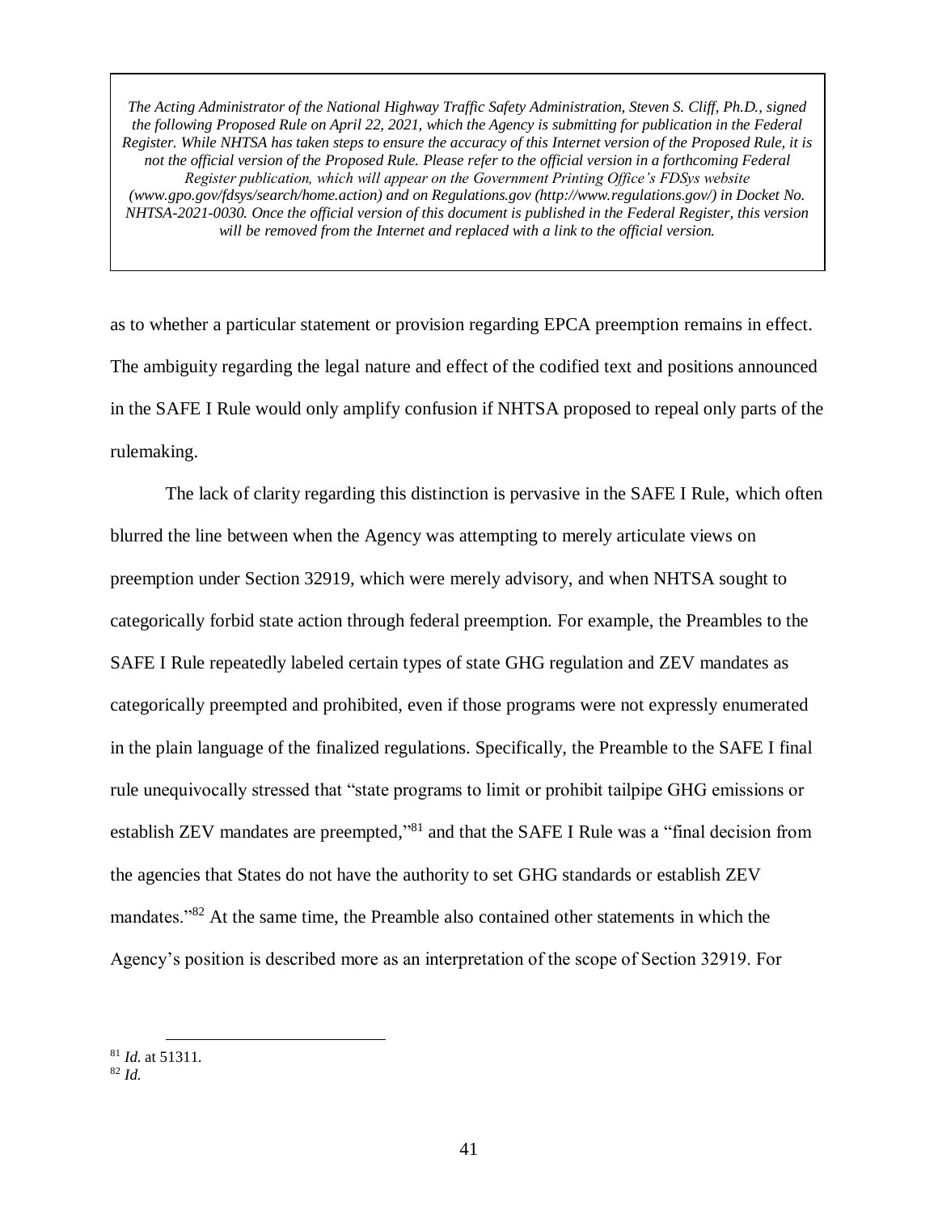*The Acting Administrator of the National Highway Traffic Safety Administration, Steven S. Cliff, Ph.D., signed the following Proposed Rule on April 22, 2021, which the Agency is submitting for publication in the Federal Register. While NHTSA has taken steps to ensure the accuracy of this Internet version of the Proposed Rule, it is not the official version of the Proposed Rule. Please refer to the official version in a forthcoming Federal Register publication, which will appear on the Government Printing Office's FDSys website (www.gpo.gov/fdsys/search/home.action) and on Regulations.gov (http://www.regulations.gov/) in Docket No. NHTSA-2021-0030. Once the official version of this document is published in the Federal Register, this version will be removed from the Internet and replaced with a link to the official version.*

as to whether a particular statement or provision regarding EPCA preemption remains in effect. The ambiguity regarding the legal nature and effect of the codified text and positions announced in the SAFE I Rule would only amplify confusion if NHTSA proposed to repeal only parts of the rulemaking.

The lack of clarity regarding this distinction is pervasive in the SAFE I Rule, which often blurred the line between when the Agency was attempting to merely articulate views on preemption under Section 32919, which were merely advisory, and when NHTSA sought to categorically forbid state action through federal preemption. For example, the Preambles to the SAFE I Rule repeatedly labeled certain types of state GHG regulation and ZEV mandates as categorically preempted and prohibited, even if those programs were not expressly enumerated in the plain language of the finalized regulations. Specifically, the Preamble to the SAFE I final rule unequivocally stressed that "state programs to limit or prohibit tailpipe GHG emissions or establish ZEV mandates are preempted,"[81] and that the SAFE I Rule was a "final decision from the agencies that States do not have the authority to set GHG standards or establish ZEV mandates."[82] At the same time, the Preamble also contained other statements in which the Agency's position is described more as an interpretation of the scope of Section 32919. For

[81] *Id.* at 51311.

[82] *Id.*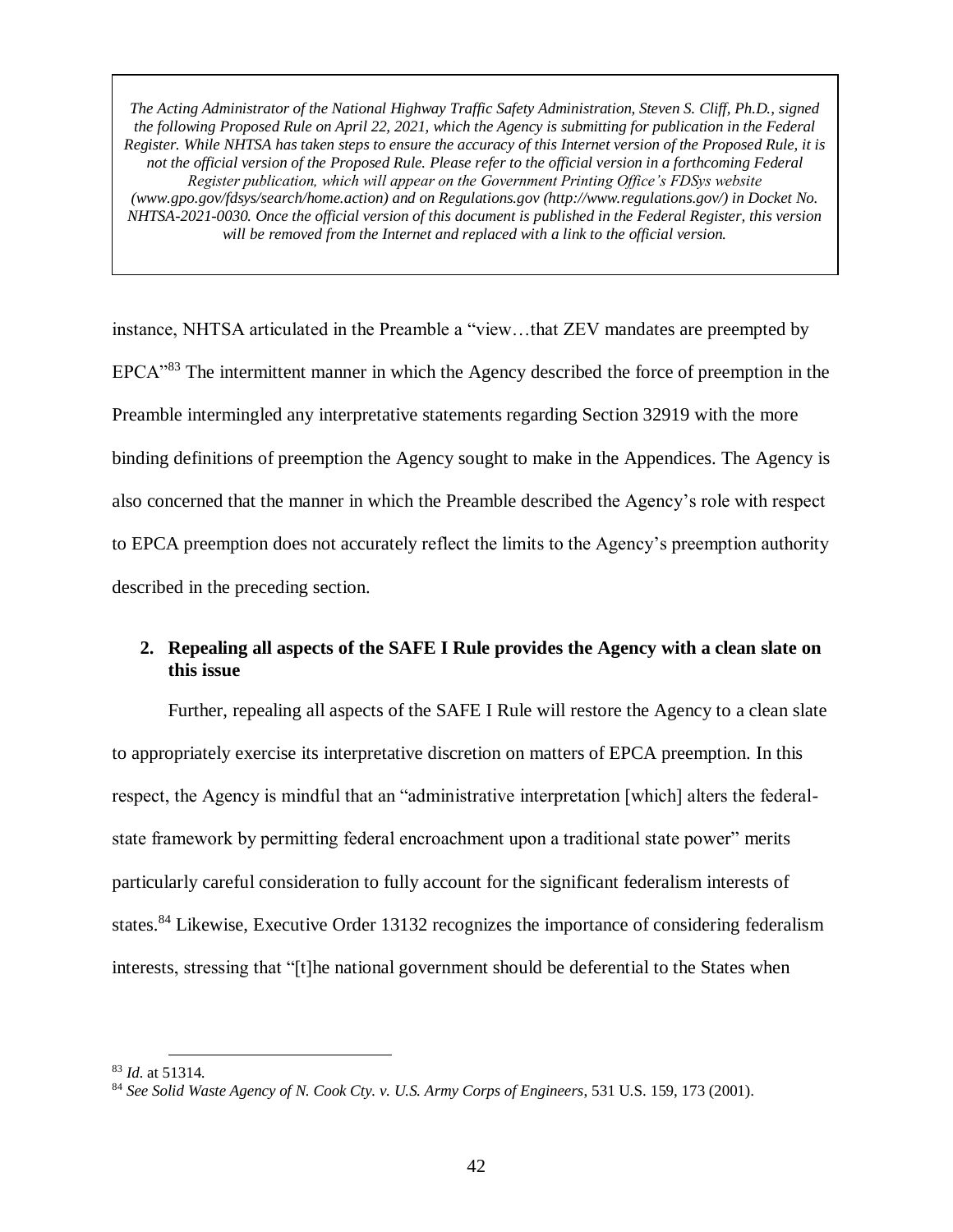*The Acting Administrator of the National Highway Traffic Safety Administration, Steven S. Cliff, Ph.D., signed the following Proposed Rule on April 22, 2021, which the Agency is submitting for publication in the Federal Register. While NHTSA has taken steps to ensure the accuracy of this Internet version of the Proposed Rule, it is not the official version of the Proposed Rule. Please refer to the official version in a forthcoming Federal Register publication, which will appear on the Government Printing Office's FDSys website (www.gpo.gov/fdsys/search/home.action) and on Regulations.gov (http://www.regulations.gov/) in Docket No. NHTSA-2021-0030. Once the official version of this document is published in the Federal Register, this version will be removed from the Internet and replaced with a link to the official version.*

instance, NHTSA articulated in the Preamble a "view…that ZEV mandates are preempted by EPCA"[83] The intermittent manner in which the Agency described the force of preemption in the Preamble intermingled any interpretative statements regarding Section 32919 with the more binding definitions of preemption the Agency sought to make in the Appendices. The Agency is also concerned that the manner in which the Preamble described the Agency's role with respect to EPCA preemption does not accurately reflect the limits to the Agency's preemption authority described in the preceding section.

### 2. Repealing all aspects of the SAFE I Rule provides the Agency with a clean slate on this issue

Further, repealing all aspects of the SAFE I Rule will restore the Agency to a clean slate to appropriately exercise its interpretative discretion on matters of EPCA preemption. In this respect, the Agency is mindful that an "administrative interpretation [which] alters the federal-state framework by permitting federal encroachment upon a traditional state power" merits particularly careful consideration to fully account for the significant federalism interests of states.[84] Likewise, Executive Order 13132 recognizes the importance of considering federalism interests, stressing that "[t]he national government should be deferential to the States when

---

[83] *Id.* at 51314.

[84] *See Solid Waste Agency of N. Cook Cty. v. U.S. Army Corps of Engineers*, 531 U.S. 159, 173 (2001).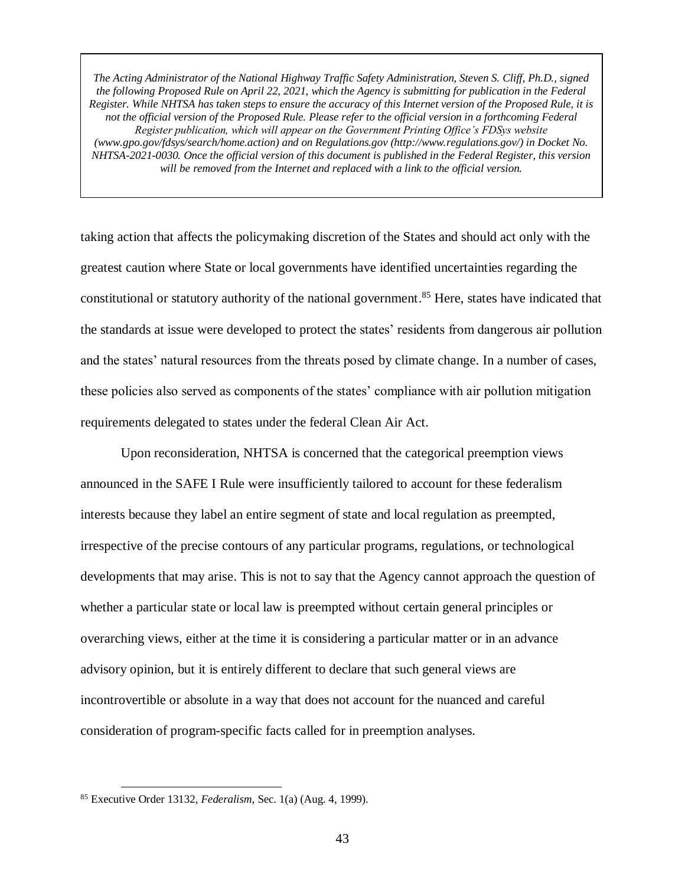taking action that affects the policymaking discretion of the States and should act only with the greatest caution where State or local governments have identified uncertainties regarding the constitutional or statutory authority of the national government.[85] Here, states have indicated that the standards at issue were developed to protect the states' residents from dangerous air pollution and the states' natural resources from the threats posed by climate change. In a number of cases, these policies also served as components of the states' compliance with air pollution mitigation requirements delegated to states under the federal Clean Air Act.

Upon reconsideration, NHTSA is concerned that the categorical preemption views announced in the SAFE I Rule were insufficiently tailored to account for these federalism interests because they label an entire segment of state and local regulation as preempted, irrespective of the precise contours of any particular programs, regulations, or technological developments that may arise. This is not to say that the Agency cannot approach the question of whether a particular state or local law is preempted without certain general principles or overarching views, either at the time it is considering a particular matter or in an advance advisory opinion, but it is entirely different to declare that such general views are incontrovertible or absolute in a way that does not account for the nuanced and careful consideration of program-specific facts called for in preemption analyses.

[85] Executive Order 13132, *Federalism*, Sec. 1(a) (Aug. 4, 1999).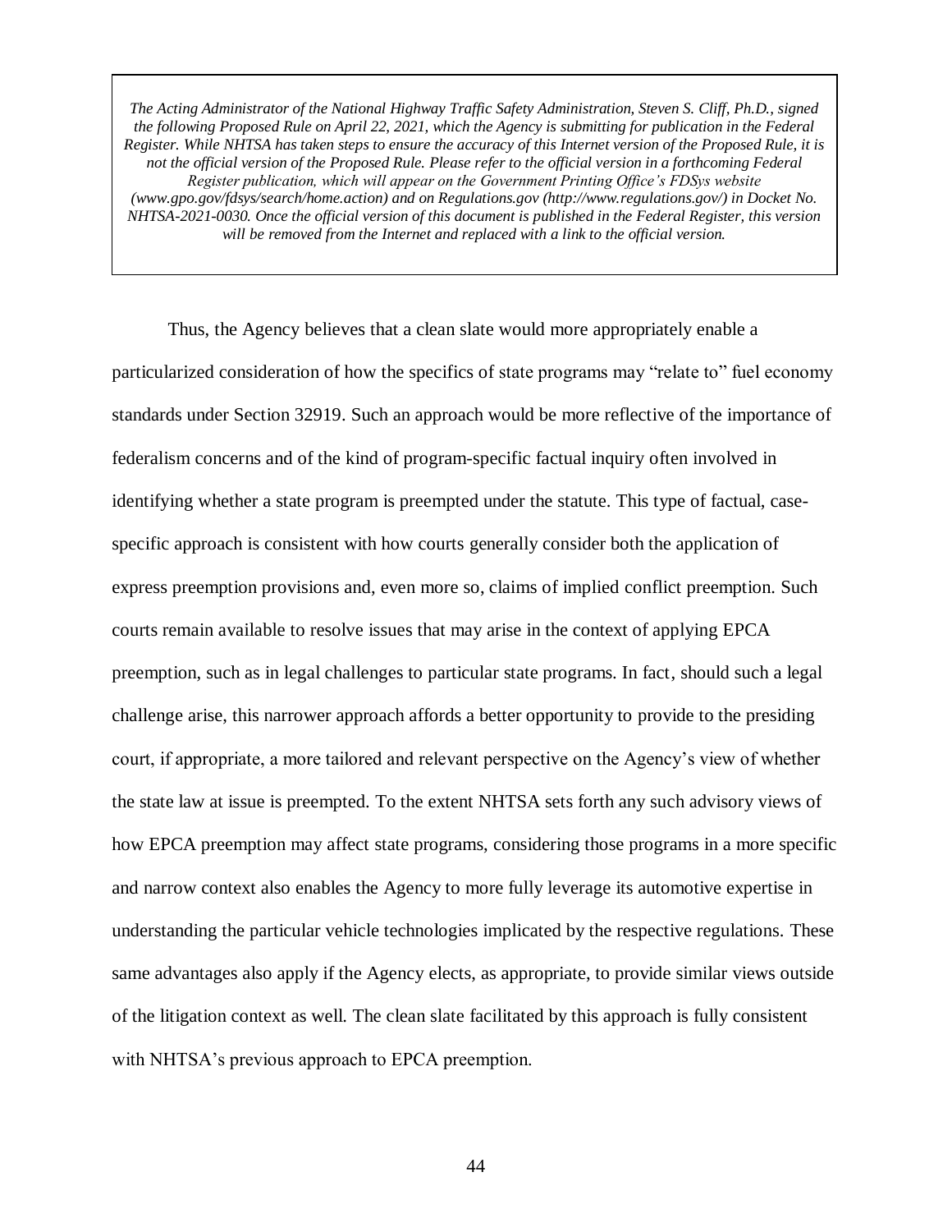Thus, the Agency believes that a clean slate would more appropriately enable a particularized consideration of how the specifics of state programs may "relate to" fuel economy standards under Section 32919. Such an approach would be more reflective of the importance of federalism concerns and of the kind of program-specific factual inquiry often involved in identifying whether a state program is preempted under the statute. This type of factual, case-specific approach is consistent with how courts generally consider both the application of express preemption provisions and, even more so, claims of implied conflict preemption. Such courts remain available to resolve issues that may arise in the context of applying EPCA preemption, such as in legal challenges to particular state programs. In fact, should such a legal challenge arise, this narrower approach affords a better opportunity to provide to the presiding court, if appropriate, a more tailored and relevant perspective on the Agency's view of whether the state law at issue is preempted. To the extent NHTSA sets forth any such advisory views of how EPCA preemption may affect state programs, considering those programs in a more specific and narrow context also enables the Agency to more fully leverage its automotive expertise in understanding the particular vehicle technologies implicated by the respective regulations. These same advantages also apply if the Agency elects, as appropriate, to provide similar views outside of the litigation context as well. The clean slate facilitated by this approach is fully consistent with NHTSA's previous approach to EPCA preemption.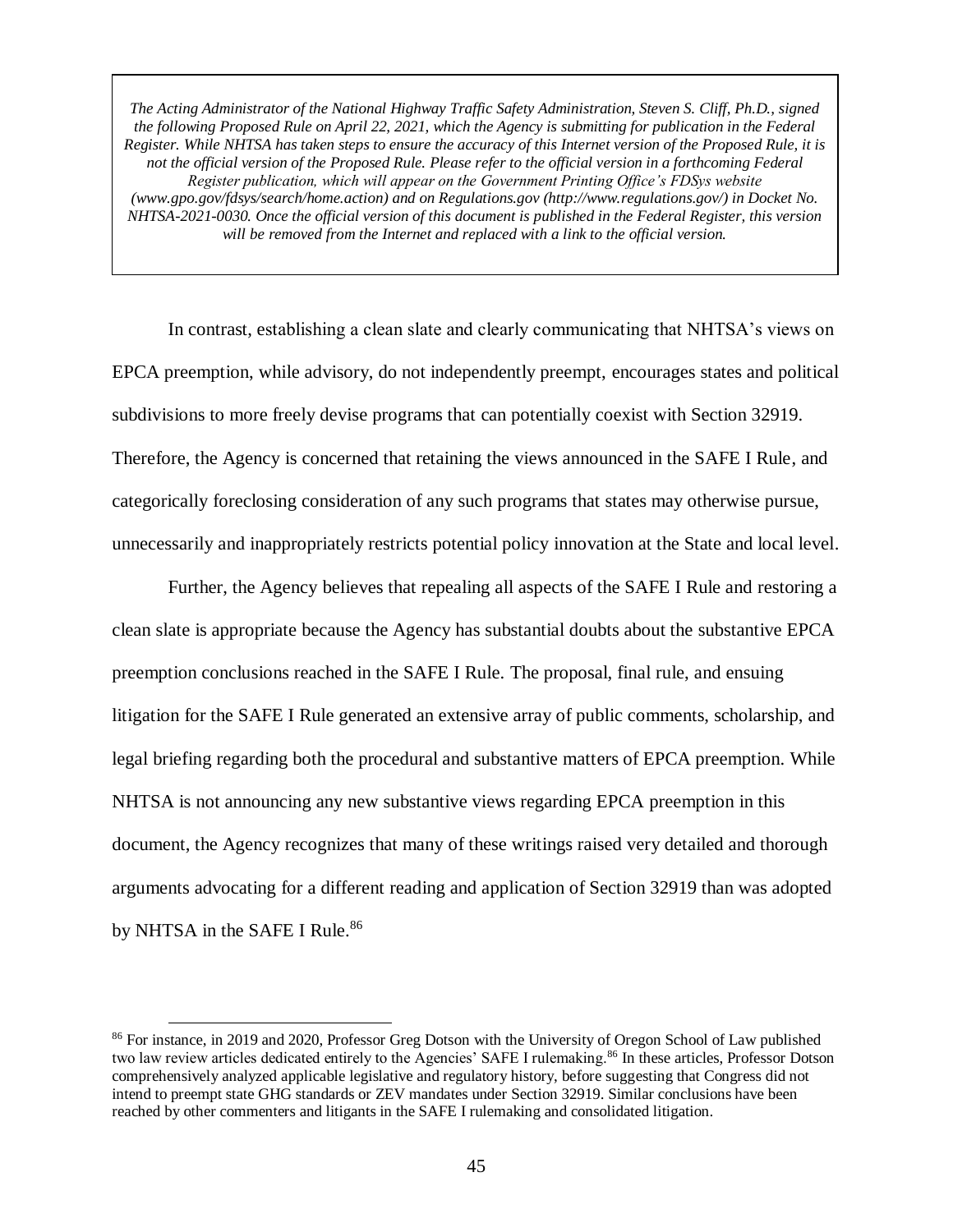*The Acting Administrator of the National Highway Traffic Safety Administration, Steven S. Cliff, Ph.D., signed the following Proposed Rule on April 22, 2021, which the Agency is submitting for publication in the Federal Register. While NHTSA has taken steps to ensure the accuracy of this Internet version of the Proposed Rule, it is not the official version of the Proposed Rule. Please refer to the official version in a forthcoming Federal Register publication, which will appear on the Government Printing Office's FDSys website (www.gpo.gov/fdsys/search/home.action) and on Regulations.gov (http://www.regulations.gov/) in Docket No. NHTSA-2021-0030. Once the official version of this document is published in the Federal Register, this version will be removed from the Internet and replaced with a link to the official version.*

In contrast, establishing a clean slate and clearly communicating that NHTSA's views on EPCA preemption, while advisory, do not independently preempt, encourages states and political subdivisions to more freely devise programs that can potentially coexist with Section 32919. Therefore, the Agency is concerned that retaining the views announced in the SAFE I Rule, and categorically foreclosing consideration of any such programs that states may otherwise pursue, unnecessarily and inappropriately restricts potential policy innovation at the State and local level.

Further, the Agency believes that repealing all aspects of the SAFE I Rule and restoring a clean slate is appropriate because the Agency has substantial doubts about the substantive EPCA preemption conclusions reached in the SAFE I Rule. The proposal, final rule, and ensuing litigation for the SAFE I Rule generated an extensive array of public comments, scholarship, and legal briefing regarding both the procedural and substantive matters of EPCA preemption. While NHTSA is not announcing any new substantive views regarding EPCA preemption in this document, the Agency recognizes that many of these writings raised very detailed and thorough arguments advocating for a different reading and application of Section 32919 than was adopted by NHTSA in the SAFE I Rule.[86]

---

[86] For instance, in 2019 and 2020, Professor Greg Dotson with the University of Oregon School of Law published two law review articles dedicated entirely to the Agencies' SAFE I rulemaking.[86] In these articles, Professor Dotson comprehensively analyzed applicable legislative and regulatory history, before suggesting that Congress did not intend to preempt state GHG standards or ZEV mandates under Section 32919. Similar conclusions have been reached by other commenters and litigants in the SAFE I rulemaking and consolidated litigation.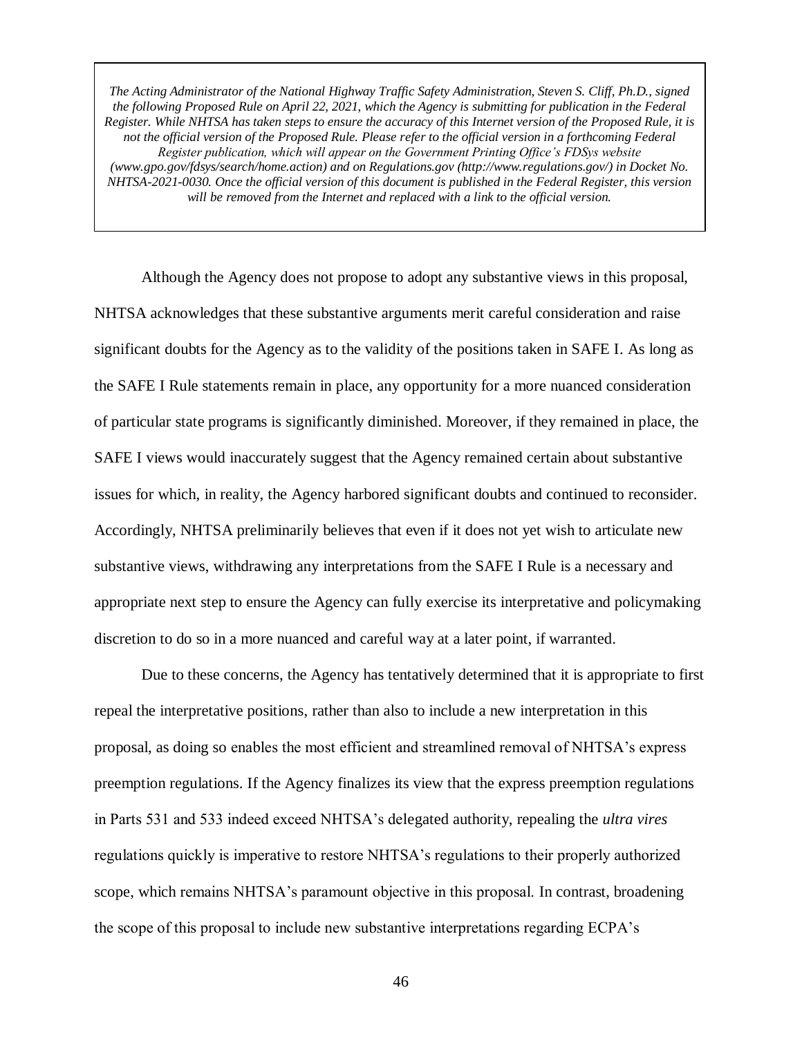*The Acting Administrator of the National Highway Traffic Safety Administration, Steven S. Cliff, Ph.D., signed the following Proposed Rule on April 22, 2021, which the Agency is submitting for publication in the Federal Register. While NHTSA has taken steps to ensure the accuracy of this Internet version of the Proposed Rule, it is not the official version of the Proposed Rule. Please refer to the official version in a forthcoming Federal Register publication, which will appear on the Government Printing Office's FDSys website (www.gpo.gov/fdsys/search/home.action) and on Regulations.gov (http://www.regulations.gov/) in Docket No. NHTSA-2021-0030. Once the official version of this document is published in the Federal Register, this version will be removed from the Internet and replaced with a link to the official version.*

Although the Agency does not propose to adopt any substantive views in this proposal, NHTSA acknowledges that these substantive arguments merit careful consideration and raise significant doubts for the Agency as to the validity of the positions taken in SAFE I. As long as the SAFE I Rule statements remain in place, any opportunity for a more nuanced consideration of particular state programs is significantly diminished. Moreover, if they remained in place, the SAFE I views would inaccurately suggest that the Agency remained certain about substantive issues for which, in reality, the Agency harbored significant doubts and continued to reconsider. Accordingly, NHTSA preliminarily believes that even if it does not yet wish to articulate new substantive views, withdrawing any interpretations from the SAFE I Rule is a necessary and appropriate next step to ensure the Agency can fully exercise its interpretative and policymaking discretion to do so in a more nuanced and careful way at a later point, if warranted.

Due to these concerns, the Agency has tentatively determined that it is appropriate to first repeal the interpretative positions, rather than also to include a new interpretation in this proposal, as doing so enables the most efficient and streamlined removal of NHTSA's express preemption regulations. If the Agency finalizes its view that the express preemption regulations in Parts 531 and 533 indeed exceed NHTSA's delegated authority, repealing the *ultra vires* regulations quickly is imperative to restore NHTSA's regulations to their properly authorized scope, which remains NHTSA's paramount objective in this proposal. In contrast, broadening the scope of this proposal to include new substantive interpretations regarding ECPA's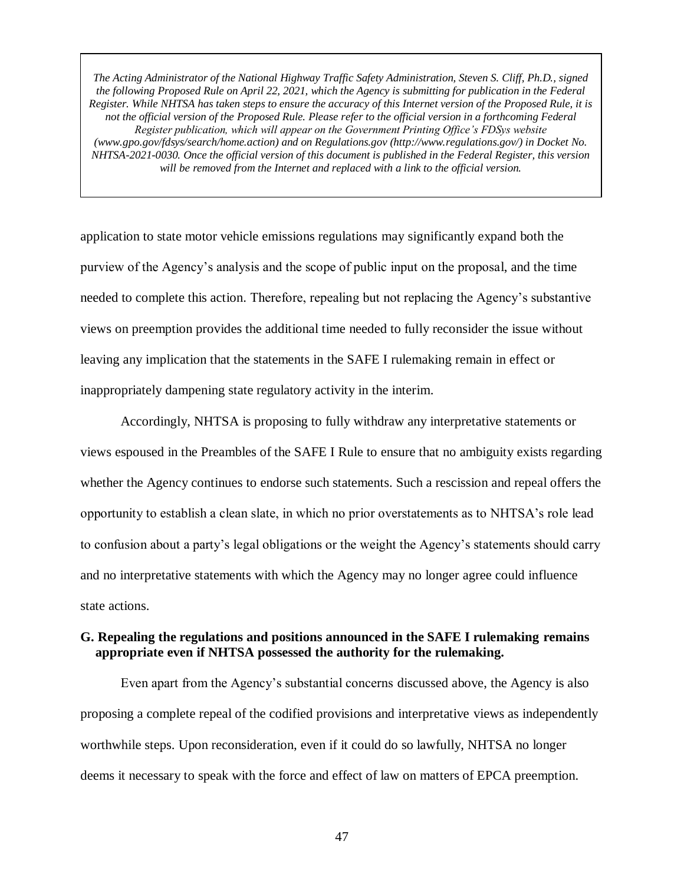application to state motor vehicle emissions regulations may significantly expand both the purview of the Agency's analysis and the scope of public input on the proposal, and the time needed to complete this action. Therefore, repealing but not replacing the Agency's substantive views on preemption provides the additional time needed to fully reconsider the issue without leaving any implication that the statements in the SAFE I rulemaking remain in effect or inappropriately dampening state regulatory activity in the interim.

Accordingly, NHTSA is proposing to fully withdraw any interpretative statements or views espoused in the Preambles of the SAFE I Rule to ensure that no ambiguity exists regarding whether the Agency continues to endorse such statements. Such a rescission and repeal offers the opportunity to establish a clean slate, in which no prior overstatements as to NHTSA's role lead to confusion about a party's legal obligations or the weight the Agency's statements should carry and no interpretative statements with which the Agency may no longer agree could influence state actions.

**G. Repealing the regulations and positions announced in the SAFE I rulemaking remains appropriate even if NHTSA possessed the authority for the rulemaking.**

Even apart from the Agency's substantial concerns discussed above, the Agency is also proposing a complete repeal of the codified provisions and interpretative views as independently worthwhile steps. Upon reconsideration, even if it could do so lawfully, NHTSA no longer deems it necessary to speak with the force and effect of law on matters of EPCA preemption.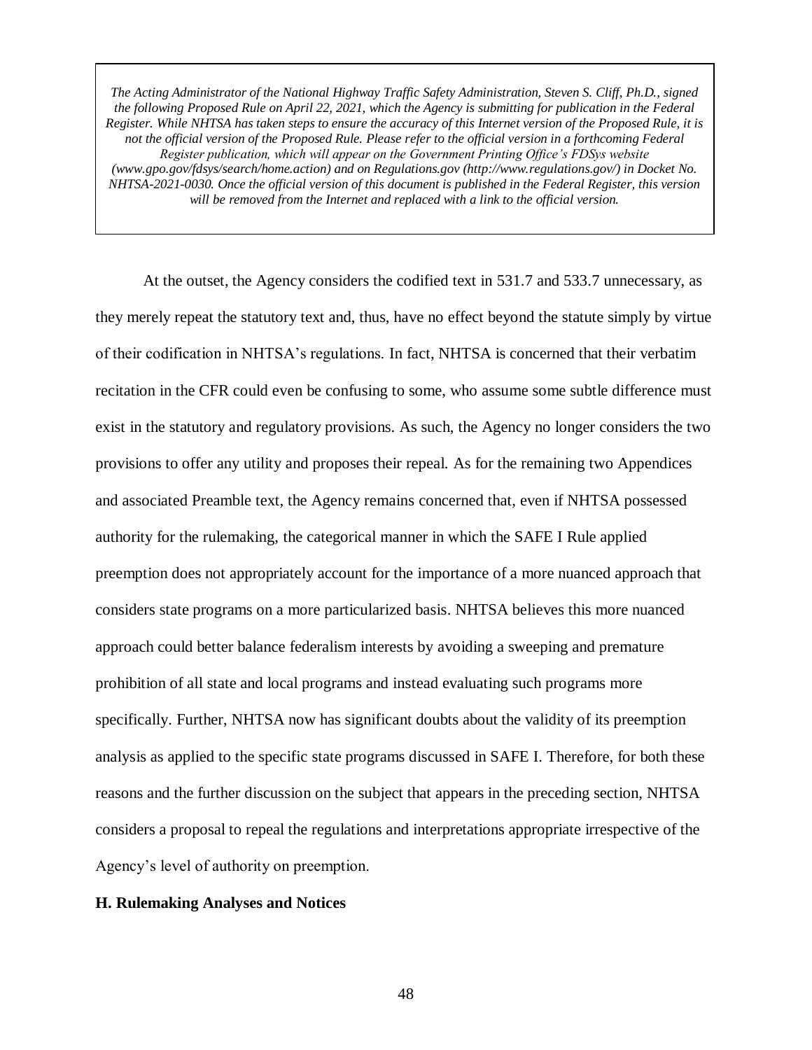At the outset, the Agency considers the codified text in 531.7 and 533.7 unnecessary, as they merely repeat the statutory text and, thus, have no effect beyond the statute simply by virtue of their codification in NHTSA's regulations. In fact, NHTSA is concerned that their verbatim recitation in the CFR could even be confusing to some, who assume some subtle difference must exist in the statutory and regulatory provisions. As such, the Agency no longer considers the two provisions to offer any utility and proposes their repeal. As for the remaining two Appendices and associated Preamble text, the Agency remains concerned that, even if NHTSA possessed authority for the rulemaking, the categorical manner in which the SAFE I Rule applied preemption does not appropriately account for the importance of a more nuanced approach that considers state programs on a more particularized basis. NHTSA believes this more nuanced approach could better balance federalism interests by avoiding a sweeping and premature prohibition of all state and local programs and instead evaluating such programs more specifically. Further, NHTSA now has significant doubts about the validity of its preemption analysis as applied to the specific state programs discussed in SAFE I. Therefore, for both these reasons and the further discussion on the subject that appears in the preceding section, NHTSA considers a proposal to repeal the regulations and interpretations appropriate irrespective of the Agency's level of authority on preemption.

**H. Rulemaking Analyses and Notices**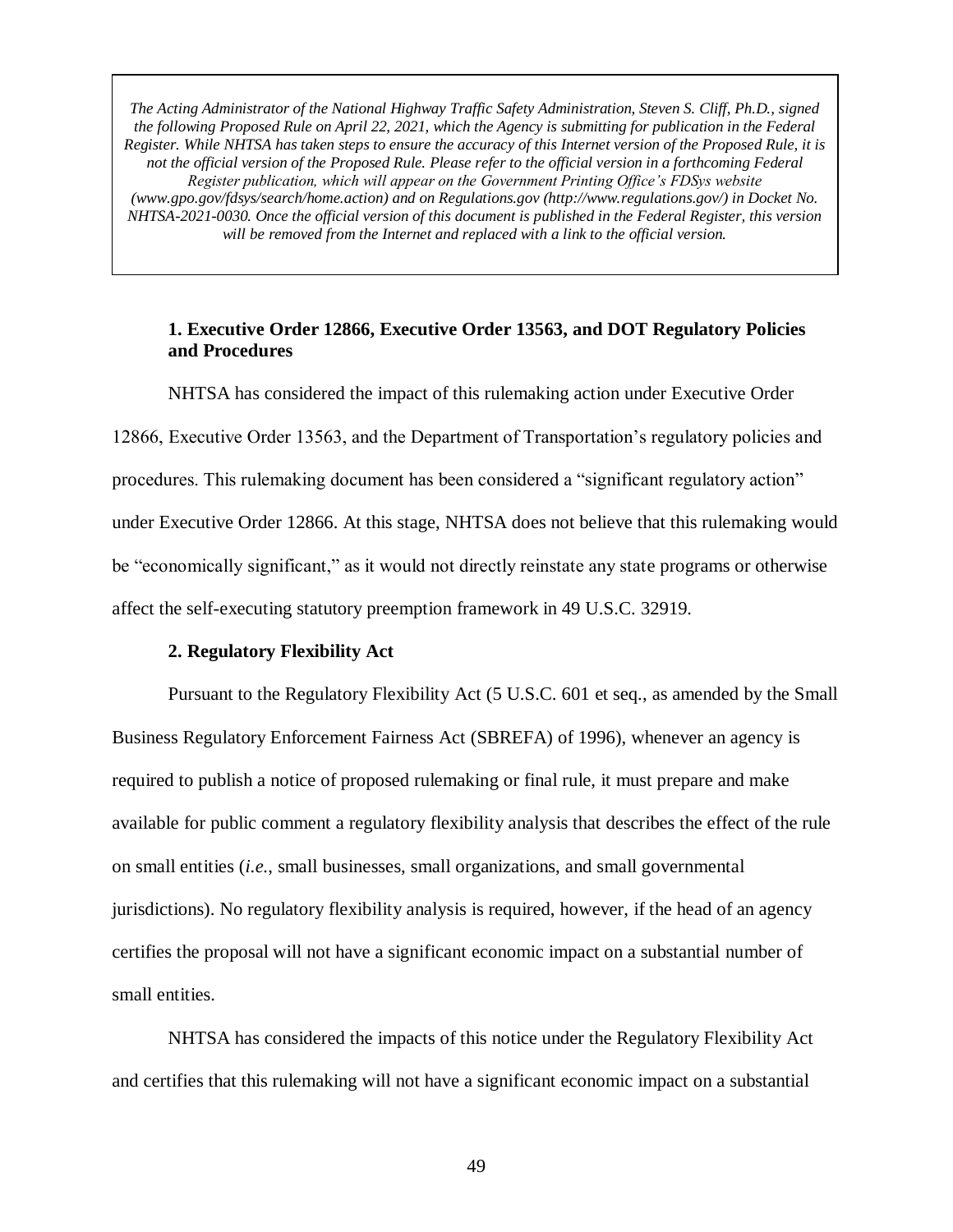*The Acting Administrator of the National Highway Traffic Safety Administration, Steven S. Cliff, Ph.D., signed the following Proposed Rule on April 22, 2021, which the Agency is submitting for publication in the Federal Register. While NHTSA has taken steps to ensure the accuracy of this Internet version of the Proposed Rule, it is not the official version of the Proposed Rule. Please refer to the official version in a forthcoming Federal Register publication, which will appear on the Government Printing Office's FDSys website (www.gpo.gov/fdsys/search/home.action) and on Regulations.gov (http://www.regulations.gov/) in Docket No. NHTSA-2021-0030. Once the official version of this document is published in the Federal Register, this version will be removed from the Internet and replaced with a link to the official version.*

### 1. Executive Order 12866, Executive Order 13563, and DOT Regulatory Policies and Procedures

NHTSA has considered the impact of this rulemaking action under Executive Order 12866, Executive Order 13563, and the Department of Transportation's regulatory policies and procedures. This rulemaking document has been considered a "significant regulatory action" under Executive Order 12866. At this stage, NHTSA does not believe that this rulemaking would be "economically significant," as it would not directly reinstate any state programs or otherwise affect the self-executing statutory preemption framework in 49 U.S.C. 32919.

### 2. Regulatory Flexibility Act

Pursuant to the Regulatory Flexibility Act (5 U.S.C. 601 et seq., as amended by the Small Business Regulatory Enforcement Fairness Act (SBREFA) of 1996), whenever an agency is required to publish a notice of proposed rulemaking or final rule, it must prepare and make available for public comment a regulatory flexibility analysis that describes the effect of the rule on small entities (*i.e.*, small businesses, small organizations, and small governmental jurisdictions). No regulatory flexibility analysis is required, however, if the head of an agency certifies the proposal will not have a significant economic impact on a substantial number of small entities.

NHTSA has considered the impacts of this notice under the Regulatory Flexibility Act and certifies that this rulemaking will not have a significant economic impact on a substantial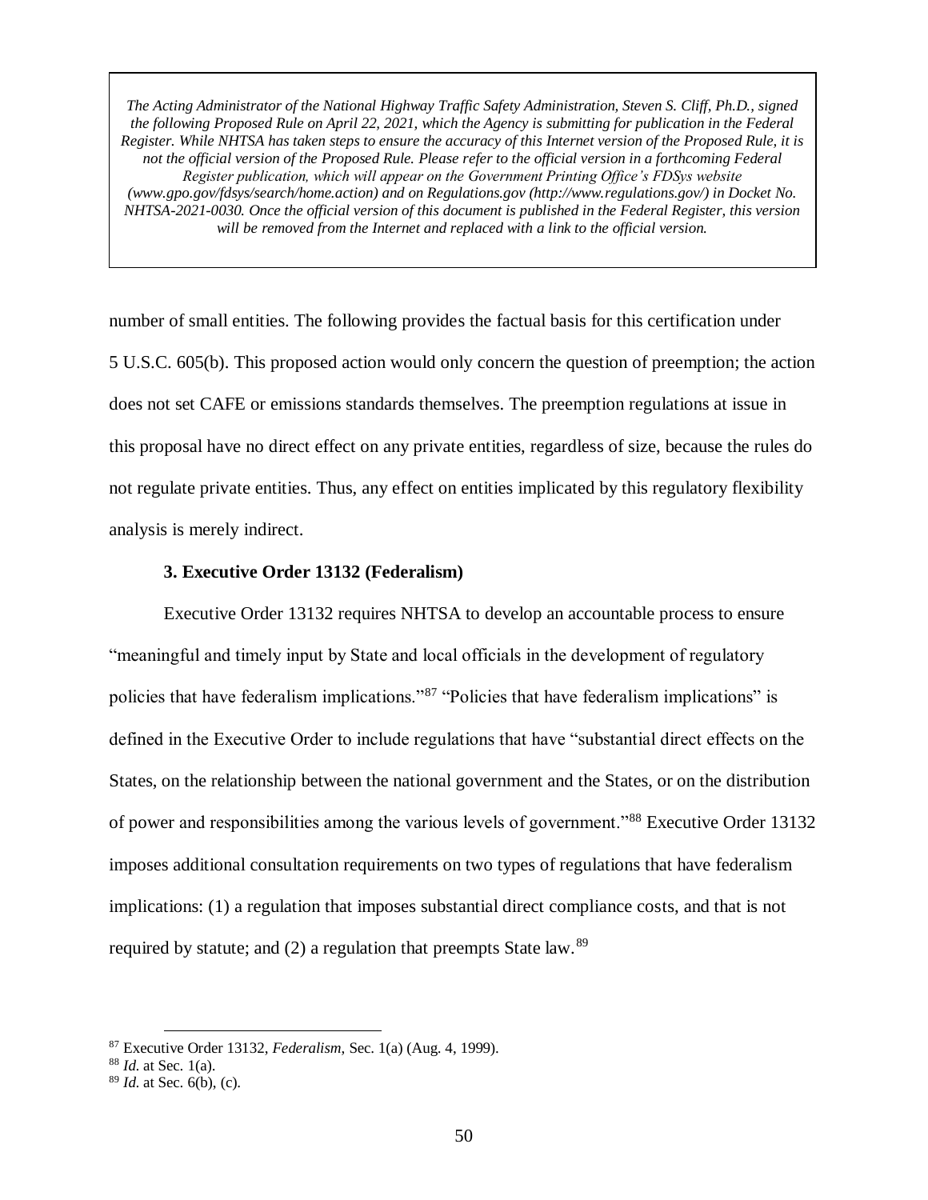*The Acting Administrator of the National Highway Traffic Safety Administration, Steven S. Cliff, Ph.D., signed the following Proposed Rule on April 22, 2021, which the Agency is submitting for publication in the Federal Register. While NHTSA has taken steps to ensure the accuracy of this Internet version of the Proposed Rule, it is not the official version of the Proposed Rule. Please refer to the official version in a forthcoming Federal Register publication, which will appear on the Government Printing Office's FDSys website (www.gpo.gov/fdsys/search/home.action) and on Regulations.gov (http://www.regulations.gov/) in Docket No. NHTSA-2021-0030. Once the official version of this document is published in the Federal Register, this version will be removed from the Internet and replaced with a link to the official version.*

number of small entities. The following provides the factual basis for this certification under 5 U.S.C. 605(b). This proposed action would only concern the question of preemption; the action does not set CAFE or emissions standards themselves. The preemption regulations at issue in this proposal have no direct effect on any private entities, regardless of size, because the rules do not regulate private entities. Thus, any effect on entities implicated by this regulatory flexibility analysis is merely indirect.

### 3. Executive Order 13132 (Federalism)

Executive Order 13132 requires NHTSA to develop an accountable process to ensure "meaningful and timely input by State and local officials in the development of regulatory policies that have federalism implications."[87] "Policies that have federalism implications" is defined in the Executive Order to include regulations that have "substantial direct effects on the States, on the relationship between the national government and the States, or on the distribution of power and responsibilities among the various levels of government."[88] Executive Order 13132 imposes additional consultation requirements on two types of regulations that have federalism implications: (1) a regulation that imposes substantial direct compliance costs, and that is not required by statute; and (2) a regulation that preempts State law.[89]

---

[87] Executive Order 13132, *Federalism*, Sec. 1(a) (Aug. 4, 1999).

[88] *Id.* at Sec. 1(a).

[89] *Id.* at Sec. 6(b), (c).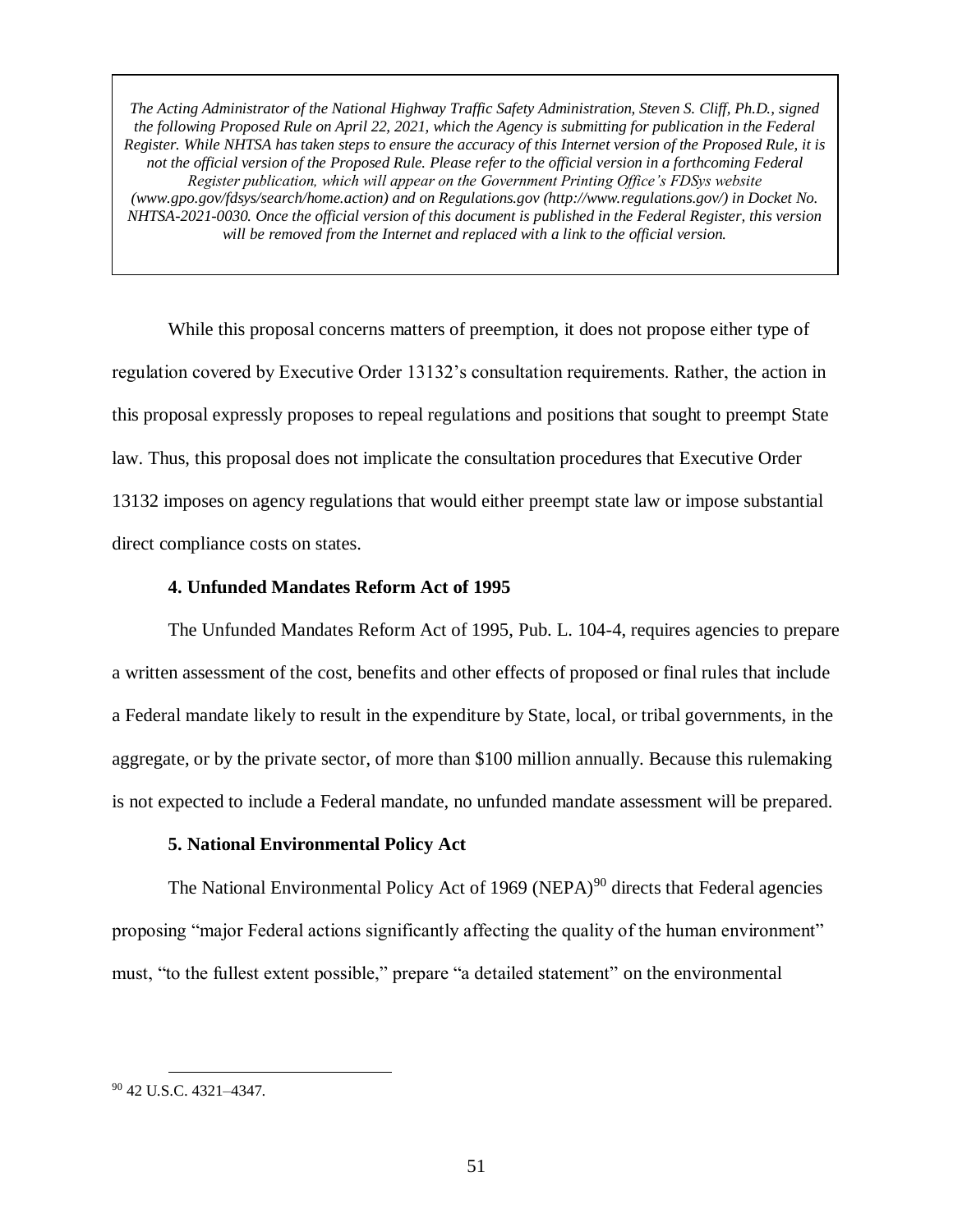*The Acting Administrator of the National Highway Traffic Safety Administration, Steven S. Cliff, Ph.D., signed the following Proposed Rule on April 22, 2021, which the Agency is submitting for publication in the Federal Register. While NHTSA has taken steps to ensure the accuracy of this Internet version of the Proposed Rule, it is not the official version of the Proposed Rule. Please refer to the official version in a forthcoming Federal Register publication, which will appear on the Government Printing Office's FDSys website (www.gpo.gov/fdsys/search/home.action) and on Regulations.gov (http://www.regulations.gov/) in Docket No. NHTSA-2021-0030. Once the official version of this document is published in the Federal Register, this version will be removed from the Internet and replaced with a link to the official version.*

While this proposal concerns matters of preemption, it does not propose either type of regulation covered by Executive Order 13132's consultation requirements. Rather, the action in this proposal expressly proposes to repeal regulations and positions that sought to preempt State law. Thus, this proposal does not implicate the consultation procedures that Executive Order 13132 imposes on agency regulations that would either preempt state law or impose substantial direct compliance costs on states.

**4. Unfunded Mandates Reform Act of 1995**

The Unfunded Mandates Reform Act of 1995, Pub. L. 104-4, requires agencies to prepare a written assessment of the cost, benefits and other effects of proposed or final rules that include a Federal mandate likely to result in the expenditure by State, local, or tribal governments, in the aggregate, or by the private sector, of more than $100 million annually. Because this rulemaking is not expected to include a Federal mandate, no unfunded mandate assessment will be prepared.

**5. National Environmental Policy Act**

The National Environmental Policy Act of 1969 (NEPA)[90] directs that Federal agencies proposing "major Federal actions significantly affecting the quality of the human environment" must, "to the fullest extent possible," prepare "a detailed statement" on the environmental

[90] 42 U.S.C. 4321–4347.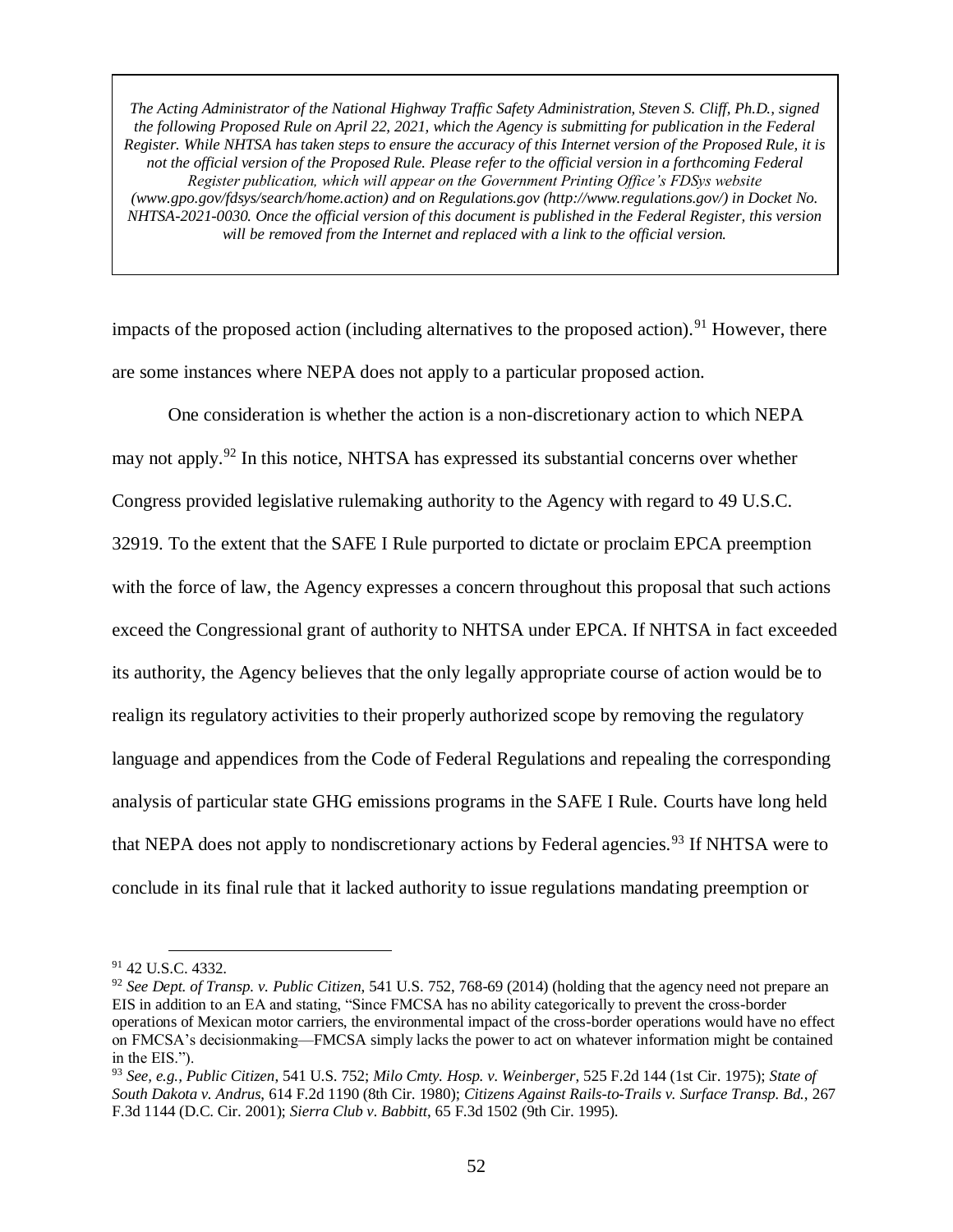*The Acting Administrator of the National Highway Traffic Safety Administration, Steven S. Cliff, Ph.D., signed the following Proposed Rule on April 22, 2021, which the Agency is submitting for publication in the Federal Register. While NHTSA has taken steps to ensure the accuracy of this Internet version of the Proposed Rule, it is not the official version of the Proposed Rule. Please refer to the official version in a forthcoming Federal Register publication, which will appear on the Government Printing Office's FDSys website (www.gpo.gov/fdsys/search/home.action) and on Regulations.gov (http://www.regulations.gov/) in Docket No. NHTSA-2021-0030. Once the official version of this document is published in the Federal Register, this version will be removed from the Internet and replaced with a link to the official version.*

impacts of the proposed action (including alternatives to the proposed action).[91] However, there are some instances where NEPA does not apply to a particular proposed action.

One consideration is whether the action is a non-discretionary action to which NEPA may not apply.[92] In this notice, NHTSA has expressed its substantial concerns over whether Congress provided legislative rulemaking authority to the Agency with regard to 49 U.S.C. 32919. To the extent that the SAFE I Rule purported to dictate or proclaim EPCA preemption with the force of law, the Agency expresses a concern throughout this proposal that such actions exceed the Congressional grant of authority to NHTSA under EPCA. If NHTSA in fact exceeded its authority, the Agency believes that the only legally appropriate course of action would be to realign its regulatory activities to their properly authorized scope by removing the regulatory language and appendices from the Code of Federal Regulations and repealing the corresponding analysis of particular state GHG emissions programs in the SAFE I Rule. Courts have long held that NEPA does not apply to nondiscretionary actions by Federal agencies.[93] If NHTSA were to conclude in its final rule that it lacked authority to issue regulations mandating preemption or

[91] 42 U.S.C. 4332.

[92] *See Dept. of Transp. v. Public Citizen*, 541 U.S. 752, 768-69 (2014) (holding that the agency need not prepare an EIS in addition to an EA and stating, "Since FMCSA has no ability categorically to prevent the cross-border operations of Mexican motor carriers, the environmental impact of the cross-border operations would have no effect on FMCSA's decisionmaking—FMCSA simply lacks the power to act on whatever information might be contained in the EIS.").

[93] *See, e.g., Public Citizen*, 541 U.S. 752; *Milo Cmty. Hosp. v. Weinberger*, 525 F.2d 144 (1st Cir. 1975); *State of South Dakota v. Andrus*, 614 F.2d 1190 (8th Cir. 1980); *Citizens Against Rails-to-Trails v. Surface Transp. Bd.*, 267 F.3d 1144 (D.C. Cir. 2001); *Sierra Club v. Babbitt*, 65 F.3d 1502 (9th Cir. 1995).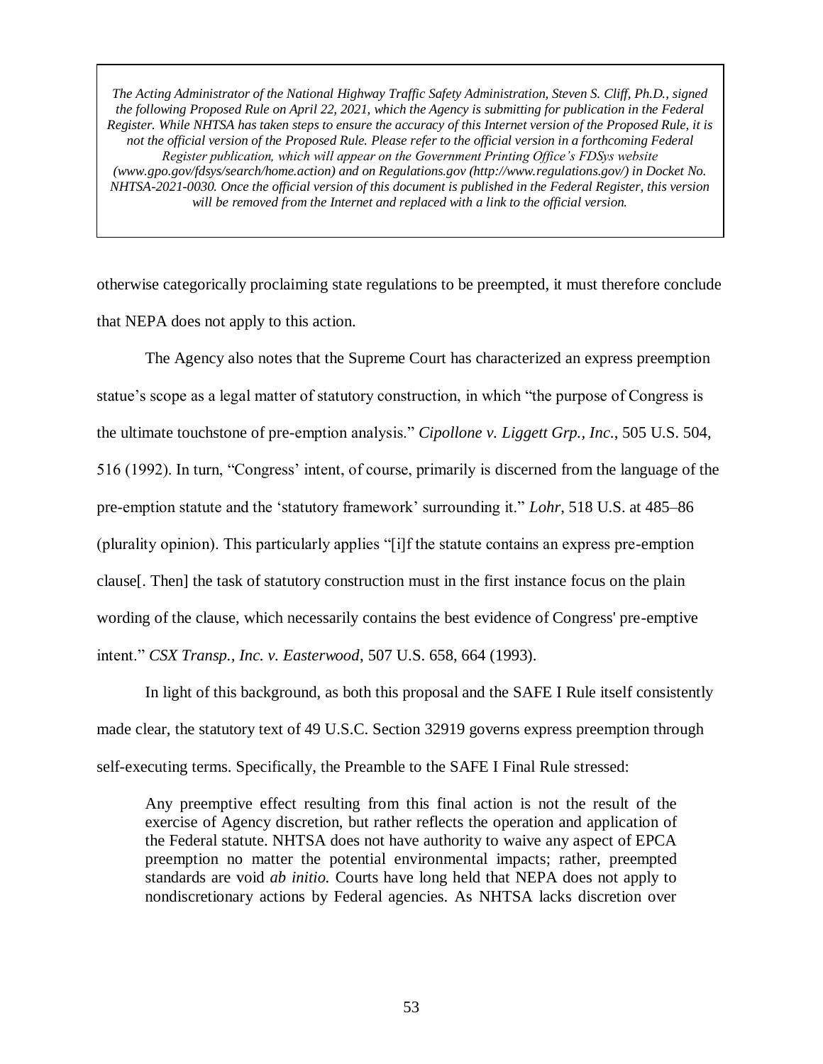otherwise categorically proclaiming state regulations to be preempted, it must therefore conclude that NEPA does not apply to this action.

The Agency also notes that the Supreme Court has characterized an express preemption statue's scope as a legal matter of statutory construction, in which "the purpose of Congress is the ultimate touchstone of pre-emption analysis." *Cipollone v. Liggett Grp., Inc.*, 505 U.S. 504, 516 (1992). In turn, "Congress' intent, of course, primarily is discerned from the language of the pre-emption statute and the 'statutory framework' surrounding it." *Lohr*, 518 U.S. at 485–86 (plurality opinion). This particularly applies "[i]f the statute contains an express pre-emption clause[. Then] the task of statutory construction must in the first instance focus on the plain wording of the clause, which necessarily contains the best evidence of Congress' pre-emptive intent." *CSX Transp., Inc. v. Easterwood*, 507 U.S. 658, 664 (1993).

In light of this background, as both this proposal and the SAFE I Rule itself consistently made clear, the statutory text of 49 U.S.C. Section 32919 governs express preemption through self-executing terms. Specifically, the Preamble to the SAFE I Final Rule stressed:

> Any preemptive effect resulting from this final action is not the result of the exercise of Agency discretion, but rather reflects the operation and application of the Federal statute. NHTSA does not have authority to waive any aspect of EPCA preemption no matter the potential environmental impacts; rather, preempted standards are void *ab initio*. Courts have long held that NEPA does not apply to nondiscretionary actions by Federal agencies. As NHTSA lacks discretion over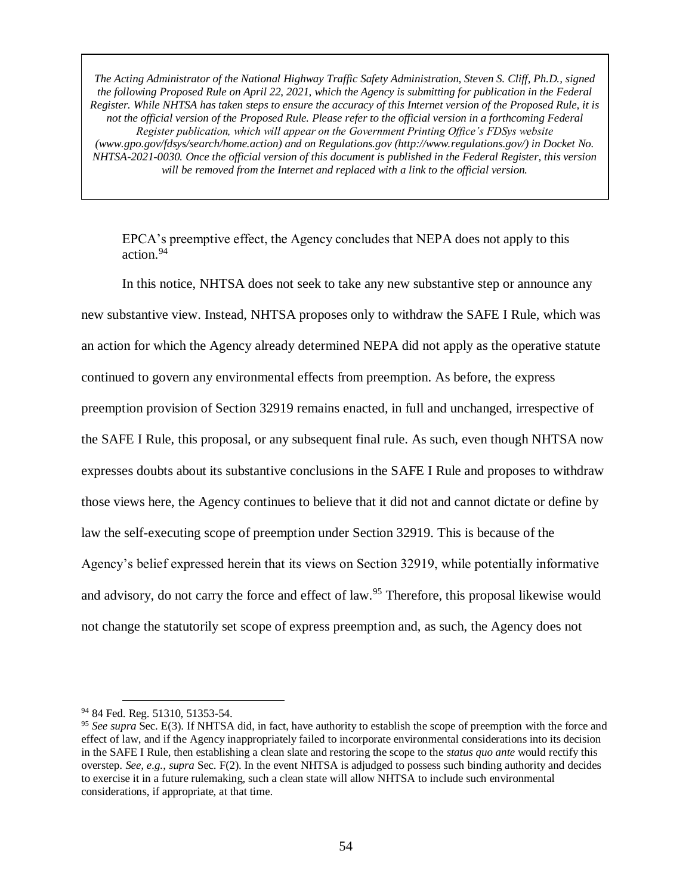*The Acting Administrator of the National Highway Traffic Safety Administration, Steven S. Cliff, Ph.D., signed the following Proposed Rule on April 22, 2021, which the Agency is submitting for publication in the Federal Register. While NHTSA has taken steps to ensure the accuracy of this Internet version of the Proposed Rule, it is not the official version of the Proposed Rule. Please refer to the official version in a forthcoming Federal Register publication, which will appear on the Government Printing Office's FDSys website (www.gpo.gov/fdsys/search/home.action) and on Regulations.gov (http://www.regulations.gov/) in Docket No. NHTSA-2021-0030. Once the official version of this document is published in the Federal Register, this version will be removed from the Internet and replaced with a link to the official version.*

EPCA's preemptive effect, the Agency concludes that NEPA does not apply to this action.[94]

In this notice, NHTSA does not seek to take any new substantive step or announce any new substantive view. Instead, NHTSA proposes only to withdraw the SAFE I Rule, which was an action for which the Agency already determined NEPA did not apply as the operative statute continued to govern any environmental effects from preemption. As before, the express preemption provision of Section 32919 remains enacted, in full and unchanged, irrespective of the SAFE I Rule, this proposal, or any subsequent final rule. As such, even though NHTSA now expresses doubts about its substantive conclusions in the SAFE I Rule and proposes to withdraw those views here, the Agency continues to believe that it did not and cannot dictate or define by law the self-executing scope of preemption under Section 32919. This is because of the Agency's belief expressed herein that its views on Section 32919, while potentially informative and advisory, do not carry the force and effect of law.[95] Therefore, this proposal likewise would not change the statutorily set scope of express preemption and, as such, the Agency does not

---

[94] 84 Fed. Reg. 51310, 51353-54.

[95] *See supra* Sec. E(3). If NHTSA did, in fact, have authority to establish the scope of preemption with the force and effect of law, and if the Agency inappropriately failed to incorporate environmental considerations into its decision in the SAFE I Rule, then establishing a clean slate and restoring the scope to the *status quo ante* would rectify this overstep. *See, e.g., supra* Sec. F(2). In the event NHTSA is adjudged to possess such binding authority and decides to exercise it in a future rulemaking, such a clean state will allow NHTSA to include such environmental considerations, if appropriate, at that time.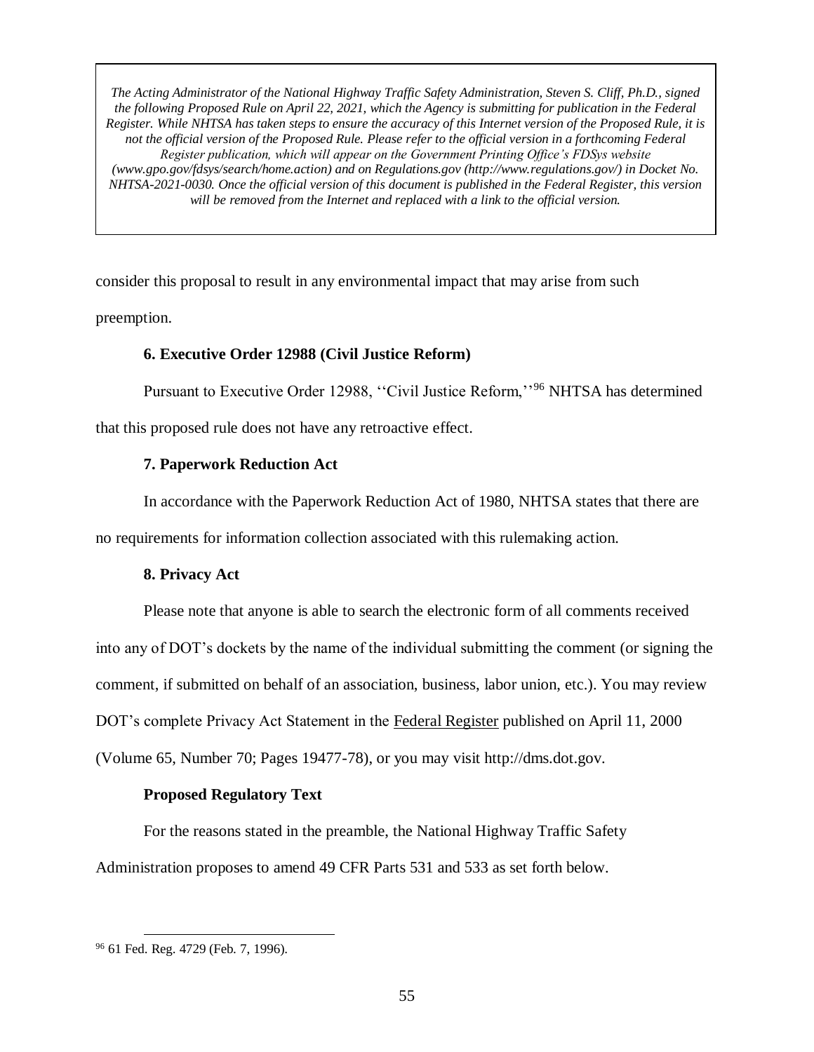> *The Acting Administrator of the National Highway Traffic Safety Administration, Steven S. Cliff, Ph.D., signed the following Proposed Rule on April 22, 2021, which the Agency is submitting for publication in the Federal Register. While NHTSA has taken steps to ensure the accuracy of this Internet version of the Proposed Rule, it is not the official version of the Proposed Rule. Please refer to the official version in a forthcoming Federal Register publication, which will appear on the Government Printing Office's FDSys website (www.gpo.gov/fdsys/search/home.action) and on Regulations.gov (http://www.regulations.gov/) in Docket No. NHTSA-2021-0030. Once the official version of this document is published in the Federal Register, this version will be removed from the Internet and replaced with a link to the official version.*

consider this proposal to result in any environmental impact that may arise from such preemption.

### 6. Executive Order 12988 (Civil Justice Reform)

Pursuant to Executive Order 12988, ''Civil Justice Reform,''[96] NHTSA has determined that this proposed rule does not have any retroactive effect.

### 7. Paperwork Reduction Act

In accordance with the Paperwork Reduction Act of 1980, NHTSA states that there are no requirements for information collection associated with this rulemaking action.

### 8. Privacy Act

Please note that anyone is able to search the electronic form of all comments received into any of DOT's dockets by the name of the individual submitting the comment (or signing the comment, if submitted on behalf of an association, business, labor union, etc.). You may review DOT's complete Privacy Act Statement in the Federal Register published on April 11, 2000 (Volume 65, Number 70; Pages 19477-78), or you may visit http://dms.dot.gov.

### Proposed Regulatory Text

For the reasons stated in the preamble, the National Highway Traffic Safety Administration proposes to amend 49 CFR Parts 531 and 533 as set forth below.

---

[96] 61 Fed. Reg. 4729 (Feb. 7, 1996).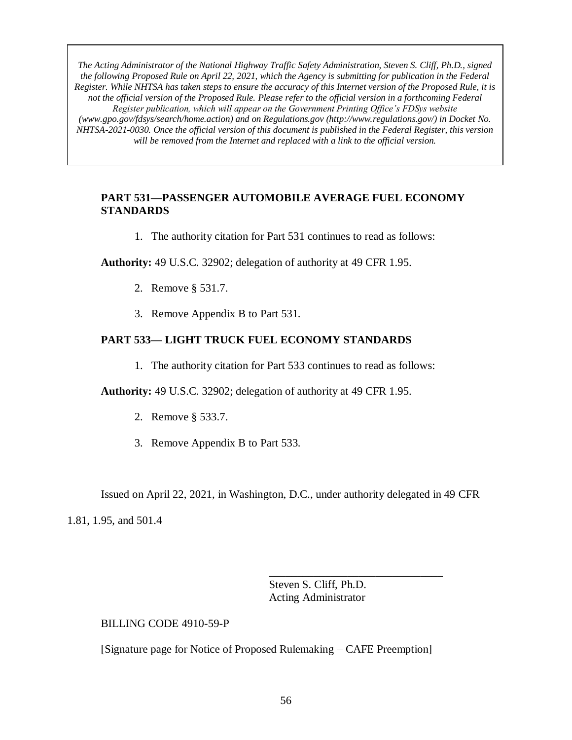*The Acting Administrator of the National Highway Traffic Safety Administration, Steven S. Cliff, Ph.D., signed the following Proposed Rule on April 22, 2021, which the Agency is submitting for publication in the Federal Register. While NHTSA has taken steps to ensure the accuracy of this Internet version of the Proposed Rule, it is not the official version of the Proposed Rule. Please refer to the official version in a forthcoming Federal Register publication, which will appear on the Government Printing Office's FDSys website (www.gpo.gov/fdsys/search/home.action) and on Regulations.gov (http://www.regulations.gov/) in Docket No. NHTSA-2021-0030. Once the official version of this document is published in the Federal Register, this version will be removed from the Internet and replaced with a link to the official version.*

**PART 531—PASSENGER AUTOMOBILE AVERAGE FUEL ECONOMY STANDARDS**

1. The authority citation for Part 531 continues to read as follows:

**Authority:** 49 U.S.C. 32902; delegation of authority at 49 CFR 1.95.

2. Remove § 531.7.

3. Remove Appendix B to Part 531.

**PART 533— LIGHT TRUCK FUEL ECONOMY STANDARDS**

1. The authority citation for Part 533 continues to read as follows:

**Authority:** 49 U.S.C. 32902; delegation of authority at 49 CFR 1.95.

2. Remove § 533.7.

3. Remove Appendix B to Part 533.

Issued on April 22, 2021, in Washington, D.C., under authority delegated in 49 CFR 1.81, 1.95, and 501.4

\_\_\_\_\_\_\_\_\_\_\_\_\_\_\_\_\_\_\_\_\_\_\_\_\_\_\_\_\_\_\_\_
Steven S. Cliff, Ph.D.
Acting Administrator

BILLING CODE 4910-59-P

[Signature page for Notice of Proposed Rulemaking – CAFE Preemption]